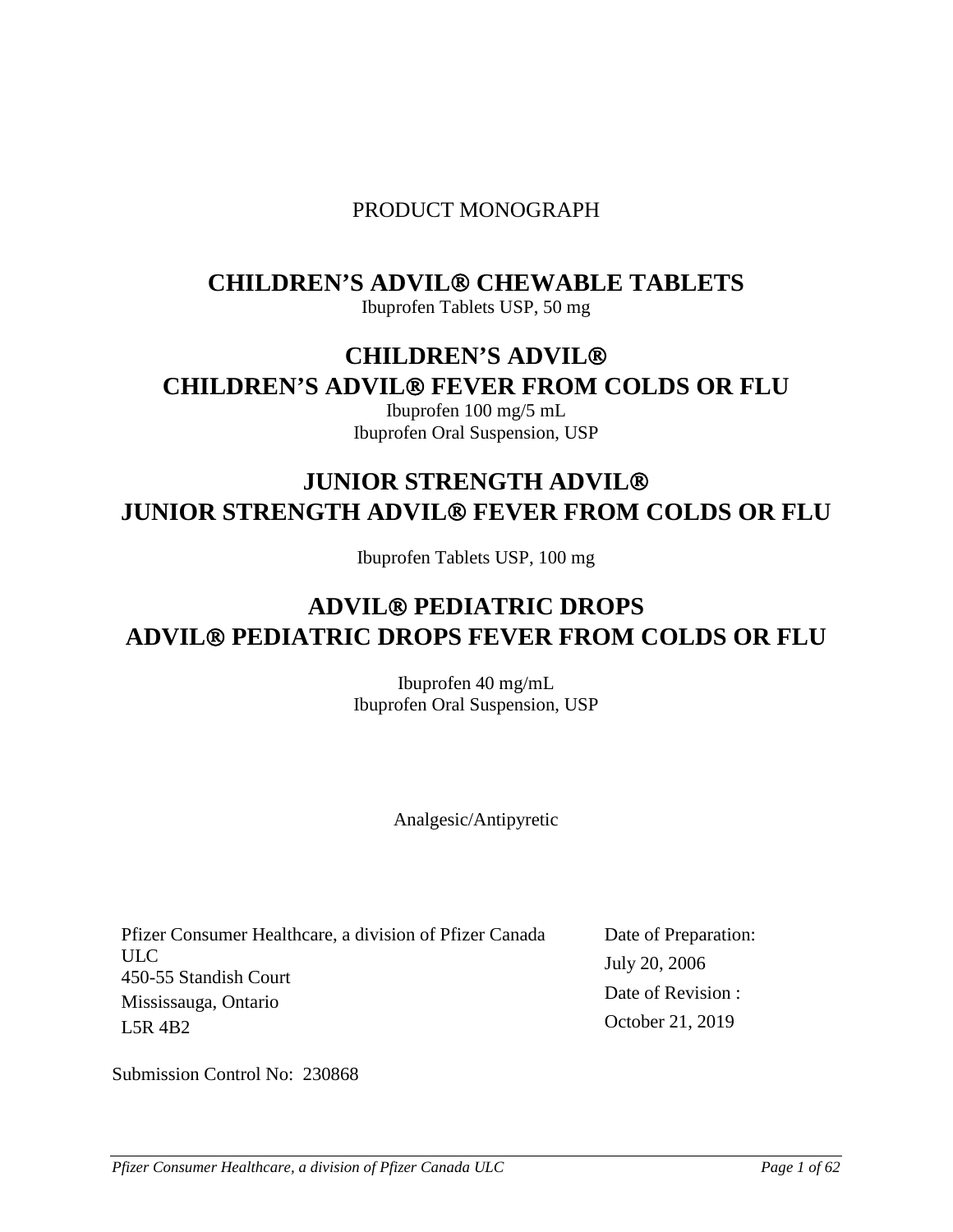PRODUCT MONOGRAPH

# CHILDREN'S ADVIL® CHEWABLE TABLETS

Ibuprofen Tablets USP, 50 mg

# CHILDREN'S ADVIL®
# CHILDREN'S ADVIL® FEVER FROM COLDS OR FLU

Ibuprofen 100 mg/5 mL
Ibuprofen Oral Suspension, USP

# JUNIOR STRENGTH ADVIL®
# JUNIOR STRENGTH ADVIL® FEVER FROM COLDS OR FLU

Ibuprofen Tablets USP, 100 mg

# ADVIL® PEDIATRIC DROPS
# ADVIL® PEDIATRIC DROPS FEVER FROM COLDS OR FLU

Ibuprofen 40 mg/mL
Ibuprofen Oral Suspension, USP

Analgesic/Antipyretic

Pfizer Consumer Healthcare, a division of Pfizer Canada ULC
450-55 Standish Court
Mississauga, Ontario
L5R 4B2

Date of Preparation:
July 20, 2006
Date of Revision :
October 21, 2019

Submission Control No: 230868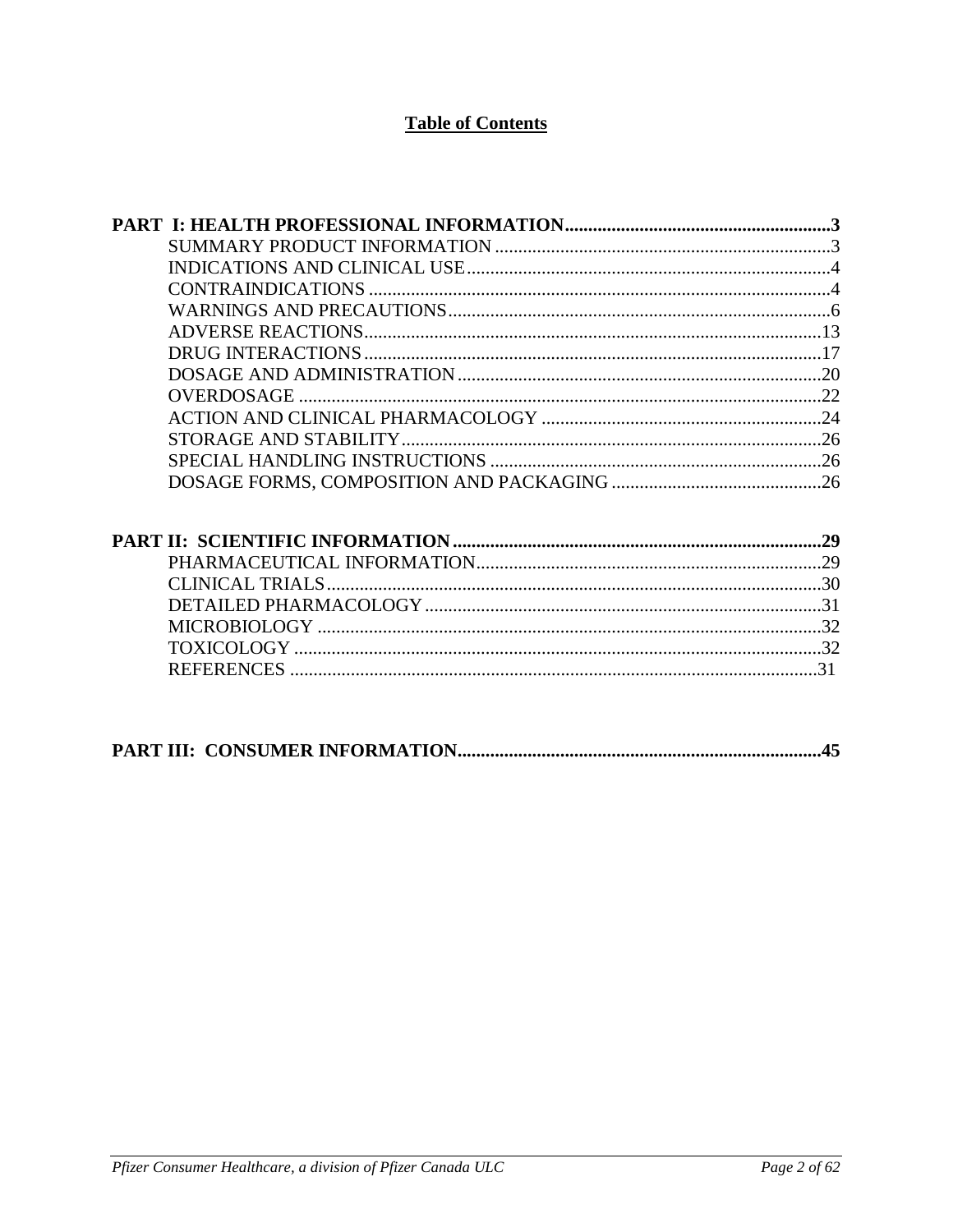# Table of Contents

**PART I: HEALTH PROFESSIONAL INFORMATION.........................................................3**

SUMMARY PRODUCT INFORMATION ........................................................................3
INDICATIONS AND CLINICAL USE..............................................................................4
CONTRAINDICATIONS ..................................................................................................4
WARNINGS AND PRECAUTIONS..................................................................................6
ADVERSE REACTIONS..................................................................................................13
DRUG INTERACTIONS..................................................................................................17
DOSAGE AND ADMINISTRATION..............................................................................20
OVERDOSAGE ................................................................................................................22
ACTION AND CLINICAL PHARMACOLOGY ............................................................24
STORAGE AND STABILITY..........................................................................................26
SPECIAL HANDLING INSTRUCTIONS .......................................................................26
DOSAGE FORMS, COMPOSITION AND PACKAGING .............................................26

**PART II: SCIENTIFIC INFORMATION..............................................................................29**

PHARMACEUTICAL INFORMATION..........................................................................29
CLINICAL TRIALS..........................................................................................................30
DETAILED PHARMACOLOGY.....................................................................................31
MICROBIOLOGY ............................................................................................................32
TOXICOLOGY .................................................................................................................32
REFERENCES .................................................................................................................31

**PART III: CONSUMER INFORMATION.............................................................................45**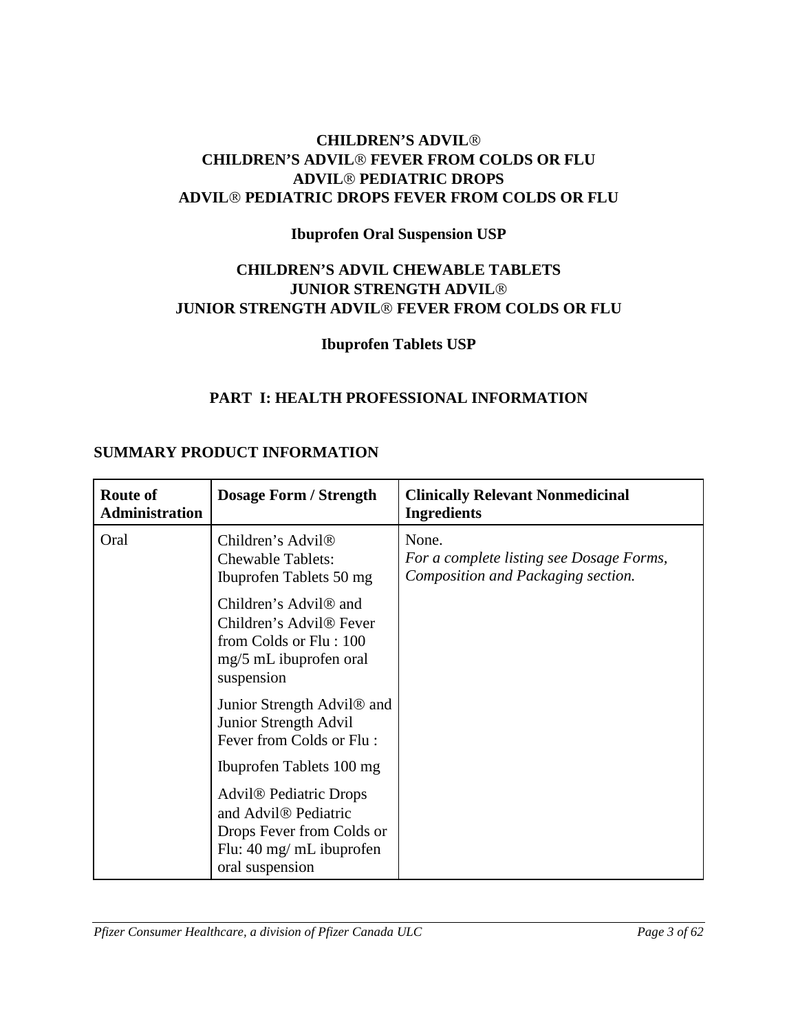**CHILDREN'S ADVIL®**
**CHILDREN'S ADVIL® FEVER FROM COLDS OR FLU**
**ADVIL® PEDIATRIC DROPS**
**ADVIL® PEDIATRIC DROPS FEVER FROM COLDS OR FLU**

**Ibuprofen Oral Suspension USP**

**CHILDREN'S ADVIL CHEWABLE TABLETS**
**JUNIOR STRENGTH ADVIL®**
**JUNIOR STRENGTH ADVIL® FEVER FROM COLDS OR FLU**

**Ibuprofen Tablets USP**

# PART I: HEALTH PROFESSIONAL INFORMATION

## SUMMARY PRODUCT INFORMATION

| Route of Administration | Dosage Form / Strength | Clinically Relevant Nonmedicinal Ingredients |
|---|---|---|
| Oral | Children's Advil® Chewable Tablets: Ibuprofen Tablets 50 mg<br><br>Children's Advil® and Children's Advil® Fever from Colds or Flu : 100 mg/5 mL ibuprofen oral suspension<br><br>Junior Strength Advil® and Junior Strength Advil Fever from Colds or Flu :<br><br>Ibuprofen Tablets 100 mg<br><br>Advil® Pediatric Drops and Advil® Pediatric Drops Fever from Colds or Flu: 40 mg/ mL ibuprofen oral suspension | None.<br>*For a complete listing see Dosage Forms, Composition and Packaging section.* |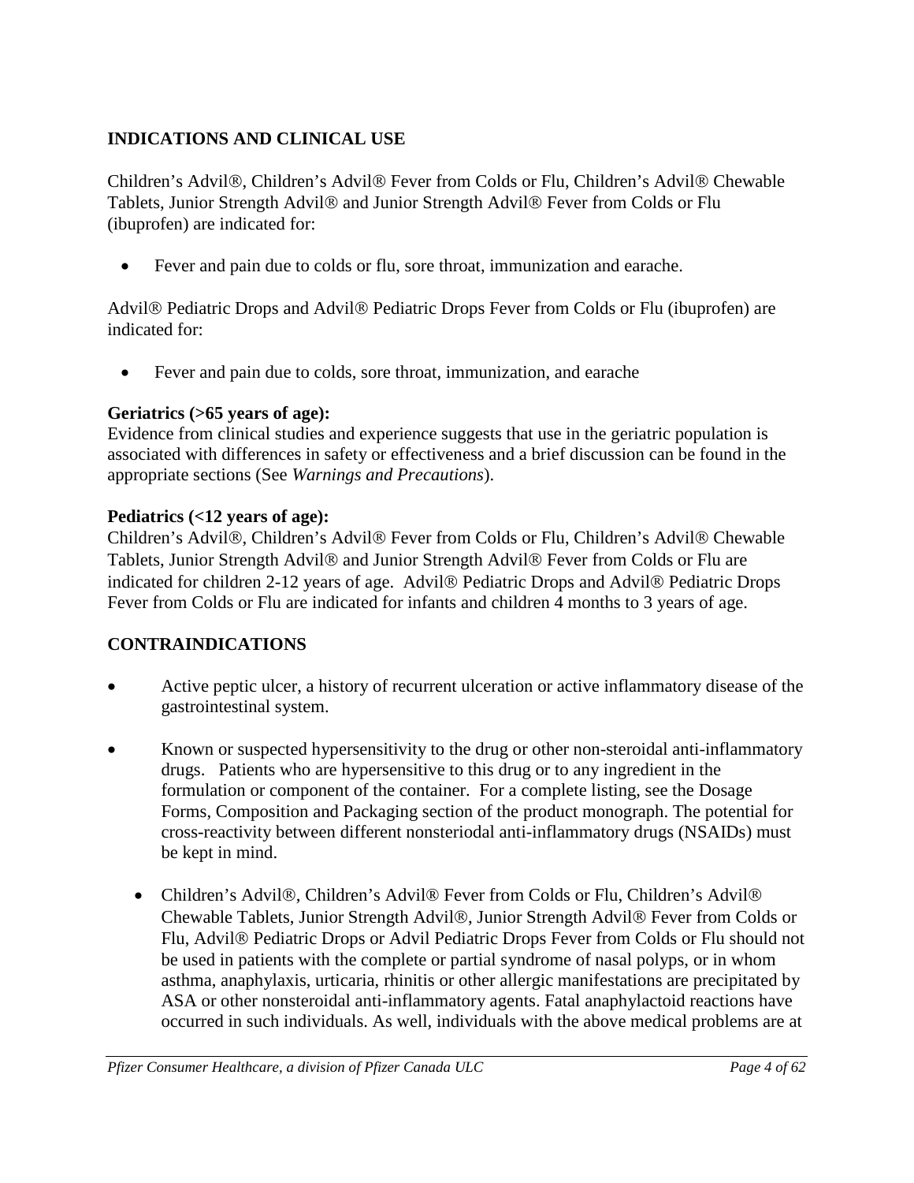## INDICATIONS AND CLINICAL USE

Children's Advil®, Children's Advil® Fever from Colds or Flu, Children's Advil® Chewable Tablets, Junior Strength Advil® and Junior Strength Advil® Fever from Colds or Flu (ibuprofen) are indicated for:

- Fever and pain due to colds or flu, sore throat, immunization and earache.

Advil® Pediatric Drops and Advil® Pediatric Drops Fever from Colds or Flu (ibuprofen) are indicated for:

- Fever and pain due to colds, sore throat, immunization, and earache

**Geriatrics (>65 years of age):**
Evidence from clinical studies and experience suggests that use in the geriatric population is associated with differences in safety or effectiveness and a brief discussion can be found in the appropriate sections (See *Warnings and Precautions*).

**Pediatrics (<12 years of age):**
Children's Advil®, Children's Advil® Fever from Colds or Flu, Children's Advil® Chewable Tablets, Junior Strength Advil® and Junior Strength Advil® Fever from Colds or Flu are indicated for children 2-12 years of age. Advil® Pediatric Drops and Advil® Pediatric Drops Fever from Colds or Flu are indicated for infants and children 4 months to 3 years of age.

## CONTRAINDICATIONS

- Active peptic ulcer, a history of recurrent ulceration or active inflammatory disease of the gastrointestinal system.
- Known or suspected hypersensitivity to the drug or other non-steroidal anti-inflammatory drugs. Patients who are hypersensitive to this drug or to any ingredient in the formulation or component of the container. For a complete listing, see the Dosage Forms, Composition and Packaging section of the product monograph. The potential for cross-reactivity between different nonsteriodal anti-inflammatory drugs (NSAIDs) must be kept in mind.
  - Children's Advil®, Children's Advil® Fever from Colds or Flu, Children's Advil® Chewable Tablets, Junior Strength Advil®, Junior Strength Advil® Fever from Colds or Flu, Advil® Pediatric Drops or Advil Pediatric Drops Fever from Colds or Flu should not be used in patients with the complete or partial syndrome of nasal polyps, or in whom asthma, anaphylaxis, urticaria, rhinitis or other allergic manifestations are precipitated by ASA or other nonsteroidal anti-inflammatory agents. Fatal anaphylactoid reactions have occurred in such individuals. As well, individuals with the above medical problems are at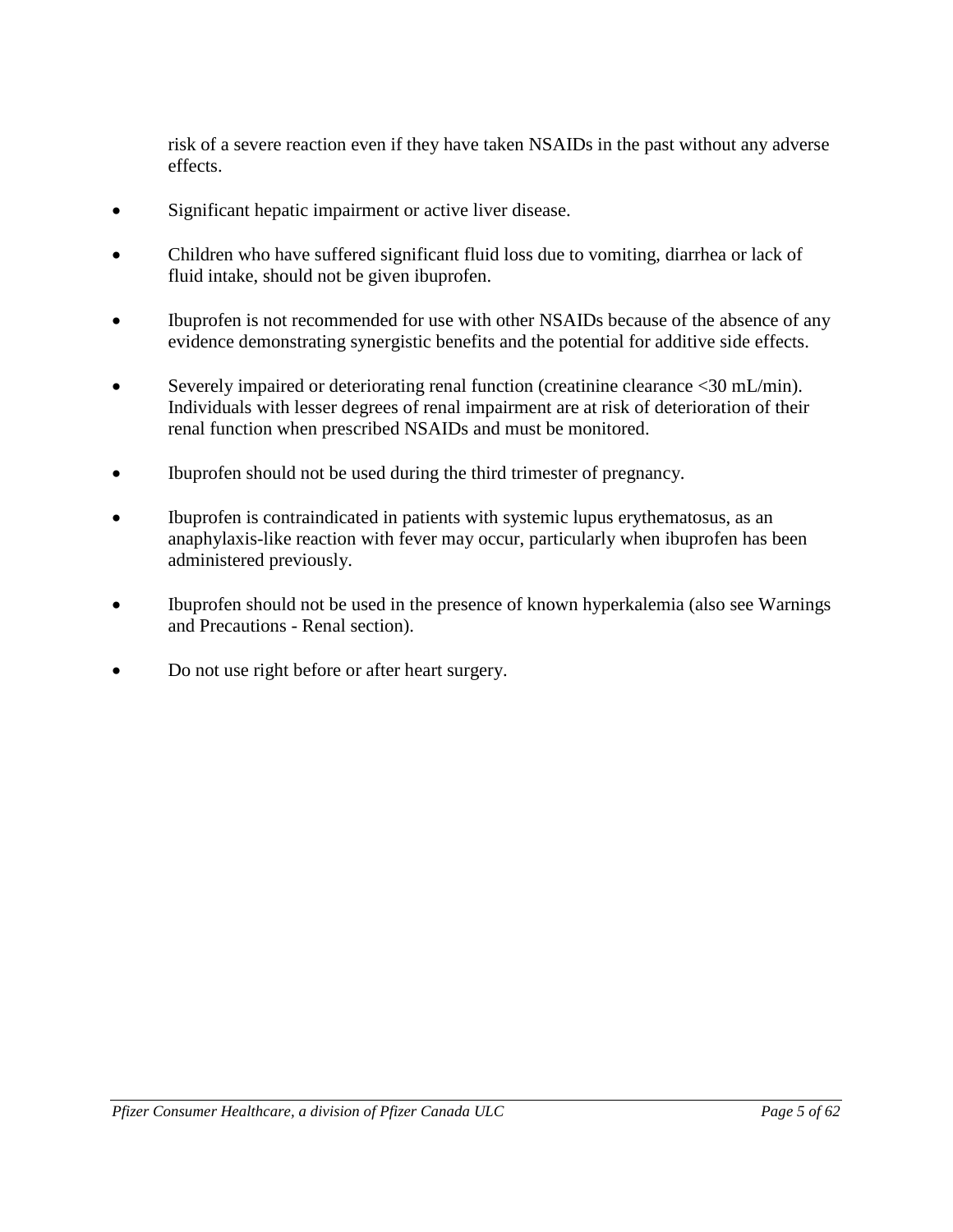risk of a severe reaction even if they have taken NSAIDs in the past without any adverse effects.

- Significant hepatic impairment or active liver disease.

- Children who have suffered significant fluid loss due to vomiting, diarrhea or lack of fluid intake, should not be given ibuprofen.

- Ibuprofen is not recommended for use with other NSAIDs because of the absence of any evidence demonstrating synergistic benefits and the potential for additive side effects.

- Severely impaired or deteriorating renal function (creatinine clearance <30 mL/min). Individuals with lesser degrees of renal impairment are at risk of deterioration of their renal function when prescribed NSAIDs and must be monitored.

- Ibuprofen should not be used during the third trimester of pregnancy.

- Ibuprofen is contraindicated in patients with systemic lupus erythematosus, as an anaphylaxis-like reaction with fever may occur, particularly when ibuprofen has been administered previously.

- Ibuprofen should not be used in the presence of known hyperkalemia (also see Warnings and Precautions - Renal section).

- Do not use right before or after heart surgery.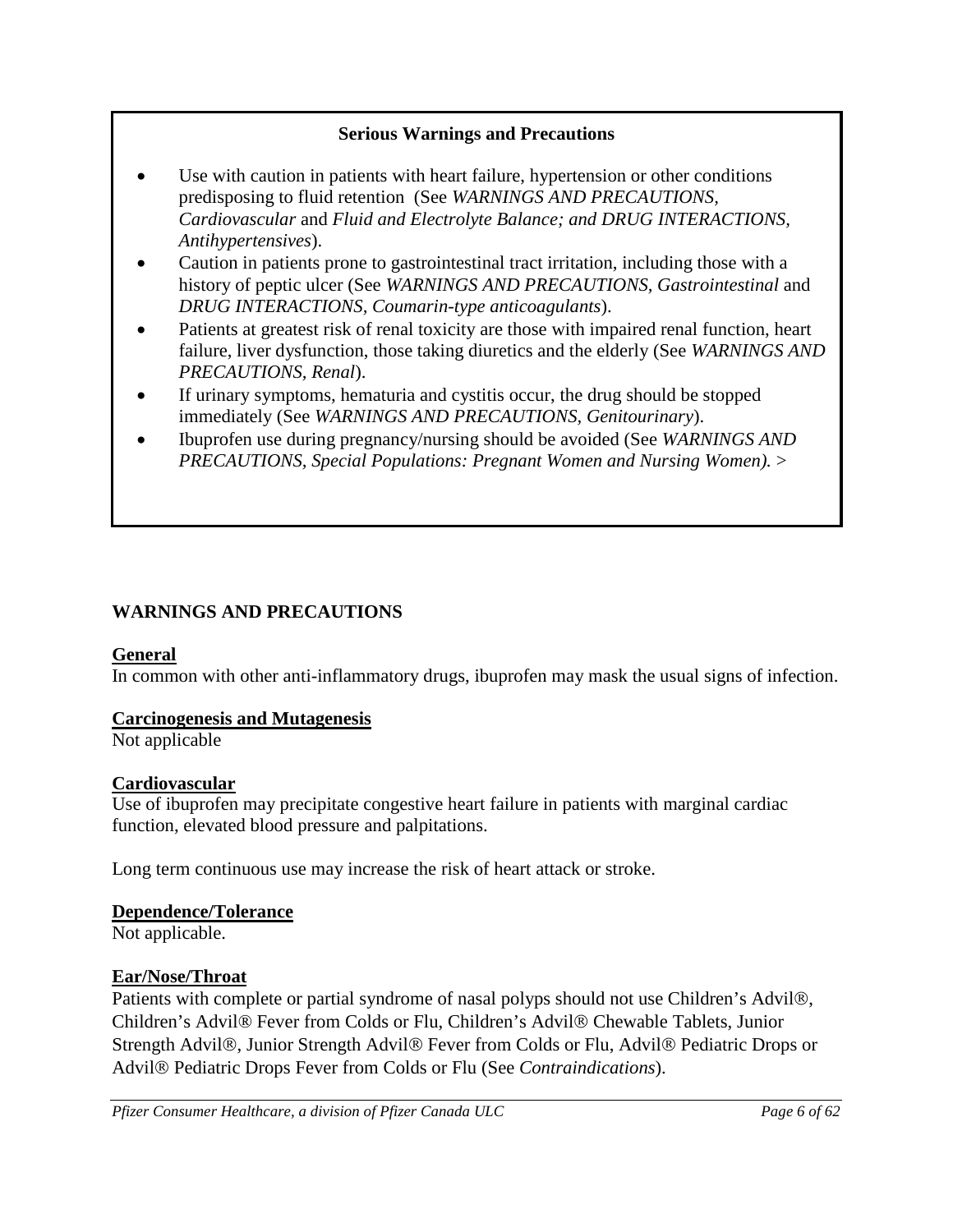**Serious Warnings and Precautions**

- Use with caution in patients with heart failure, hypertension or other conditions predisposing to fluid retention (See *WARNINGS AND PRECAUTIONS, Cardiovascular* and *Fluid and Electrolyte Balance; and DRUG INTERACTIONS, Antihypertensives*).
- Caution in patients prone to gastrointestinal tract irritation, including those with a history of peptic ulcer (See *WARNINGS AND PRECAUTIONS, Gastrointestinal* and *DRUG INTERACTIONS, Coumarin-type anticoagulants*).
- Patients at greatest risk of renal toxicity are those with impaired renal function, heart failure, liver dysfunction, those taking diuretics and the elderly (See *WARNINGS AND PRECAUTIONS, Renal*).
- If urinary symptoms, hematuria and cystitis occur, the drug should be stopped immediately (See *WARNINGS AND PRECAUTIONS, Genitourinary*).
- Ibuprofen use during pregnancy/nursing should be avoided (See *WARNINGS AND PRECAUTIONS, Special Populations: Pregnant Women and Nursing Women).* >

## WARNINGS AND PRECAUTIONS

### General

In common with other anti-inflammatory drugs, ibuprofen may mask the usual signs of infection.

### Carcinogenesis and Mutagenesis

Not applicable

### Cardiovascular

Use of ibuprofen may precipitate congestive heart failure in patients with marginal cardiac function, elevated blood pressure and palpitations.

Long term continuous use may increase the risk of heart attack or stroke.

### Dependence/Tolerance

Not applicable.

### Ear/Nose/Throat

Patients with complete or partial syndrome of nasal polyps should not use Children's Advil®, Children's Advil® Fever from Colds or Flu, Children's Advil® Chewable Tablets, Junior Strength Advil®, Junior Strength Advil® Fever from Colds or Flu, Advil® Pediatric Drops or Advil® Pediatric Drops Fever from Colds or Flu (See *Contraindications*).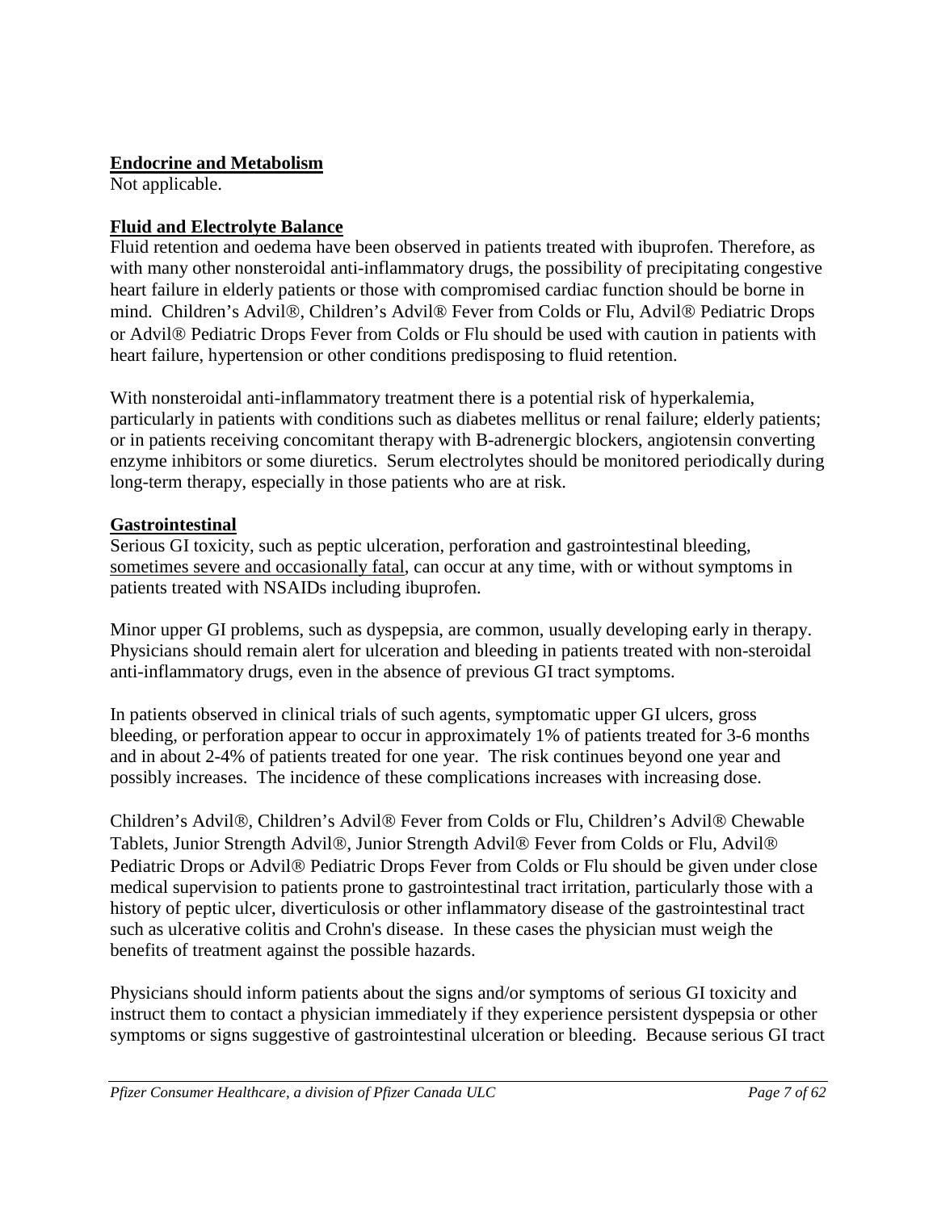**Endocrine and Metabolism**

Not applicable.

**Fluid and Electrolyte Balance**

Fluid retention and oedema have been observed in patients treated with ibuprofen. Therefore, as with many other nonsteroidal anti-inflammatory drugs, the possibility of precipitating congestive heart failure in elderly patients or those with compromised cardiac function should be borne in mind. Children's Advil®, Children's Advil® Fever from Colds or Flu, Advil® Pediatric Drops or Advil® Pediatric Drops Fever from Colds or Flu should be used with caution in patients with heart failure, hypertension or other conditions predisposing to fluid retention.

With nonsteroidal anti-inflammatory treatment there is a potential risk of hyperkalemia, particularly in patients with conditions such as diabetes mellitus or renal failure; elderly patients; or in patients receiving concomitant therapy with B-adrenergic blockers, angiotensin converting enzyme inhibitors or some diuretics. Serum electrolytes should be monitored periodically during long-term therapy, especially in those patients who are at risk.

**Gastrointestinal**

Serious GI toxicity, such as peptic ulceration, perforation and gastrointestinal bleeding, sometimes severe and occasionally fatal, can occur at any time, with or without symptoms in patients treated with NSAIDs including ibuprofen.

Minor upper GI problems, such as dyspepsia, are common, usually developing early in therapy. Physicians should remain alert for ulceration and bleeding in patients treated with non-steroidal anti-inflammatory drugs, even in the absence of previous GI tract symptoms.

In patients observed in clinical trials of such agents, symptomatic upper GI ulcers, gross bleeding, or perforation appear to occur in approximately 1% of patients treated for 3-6 months and in about 2-4% of patients treated for one year. The risk continues beyond one year and possibly increases. The incidence of these complications increases with increasing dose.

Children's Advil®, Children's Advil® Fever from Colds or Flu, Children's Advil® Chewable Tablets, Junior Strength Advil®, Junior Strength Advil® Fever from Colds or Flu, Advil® Pediatric Drops or Advil® Pediatric Drops Fever from Colds or Flu should be given under close medical supervision to patients prone to gastrointestinal tract irritation, particularly those with a history of peptic ulcer, diverticulosis or other inflammatory disease of the gastrointestinal tract such as ulcerative colitis and Crohn's disease. In these cases the physician must weigh the benefits of treatment against the possible hazards.

Physicians should inform patients about the signs and/or symptoms of serious GI toxicity and instruct them to contact a physician immediately if they experience persistent dyspepsia or other symptoms or signs suggestive of gastrointestinal ulceration or bleeding. Because serious GI tract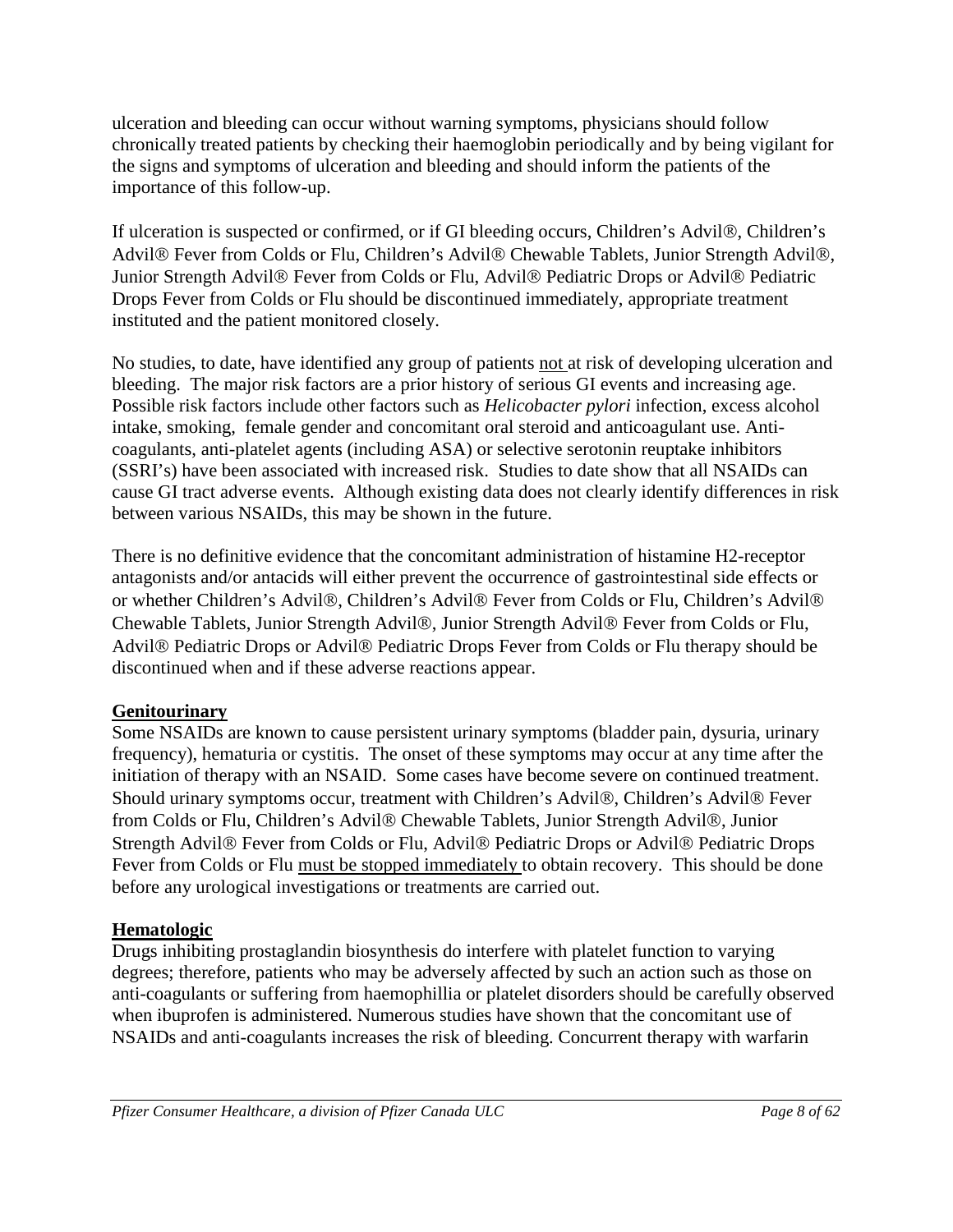ulceration and bleeding can occur without warning symptoms, physicians should follow chronically treated patients by checking their haemoglobin periodically and by being vigilant for the signs and symptoms of ulceration and bleeding and should inform the patients of the importance of this follow-up.

If ulceration is suspected or confirmed, or if GI bleeding occurs, Children's Advil®, Children's Advil® Fever from Colds or Flu, Children's Advil® Chewable Tablets, Junior Strength Advil®, Junior Strength Advil® Fever from Colds or Flu, Advil® Pediatric Drops or Advil® Pediatric Drops Fever from Colds or Flu should be discontinued immediately, appropriate treatment instituted and the patient monitored closely.

No studies, to date, have identified any group of patients <u>not</u> at risk of developing ulceration and bleeding. The major risk factors are a prior history of serious GI events and increasing age. Possible risk factors include other factors such as *Helicobacter pylori* infection, excess alcohol intake, smoking, female gender and concomitant oral steroid and anticoagulant use. Anti-coagulants, anti-platelet agents (including ASA) or selective serotonin reuptake inhibitors (SSRI's) have been associated with increased risk. Studies to date show that all NSAIDs can cause GI tract adverse events. Although existing data does not clearly identify differences in risk between various NSAIDs, this may be shown in the future.

There is no definitive evidence that the concomitant administration of histamine H2-receptor antagonists and/or antacids will either prevent the occurrence of gastrointestinal side effects or or whether Children's Advil®, Children's Advil® Fever from Colds or Flu, Children's Advil® Chewable Tablets, Junior Strength Advil®, Junior Strength Advil® Fever from Colds or Flu, Advil® Pediatric Drops or Advil® Pediatric Drops Fever from Colds or Flu therapy should be discontinued when and if these adverse reactions appear.

**<u>Genitourinary</u>**

Some NSAIDs are known to cause persistent urinary symptoms (bladder pain, dysuria, urinary frequency), hematuria or cystitis. The onset of these symptoms may occur at any time after the initiation of therapy with an NSAID. Some cases have become severe on continued treatment. Should urinary symptoms occur, treatment with Children's Advil®, Children's Advil® Fever from Colds or Flu, Children's Advil® Chewable Tablets, Junior Strength Advil®, Junior Strength Advil® Fever from Colds or Flu, Advil® Pediatric Drops or Advil® Pediatric Drops Fever from Colds or Flu <u>must be stopped immediately</u> to obtain recovery. This should be done before any urological investigations or treatments are carried out.

**<u>Hematologic</u>**

Drugs inhibiting prostaglandin biosynthesis do interfere with platelet function to varying degrees; therefore, patients who may be adversely affected by such an action such as those on anti-coagulants or suffering from haemophillia or platelet disorders should be carefully observed when ibuprofen is administered. Numerous studies have shown that the concomitant use of NSAIDs and anti-coagulants increases the risk of bleeding. Concurrent therapy with warfarin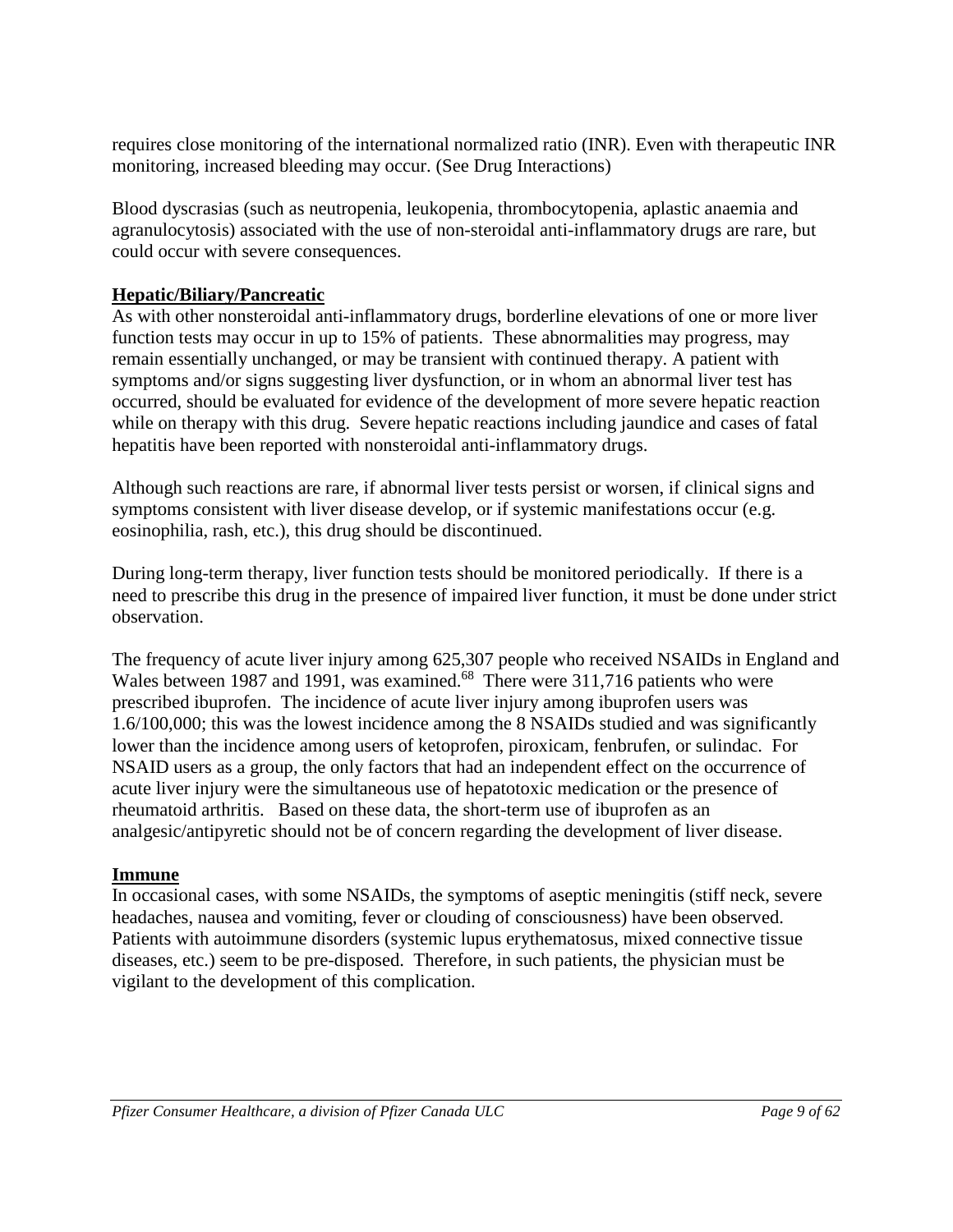requires close monitoring of the international normalized ratio (INR). Even with therapeutic INR monitoring, increased bleeding may occur. (See Drug Interactions)

Blood dyscrasias (such as neutropenia, leukopenia, thrombocytopenia, aplastic anaemia and agranulocytosis) associated with the use of non-steroidal anti-inflammatory drugs are rare, but could occur with severe consequences.

**Hepatic/Biliary/Pancreatic**

As with other nonsteroidal anti-inflammatory drugs, borderline elevations of one or more liver function tests may occur in up to 15% of patients. These abnormalities may progress, may remain essentially unchanged, or may be transient with continued therapy. A patient with symptoms and/or signs suggesting liver dysfunction, or in whom an abnormal liver test has occurred, should be evaluated for evidence of the development of more severe hepatic reaction while on therapy with this drug. Severe hepatic reactions including jaundice and cases of fatal hepatitis have been reported with nonsteroidal anti-inflammatory drugs.

Although such reactions are rare, if abnormal liver tests persist or worsen, if clinical signs and symptoms consistent with liver disease develop, or if systemic manifestations occur (e.g. eosinophilia, rash, etc.), this drug should be discontinued.

During long-term therapy, liver function tests should be monitored periodically. If there is a need to prescribe this drug in the presence of impaired liver function, it must be done under strict observation.

The frequency of acute liver injury among 625,307 people who received NSAIDs in England and Wales between 1987 and 1991, was examined.[68] There were 311,716 patients who were prescribed ibuprofen. The incidence of acute liver injury among ibuprofen users was 1.6/100,000; this was the lowest incidence among the 8 NSAIDs studied and was significantly lower than the incidence among users of ketoprofen, piroxicam, fenbrufen, or sulindac. For NSAID users as a group, the only factors that had an independent effect on the occurrence of acute liver injury were the simultaneous use of hepatotoxic medication or the presence of rheumatoid arthritis. Based on these data, the short-term use of ibuprofen as an analgesic/antipyretic should not be of concern regarding the development of liver disease.

**Immune**

In occasional cases, with some NSAIDs, the symptoms of aseptic meningitis (stiff neck, severe headaches, nausea and vomiting, fever or clouding of consciousness) have been observed. Patients with autoimmune disorders (systemic lupus erythematosus, mixed connective tissue diseases, etc.) seem to be pre-disposed. Therefore, in such patients, the physician must be vigilant to the development of this complication.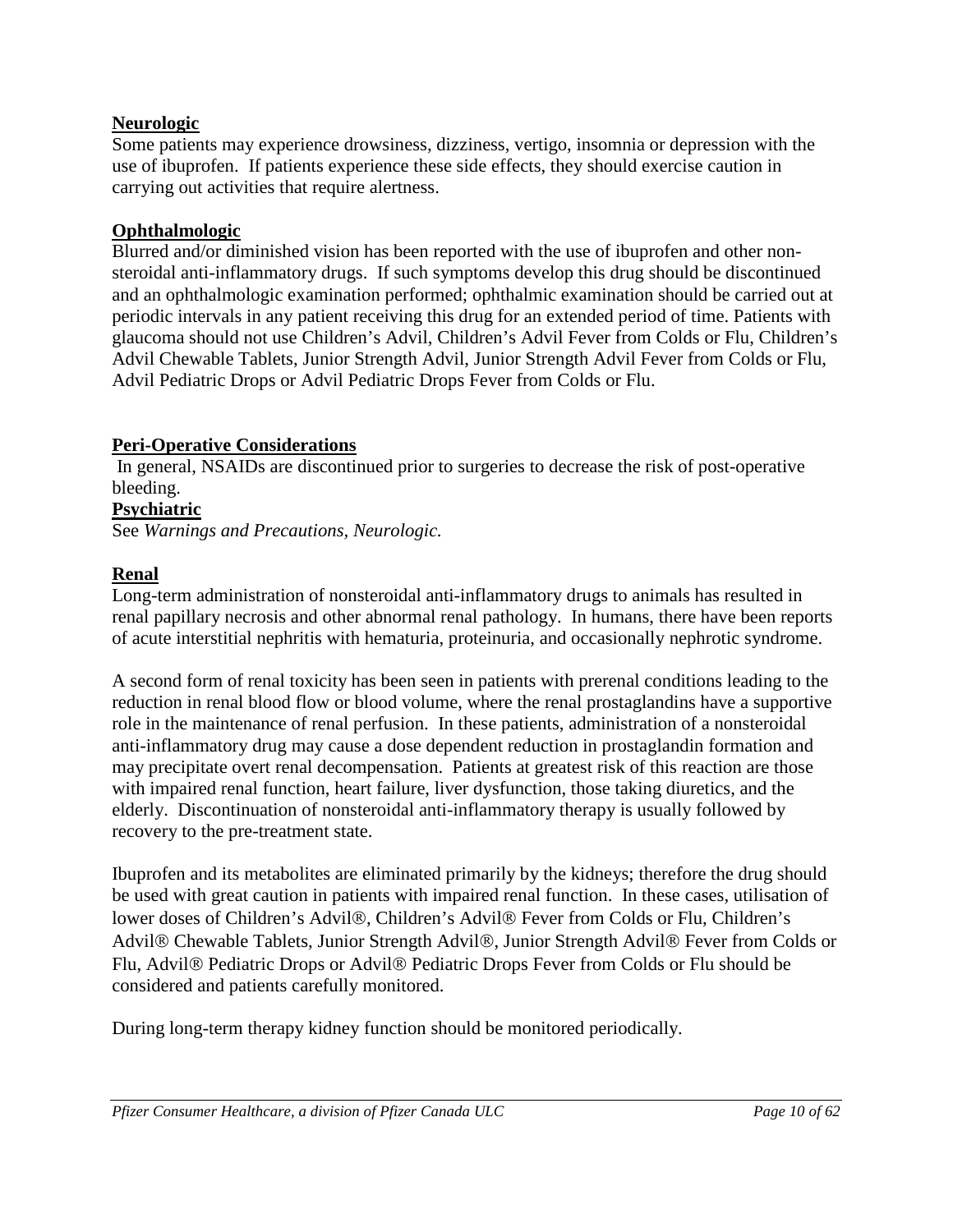**Neurologic**

Some patients may experience drowsiness, dizziness, vertigo, insomnia or depression with the use of ibuprofen. If patients experience these side effects, they should exercise caution in carrying out activities that require alertness.

**Ophthalmologic**

Blurred and/or diminished vision has been reported with the use of ibuprofen and other non-steroidal anti-inflammatory drugs. If such symptoms develop this drug should be discontinued and an ophthalmologic examination performed; ophthalmic examination should be carried out at periodic intervals in any patient receiving this drug for an extended period of time. Patients with glaucoma should not use Children's Advil, Children's Advil Fever from Colds or Flu, Children's Advil Chewable Tablets, Junior Strength Advil, Junior Strength Advil Fever from Colds or Flu, Advil Pediatric Drops or Advil Pediatric Drops Fever from Colds or Flu.

**Peri-Operative Considerations**

In general, NSAIDs are discontinued prior to surgeries to decrease the risk of post-operative bleeding.

**Psychiatric**

See *Warnings and Precautions, Neurologic.*

**Renal**

Long-term administration of nonsteroidal anti-inflammatory drugs to animals has resulted in renal papillary necrosis and other abnormal renal pathology. In humans, there have been reports of acute interstitial nephritis with hematuria, proteinuria, and occasionally nephrotic syndrome.

A second form of renal toxicity has been seen in patients with prerenal conditions leading to the reduction in renal blood flow or blood volume, where the renal prostaglandins have a supportive role in the maintenance of renal perfusion. In these patients, administration of a nonsteroidal anti-inflammatory drug may cause a dose dependent reduction in prostaglandin formation and may precipitate overt renal decompensation. Patients at greatest risk of this reaction are those with impaired renal function, heart failure, liver dysfunction, those taking diuretics, and the elderly. Discontinuation of nonsteroidal anti-inflammatory therapy is usually followed by recovery to the pre-treatment state.

Ibuprofen and its metabolites are eliminated primarily by the kidneys; therefore the drug should be used with great caution in patients with impaired renal function. In these cases, utilisation of lower doses of Children's Advil®, Children's Advil® Fever from Colds or Flu, Children's Advil® Chewable Tablets, Junior Strength Advil®, Junior Strength Advil® Fever from Colds or Flu, Advil® Pediatric Drops or Advil® Pediatric Drops Fever from Colds or Flu should be considered and patients carefully monitored.

During long-term therapy kidney function should be monitored periodically.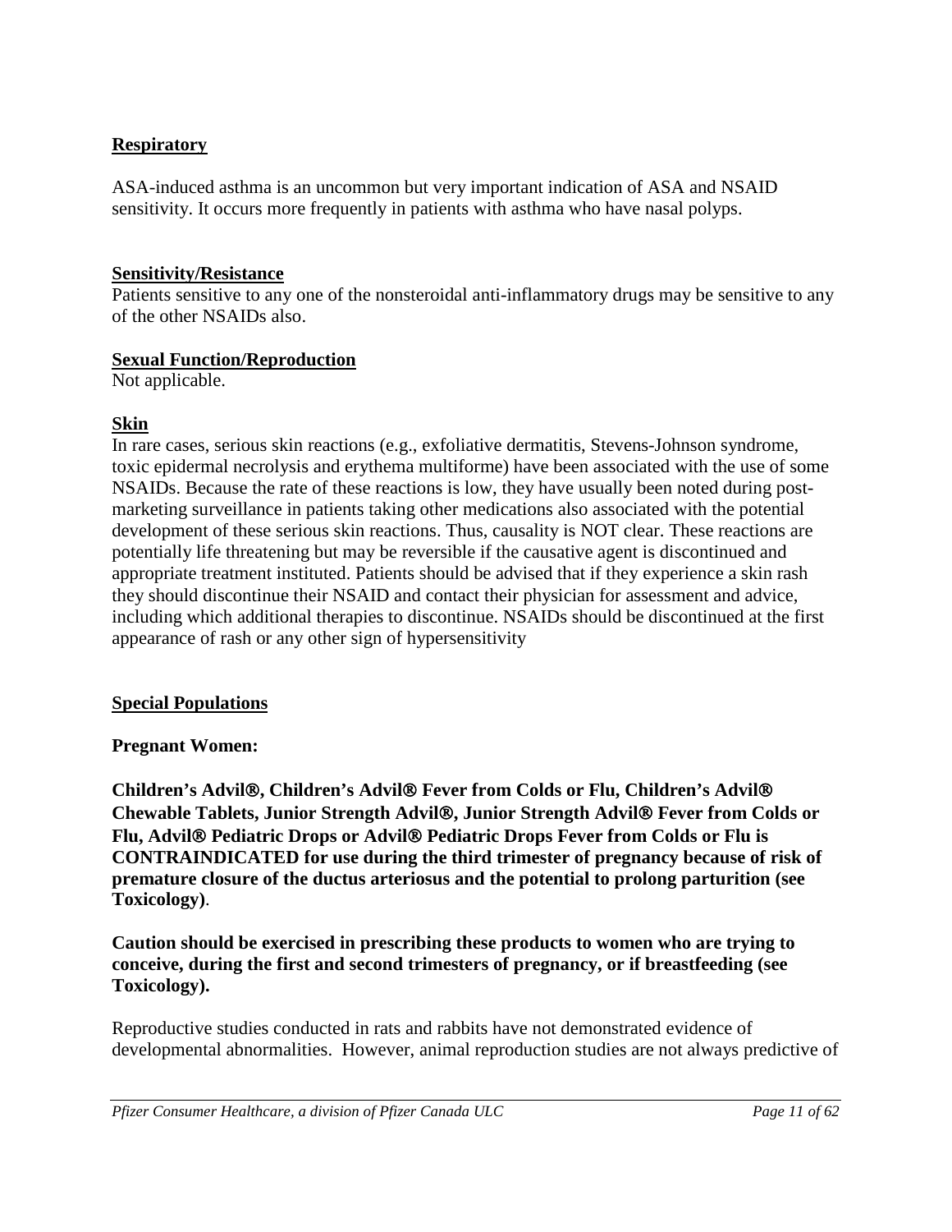**Respiratory**

ASA-induced asthma is an uncommon but very important indication of ASA and NSAID sensitivity. It occurs more frequently in patients with asthma who have nasal polyps.

**Sensitivity/Resistance**

Patients sensitive to any one of the nonsteroidal anti-inflammatory drugs may be sensitive to any of the other NSAIDs also.

**Sexual Function/Reproduction**

Not applicable.

**Skin**

In rare cases, serious skin reactions (e.g., exfoliative dermatitis, Stevens-Johnson syndrome, toxic epidermal necrolysis and erythema multiforme) have been associated with the use of some NSAIDs. Because the rate of these reactions is low, they have usually been noted during post-marketing surveillance in patients taking other medications also associated with the potential development of these serious skin reactions. Thus, causality is NOT clear. These reactions are potentially life threatening but may be reversible if the causative agent is discontinued and appropriate treatment instituted. Patients should be advised that if they experience a skin rash they should discontinue their NSAID and contact their physician for assessment and advice, including which additional therapies to discontinue. NSAIDs should be discontinued at the first appearance of rash or any other sign of hypersensitivity

**Special Populations**

**Pregnant Women:**

**Children's Advil®, Children's Advil® Fever from Colds or Flu, Children's Advil® Chewable Tablets, Junior Strength Advil®, Junior Strength Advil® Fever from Colds or Flu, Advil® Pediatric Drops or Advil® Pediatric Drops Fever from Colds or Flu is CONTRAINDICATED for use during the third trimester of pregnancy because of risk of premature closure of the ductus arteriosus and the potential to prolong parturition (see Toxicology)**.

**Caution should be exercised in prescribing these products to women who are trying to conceive, during the first and second trimesters of pregnancy, or if breastfeeding (see Toxicology).**

Reproductive studies conducted in rats and rabbits have not demonstrated evidence of developmental abnormalities. However, animal reproduction studies are not always predictive of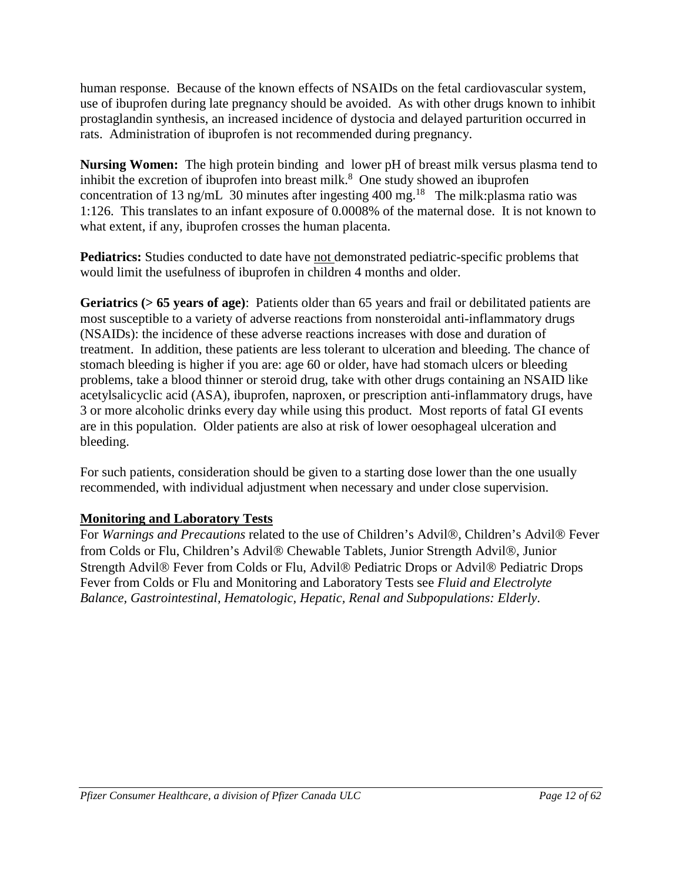human response. Because of the known effects of NSAIDs on the fetal cardiovascular system, use of ibuprofen during late pregnancy should be avoided. As with other drugs known to inhibit prostaglandin synthesis, an increased incidence of dystocia and delayed parturition occurred in rats. Administration of ibuprofen is not recommended during pregnancy.

**Nursing Women:** The high protein binding and lower pH of breast milk versus plasma tend to inhibit the excretion of ibuprofen into breast milk.[8] One study showed an ibuprofen concentration of 13 ng/mL 30 minutes after ingesting 400 mg.[18] The milk:plasma ratio was 1:126. This translates to an infant exposure of 0.0008% of the maternal dose. It is not known to what extent, if any, ibuprofen crosses the human placenta.

**Pediatrics:** Studies conducted to date have <u>not</u> demonstrated pediatric-specific problems that would limit the usefulness of ibuprofen in children 4 months and older.

**Geriatrics (> 65 years of age)**: Patients older than 65 years and frail or debilitated patients are most susceptible to a variety of adverse reactions from nonsteroidal anti-inflammatory drugs (NSAIDs): the incidence of these adverse reactions increases with dose and duration of treatment. In addition, these patients are less tolerant to ulceration and bleeding. The chance of stomach bleeding is higher if you are: age 60 or older, have had stomach ulcers or bleeding problems, take a blood thinner or steroid drug, take with other drugs containing an NSAID like acetylsalicyclic acid (ASA), ibuprofen, naproxen, or prescription anti-inflammatory drugs, have 3 or more alcoholic drinks every day while using this product. Most reports of fatal GI events are in this population. Older patients are also at risk of lower oesophageal ulceration and bleeding.

For such patients, consideration should be given to a starting dose lower than the one usually recommended, with individual adjustment when necessary and under close supervision.

## Monitoring and Laboratory Tests

For *Warnings and Precautions* related to the use of Children's Advil®, Children's Advil® Fever from Colds or Flu, Children's Advil® Chewable Tablets, Junior Strength Advil®, Junior Strength Advil® Fever from Colds or Flu, Advil® Pediatric Drops or Advil® Pediatric Drops Fever from Colds or Flu and Monitoring and Laboratory Tests see *Fluid and Electrolyte Balance, Gastrointestinal, Hematologic, Hepatic, Renal and Subpopulations: Elderly*.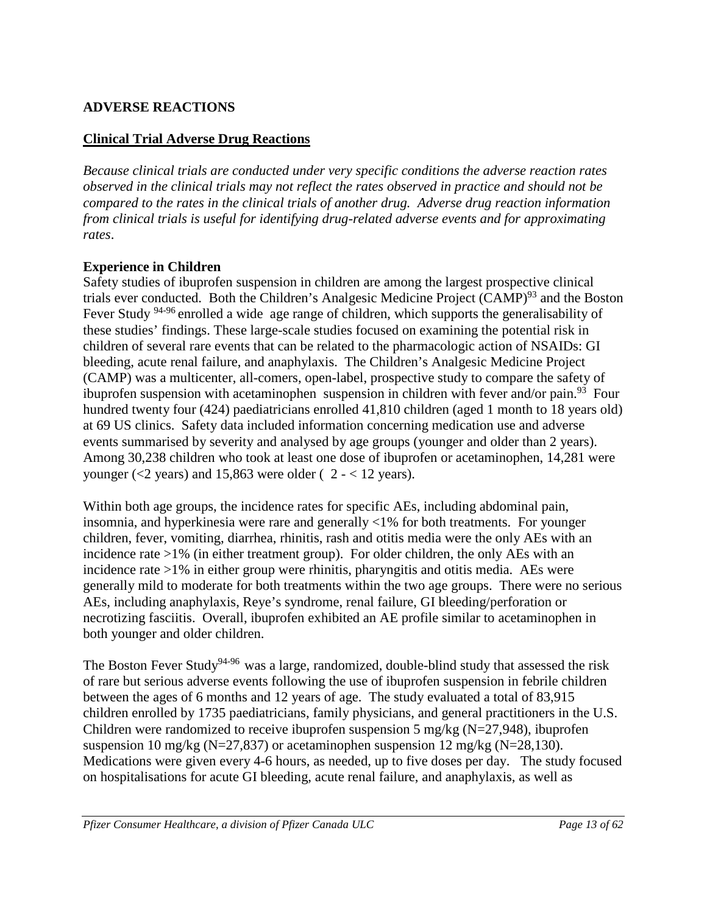## ADVERSE REACTIONS

### Clinical Trial Adverse Drug Reactions

*Because clinical trials are conducted under very specific conditions the adverse reaction rates observed in the clinical trials may not reflect the rates observed in practice and should not be compared to the rates in the clinical trials of another drug. Adverse drug reaction information from clinical trials is useful for identifying drug-related adverse events and for approximating rates*.

**Experience in Children**

Safety studies of ibuprofen suspension in children are among the largest prospective clinical trials ever conducted. Both the Children's Analgesic Medicine Project (CAMP)[93] and the Boston Fever Study [94-96] enrolled a wide age range of children, which supports the generalisability of these studies' findings. These large-scale studies focused on examining the potential risk in children of several rare events that can be related to the pharmacologic action of NSAIDs: GI bleeding, acute renal failure, and anaphylaxis. The Children's Analgesic Medicine Project (CAMP) was a multicenter, all-comers, open-label, prospective study to compare the safety of ibuprofen suspension with acetaminophen suspension in children with fever and/or pain.[93] Four hundred twenty four (424) paediatricians enrolled 41,810 children (aged 1 month to 18 years old) at 69 US clinics. Safety data included information concerning medication use and adverse events summarised by severity and analysed by age groups (younger and older than 2 years). Among 30,238 children who took at least one dose of ibuprofen or acetaminophen, 14,281 were younger (<2 years) and 15,863 were older ( 2 - < 12 years).

Within both age groups, the incidence rates for specific AEs, including abdominal pain, insomnia, and hyperkinesia were rare and generally <1% for both treatments. For younger children, fever, vomiting, diarrhea, rhinitis, rash and otitis media were the only AEs with an incidence rate >1% (in either treatment group). For older children, the only AEs with an incidence rate >1% in either group were rhinitis, pharyngitis and otitis media. AEs were generally mild to moderate for both treatments within the two age groups. There were no serious AEs, including anaphylaxis, Reye's syndrome, renal failure, GI bleeding/perforation or necrotizing fasciitis. Overall, ibuprofen exhibited an AE profile similar to acetaminophen in both younger and older children.

The Boston Fever Study[94-96] was a large, randomized, double-blind study that assessed the risk of rare but serious adverse events following the use of ibuprofen suspension in febrile children between the ages of 6 months and 12 years of age. The study evaluated a total of 83,915 children enrolled by 1735 paediatricians, family physicians, and general practitioners in the U.S. Children were randomized to receive ibuprofen suspension 5 mg/kg (N=27,948), ibuprofen suspension 10 mg/kg (N=27,837) or acetaminophen suspension 12 mg/kg (N=28,130). Medications were given every 4-6 hours, as needed, up to five doses per day. The study focused on hospitalisations for acute GI bleeding, acute renal failure, and anaphylaxis, as well as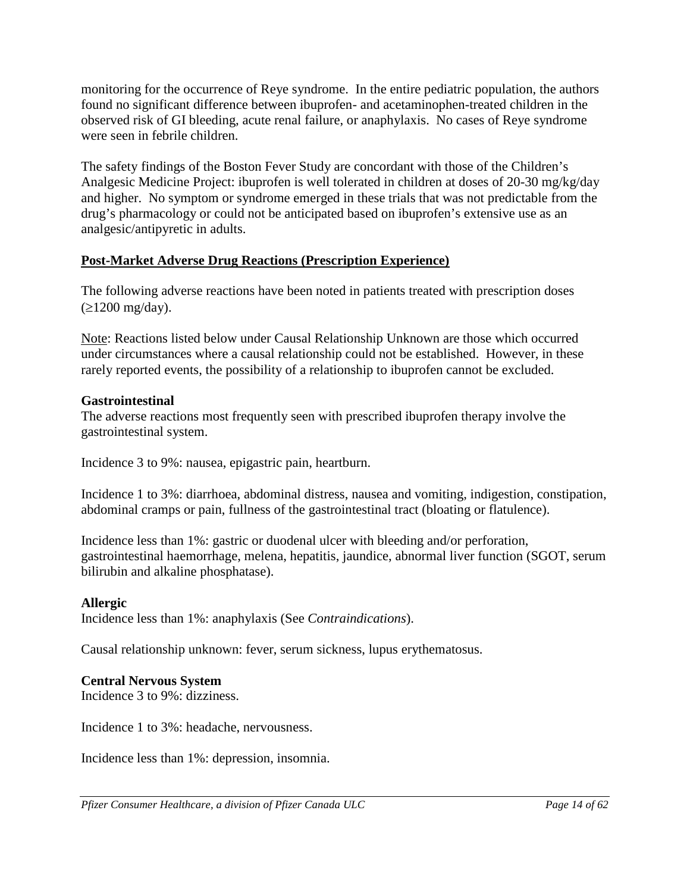monitoring for the occurrence of Reye syndrome. In the entire pediatric population, the authors found no significant difference between ibuprofen- and acetaminophen-treated children in the observed risk of GI bleeding, acute renal failure, or anaphylaxis. No cases of Reye syndrome were seen in febrile children.

The safety findings of the Boston Fever Study are concordant with those of the Children's Analgesic Medicine Project: ibuprofen is well tolerated in children at doses of 20-30 mg/kg/day and higher. No symptom or syndrome emerged in these trials that was not predictable from the drug's pharmacology or could not be anticipated based on ibuprofen's extensive use as an analgesic/antipyretic in adults.

## Post-Market Adverse Drug Reactions (Prescription Experience)

The following adverse reactions have been noted in patients treated with prescription doses ($\geq$1200 mg/day).

Note: Reactions listed below under Causal Relationship Unknown are those which occurred under circumstances where a causal relationship could not be established. However, in these rarely reported events, the possibility of a relationship to ibuprofen cannot be excluded.

**Gastrointestinal**

The adverse reactions most frequently seen with prescribed ibuprofen therapy involve the gastrointestinal system.

Incidence 3 to 9%: nausea, epigastric pain, heartburn.

Incidence 1 to 3%: diarrhoea, abdominal distress, nausea and vomiting, indigestion, constipation, abdominal cramps or pain, fullness of the gastrointestinal tract (bloating or flatulence).

Incidence less than 1%: gastric or duodenal ulcer with bleeding and/or perforation, gastrointestinal haemorrhage, melena, hepatitis, jaundice, abnormal liver function (SGOT, serum bilirubin and alkaline phosphatase).

**Allergic**

Incidence less than 1%: anaphylaxis (See *Contraindications*).

Causal relationship unknown: fever, serum sickness, lupus erythematosus.

**Central Nervous System**

Incidence 3 to 9%: dizziness.

Incidence 1 to 3%: headache, nervousness.

Incidence less than 1%: depression, insomnia.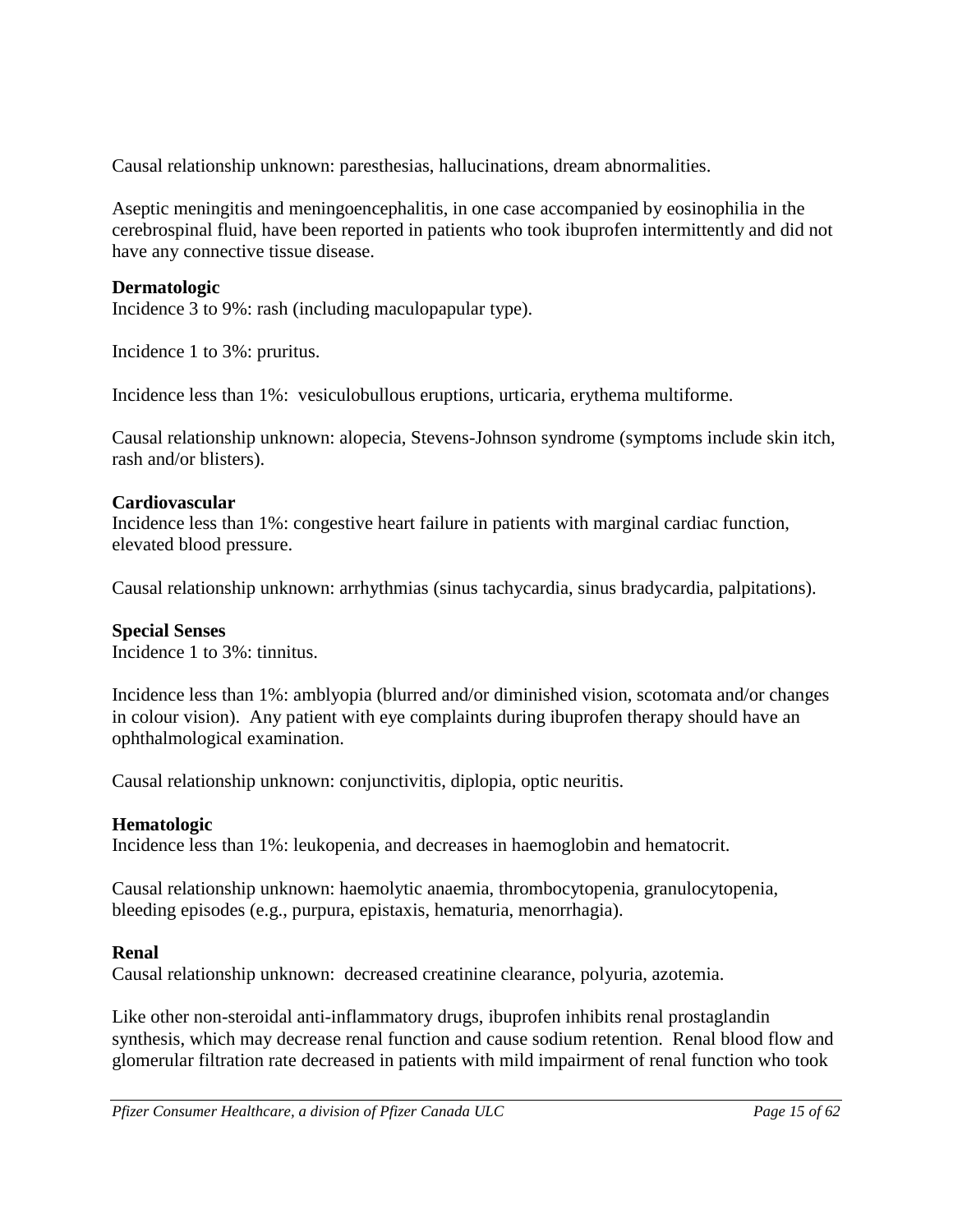Causal relationship unknown: paresthesias, hallucinations, dream abnormalities.

Aseptic meningitis and meningoencephalitis, in one case accompanied by eosinophilia in the cerebrospinal fluid, have been reported in patients who took ibuprofen intermittently and did not have any connective tissue disease.

**Dermatologic**
Incidence 3 to 9%: rash (including maculopapular type).

Incidence 1 to 3%: pruritus.

Incidence less than 1%: vesiculobullous eruptions, urticaria, erythema multiforme.

Causal relationship unknown: alopecia, Stevens-Johnson syndrome (symptoms include skin itch, rash and/or blisters).

**Cardiovascular**
Incidence less than 1%: congestive heart failure in patients with marginal cardiac function, elevated blood pressure.

Causal relationship unknown: arrhythmias (sinus tachycardia, sinus bradycardia, palpitations).

**Special Senses**
Incidence 1 to 3%: tinnitus.

Incidence less than 1%: amblyopia (blurred and/or diminished vision, scotomata and/or changes in colour vision). Any patient with eye complaints during ibuprofen therapy should have an ophthalmological examination.

Causal relationship unknown: conjunctivitis, diplopia, optic neuritis.

**Hematologic**
Incidence less than 1%: leukopenia, and decreases in haemoglobin and hematocrit.

Causal relationship unknown: haemolytic anaemia, thrombocytopenia, granulocytopenia, bleeding episodes (e.g., purpura, epistaxis, hematuria, menorrhagia).

**Renal**
Causal relationship unknown: decreased creatinine clearance, polyuria, azotemia.

Like other non-steroidal anti-inflammatory drugs, ibuprofen inhibits renal prostaglandin synthesis, which may decrease renal function and cause sodium retention. Renal blood flow and glomerular filtration rate decreased in patients with mild impairment of renal function who took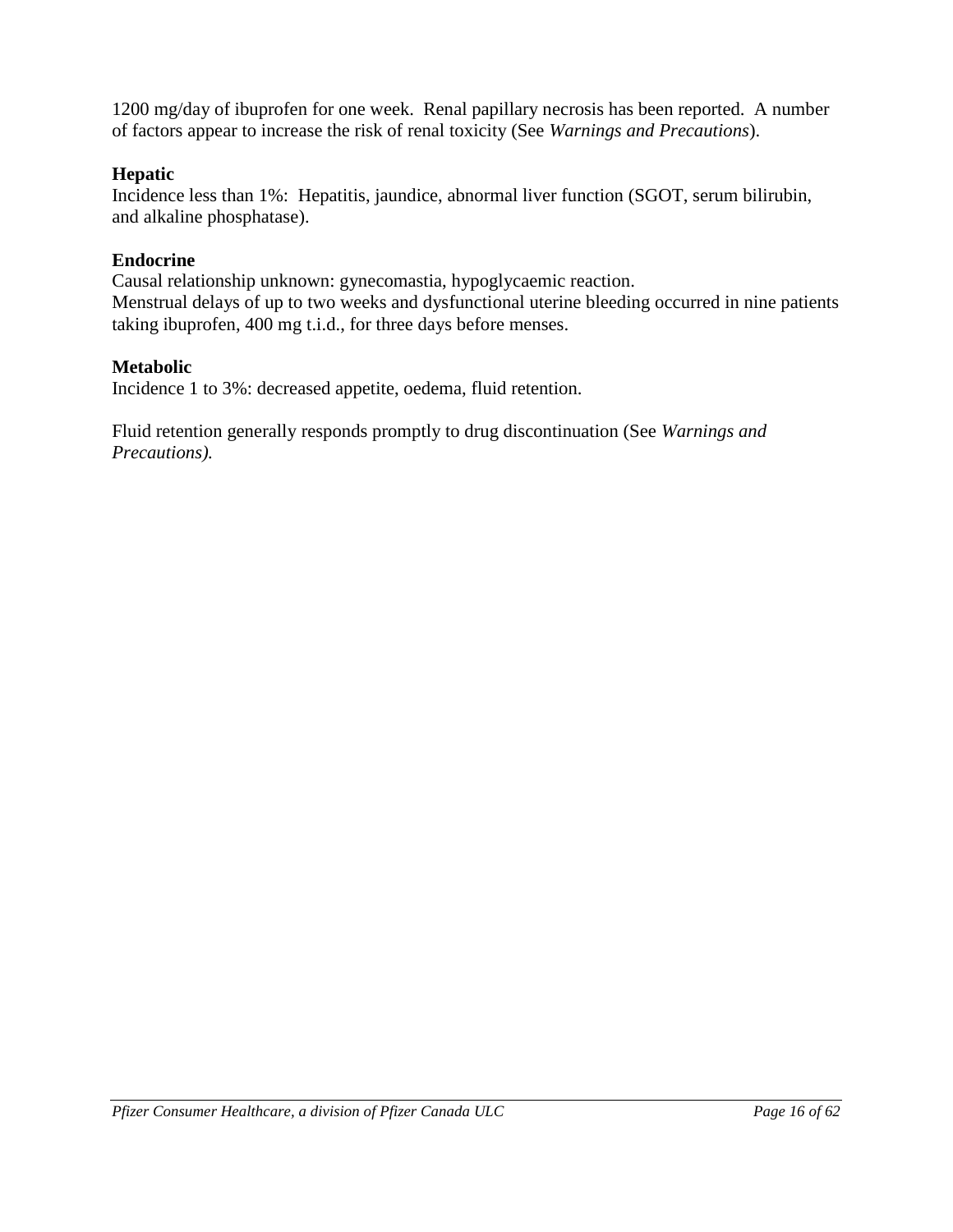1200 mg/day of ibuprofen for one week. Renal papillary necrosis has been reported. A number of factors appear to increase the risk of renal toxicity (See *Warnings and Precautions*).

**Hepatic**
Incidence less than 1%: Hepatitis, jaundice, abnormal liver function (SGOT, serum bilirubin, and alkaline phosphatase).

**Endocrine**
Causal relationship unknown: gynecomastia, hypoglycaemic reaction.
Menstrual delays of up to two weeks and dysfunctional uterine bleeding occurred in nine patients taking ibuprofen, 400 mg t.i.d., for three days before menses.

**Metabolic**
Incidence 1 to 3%: decreased appetite, oedema, fluid retention.

Fluid retention generally responds promptly to drug discontinuation (See *Warnings and Precautions).*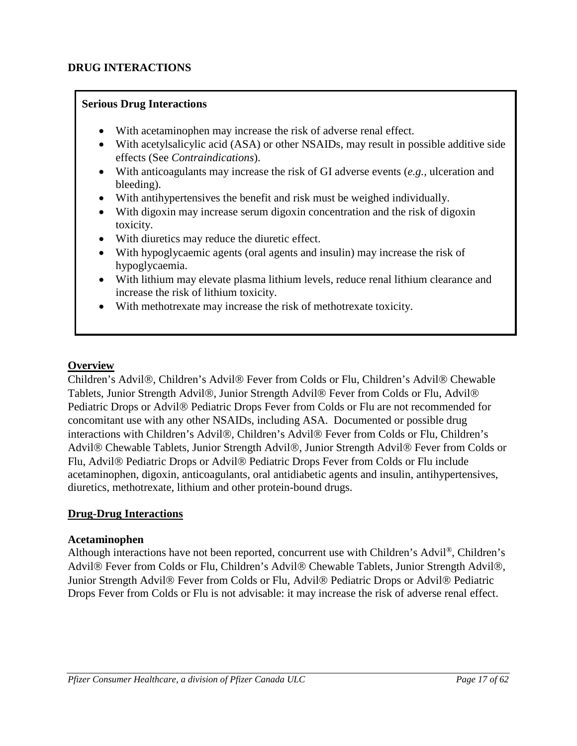## DRUG INTERACTIONS

**Serious Drug Interactions**

- With acetaminophen may increase the risk of adverse renal effect.
- With acetylsalicylic acid (ASA) or other NSAIDs, may result in possible additive side effects (See *Contraindications*).
- With anticoagulants may increase the risk of GI adverse events (*e.g.,* ulceration and bleeding).
- With antihypertensives the benefit and risk must be weighed individually.
- With digoxin may increase serum digoxin concentration and the risk of digoxin toxicity.
- With diuretics may reduce the diuretic effect.
- With hypoglycaemic agents (oral agents and insulin) may increase the risk of hypoglycaemia.
- With lithium may elevate plasma lithium levels, reduce renal lithium clearance and increase the risk of lithium toxicity.
- With methotrexate may increase the risk of methotrexate toxicity.

### Overview

Children's Advil®, Children's Advil® Fever from Colds or Flu, Children's Advil® Chewable Tablets, Junior Strength Advil®, Junior Strength Advil® Fever from Colds or Flu, Advil® Pediatric Drops or Advil® Pediatric Drops Fever from Colds or Flu are not recommended for concomitant use with any other NSAIDs, including ASA. Documented or possible drug interactions with Children's Advil®, Children's Advil® Fever from Colds or Flu, Children's Advil® Chewable Tablets, Junior Strength Advil®, Junior Strength Advil® Fever from Colds or Flu, Advil® Pediatric Drops or Advil® Pediatric Drops Fever from Colds or Flu include acetaminophen, digoxin, anticoagulants, oral antidiabetic agents and insulin, antihypertensives, diuretics, methotrexate, lithium and other protein-bound drugs.

### Drug-Drug Interactions

**Acetaminophen**

Although interactions have not been reported, concurrent use with Children's Advil®, Children's Advil® Fever from Colds or Flu, Children's Advil® Chewable Tablets, Junior Strength Advil®, Junior Strength Advil® Fever from Colds or Flu, Advil® Pediatric Drops or Advil® Pediatric Drops Fever from Colds or Flu is not advisable: it may increase the risk of adverse renal effect.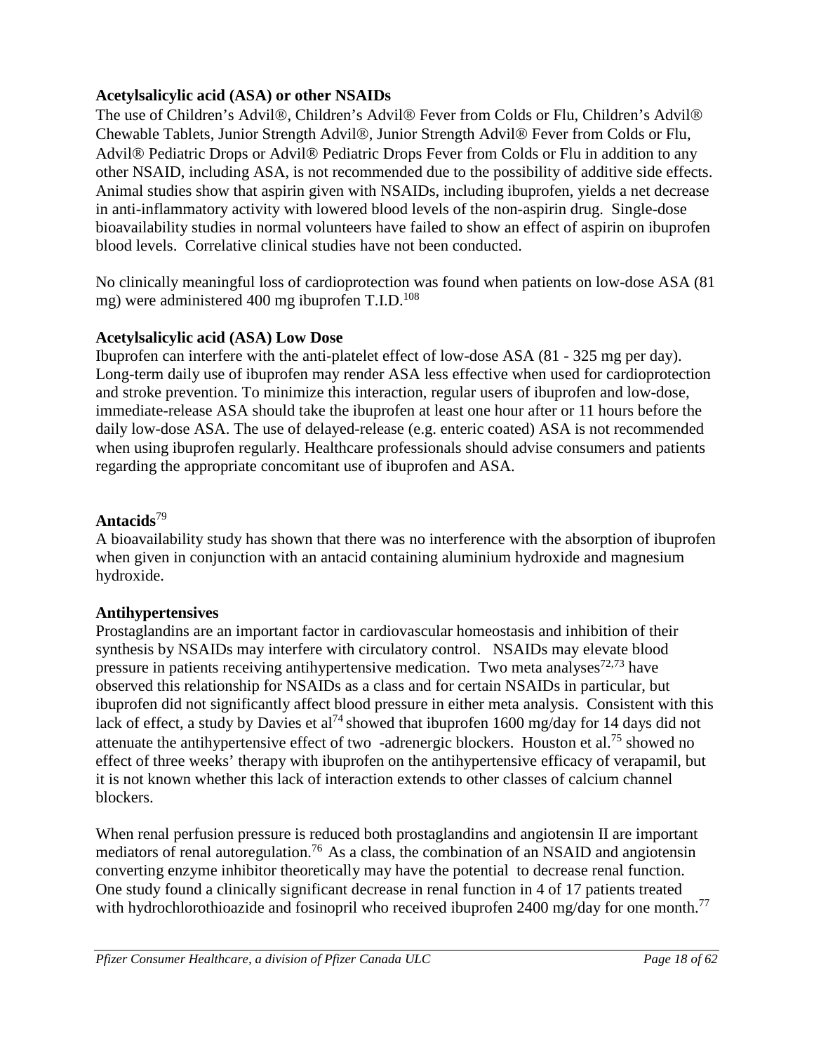**Acetylsalicylic acid (ASA) or other NSAIDs**

The use of Children's Advil®, Children's Advil® Fever from Colds or Flu, Children's Advil® Chewable Tablets, Junior Strength Advil®, Junior Strength Advil® Fever from Colds or Flu, Advil® Pediatric Drops or Advil® Pediatric Drops Fever from Colds or Flu in addition to any other NSAID, including ASA, is not recommended due to the possibility of additive side effects. Animal studies show that aspirin given with NSAIDs, including ibuprofen, yields a net decrease in anti-inflammatory activity with lowered blood levels of the non-aspirin drug. Single-dose bioavailability studies in normal volunteers have failed to show an effect of aspirin on ibuprofen blood levels. Correlative clinical studies have not been conducted.

No clinically meaningful loss of cardioprotection was found when patients on low-dose ASA (81 mg) were administered 400 mg ibuprofen T.I.D.[108]

**Acetylsalicylic acid (ASA) Low Dose**

Ibuprofen can interfere with the anti-platelet effect of low-dose ASA (81 - 325 mg per day). Long-term daily use of ibuprofen may render ASA less effective when used for cardioprotection and stroke prevention. To minimize this interaction, regular users of ibuprofen and low-dose, immediate-release ASA should take the ibuprofen at least one hour after or 11 hours before the daily low-dose ASA. The use of delayed-release (e.g. enteric coated) ASA is not recommended when using ibuprofen regularly. Healthcare professionals should advise consumers and patients regarding the appropriate concomitant use of ibuprofen and ASA.

**Antacids**[79]

A bioavailability study has shown that there was no interference with the absorption of ibuprofen when given in conjunction with an antacid containing aluminium hydroxide and magnesium hydroxide.

**Antihypertensives**

Prostaglandins are an important factor in cardiovascular homeostasis and inhibition of their synthesis by NSAIDs may interfere with circulatory control. NSAIDs may elevate blood pressure in patients receiving antihypertensive medication. Two meta analyses[72,73] have observed this relationship for NSAIDs as a class and for certain NSAIDs in particular, but ibuprofen did not significantly affect blood pressure in either meta analysis. Consistent with this lack of effect, a study by Davies et al[74] showed that ibuprofen 1600 mg/day for 14 days did not attenuate the antihypertensive effect of two -adrenergic blockers. Houston et al.[75] showed no effect of three weeks' therapy with ibuprofen on the antihypertensive efficacy of verapamil, but it is not known whether this lack of interaction extends to other classes of calcium channel blockers.

When renal perfusion pressure is reduced both prostaglandins and angiotensin II are important mediators of renal autoregulation.[76] As a class, the combination of an NSAID and angiotensin converting enzyme inhibitor theoretically may have the potential to decrease renal function. One study found a clinically significant decrease in renal function in 4 of 17 patients treated with hydrochlorothioazide and fosinopril who received ibuprofen 2400 mg/day for one month.[77]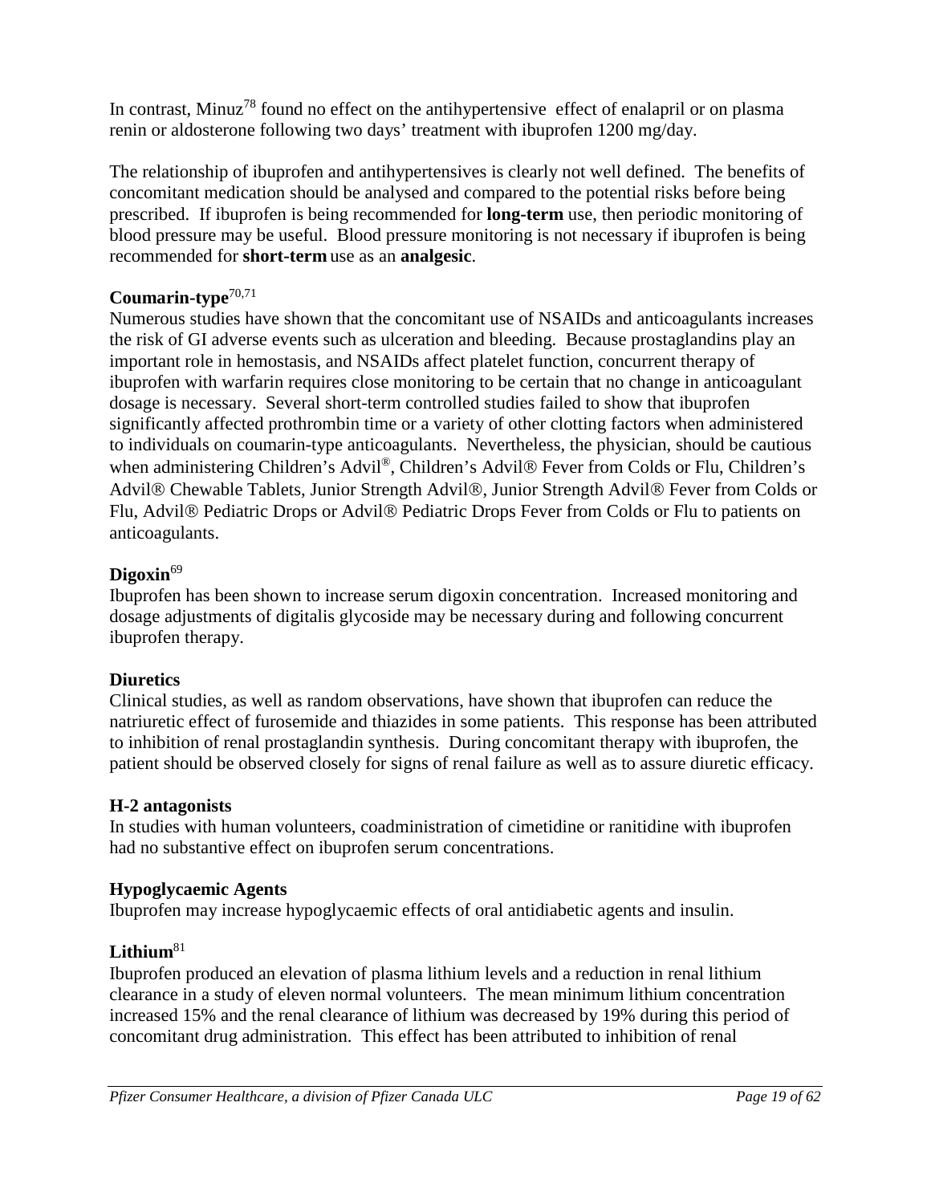In contrast, Minuz[78] found no effect on the antihypertensive effect of enalapril or on plasma renin or aldosterone following two days' treatment with ibuprofen 1200 mg/day.

The relationship of ibuprofen and antihypertensives is clearly not well defined. The benefits of concomitant medication should be analysed and compared to the potential risks before being prescribed. If ibuprofen is being recommended for **long-term** use, then periodic monitoring of blood pressure may be useful. Blood pressure monitoring is not necessary if ibuprofen is being recommended for **short-term** use as an **analgesic**.

**Coumarin-type**[70,71]

Numerous studies have shown that the concomitant use of NSAIDs and anticoagulants increases the risk of GI adverse events such as ulceration and bleeding. Because prostaglandins play an important role in hemostasis, and NSAIDs affect platelet function, concurrent therapy of ibuprofen with warfarin requires close monitoring to be certain that no change in anticoagulant dosage is necessary. Several short-term controlled studies failed to show that ibuprofen significantly affected prothrombin time or a variety of other clotting factors when administered to individuals on coumarin-type anticoagulants. Nevertheless, the physician, should be cautious when administering Children's Advil®, Children's Advil® Fever from Colds or Flu, Children's Advil® Chewable Tablets, Junior Strength Advil®, Junior Strength Advil® Fever from Colds or Flu, Advil® Pediatric Drops or Advil® Pediatric Drops Fever from Colds or Flu to patients on anticoagulants.

**Digoxin**[69]

Ibuprofen has been shown to increase serum digoxin concentration. Increased monitoring and dosage adjustments of digitalis glycoside may be necessary during and following concurrent ibuprofen therapy.

**Diuretics**

Clinical studies, as well as random observations, have shown that ibuprofen can reduce the natriuretic effect of furosemide and thiazides in some patients. This response has been attributed to inhibition of renal prostaglandin synthesis. During concomitant therapy with ibuprofen, the patient should be observed closely for signs of renal failure as well as to assure diuretic efficacy.

**H-2 antagonists**

In studies with human volunteers, coadministration of cimetidine or ranitidine with ibuprofen had no substantive effect on ibuprofen serum concentrations.

**Hypoglycaemic Agents**

Ibuprofen may increase hypoglycaemic effects of oral antidiabetic agents and insulin.

**Lithium**[81]

Ibuprofen produced an elevation of plasma lithium levels and a reduction in renal lithium clearance in a study of eleven normal volunteers. The mean minimum lithium concentration increased 15% and the renal clearance of lithium was decreased by 19% during this period of concomitant drug administration. This effect has been attributed to inhibition of renal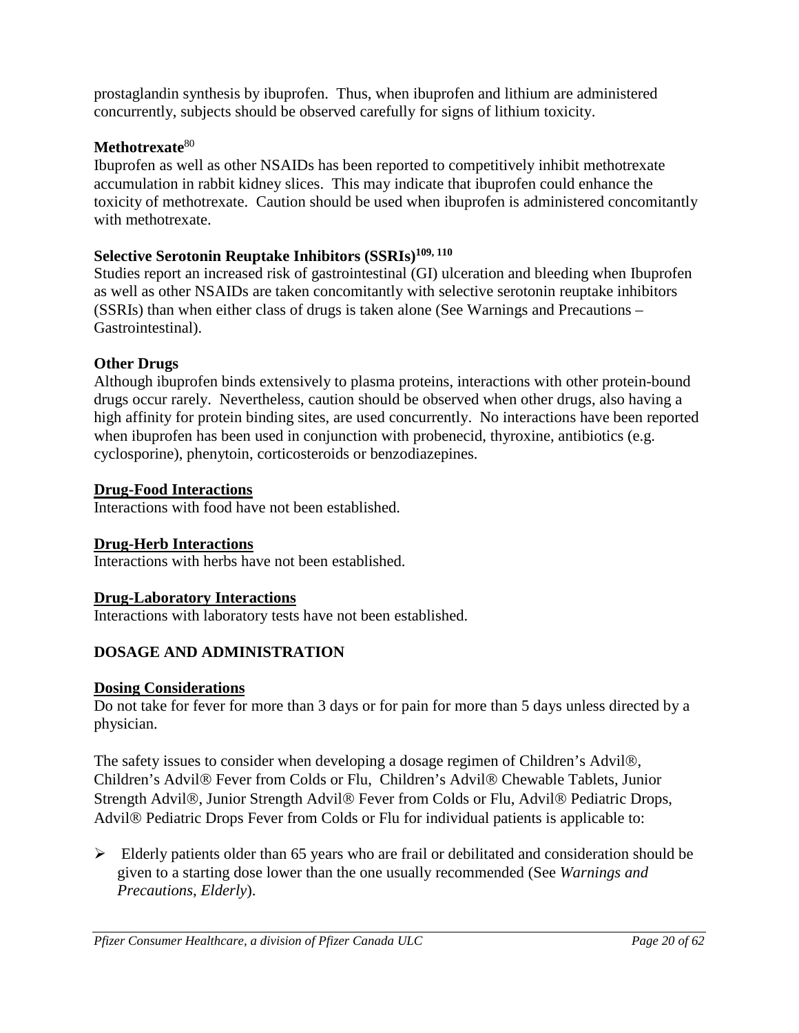prostaglandin synthesis by ibuprofen. Thus, when ibuprofen and lithium are administered concurrently, subjects should be observed carefully for signs of lithium toxicity.

**Methotrexate**[80]

Ibuprofen as well as other NSAIDs has been reported to competitively inhibit methotrexate accumulation in rabbit kidney slices. This may indicate that ibuprofen could enhance the toxicity of methotrexate. Caution should be used when ibuprofen is administered concomitantly with methotrexate.

**Selective Serotonin Reuptake Inhibitors (SSRIs)**[109, 110]

Studies report an increased risk of gastrointestinal (GI) ulceration and bleeding when Ibuprofen as well as other NSAIDs are taken concomitantly with selective serotonin reuptake inhibitors (SSRIs) than when either class of drugs is taken alone (See Warnings and Precautions – Gastrointestinal).

**Other Drugs**

Although ibuprofen binds extensively to plasma proteins, interactions with other protein-bound drugs occur rarely. Nevertheless, caution should be observed when other drugs, also having a high affinity for protein binding sites, are used concurrently. No interactions have been reported when ibuprofen has been used in conjunction with probenecid, thyroxine, antibiotics (e.g. cyclosporine), phenytoin, corticosteroids or benzodiazepines.

### Drug-Food Interactions

Interactions with food have not been established.

### Drug-Herb Interactions

Interactions with herbs have not been established.

### Drug-Laboratory Interactions

Interactions with laboratory tests have not been established.

## DOSAGE AND ADMINISTRATION

### Dosing Considerations

Do not take for fever for more than 3 days or for pain for more than 5 days unless directed by a physician.

The safety issues to consider when developing a dosage regimen of Children's Advil®, Children's Advil® Fever from Colds or Flu, Children's Advil® Chewable Tablets, Junior Strength Advil®, Junior Strength Advil® Fever from Colds or Flu, Advil® Pediatric Drops, Advil® Pediatric Drops Fever from Colds or Flu for individual patients is applicable to:

- Elderly patients older than 65 years who are frail or debilitated and consideration should be given to a starting dose lower than the one usually recommended (See *Warnings and Precautions*, *Elderly*).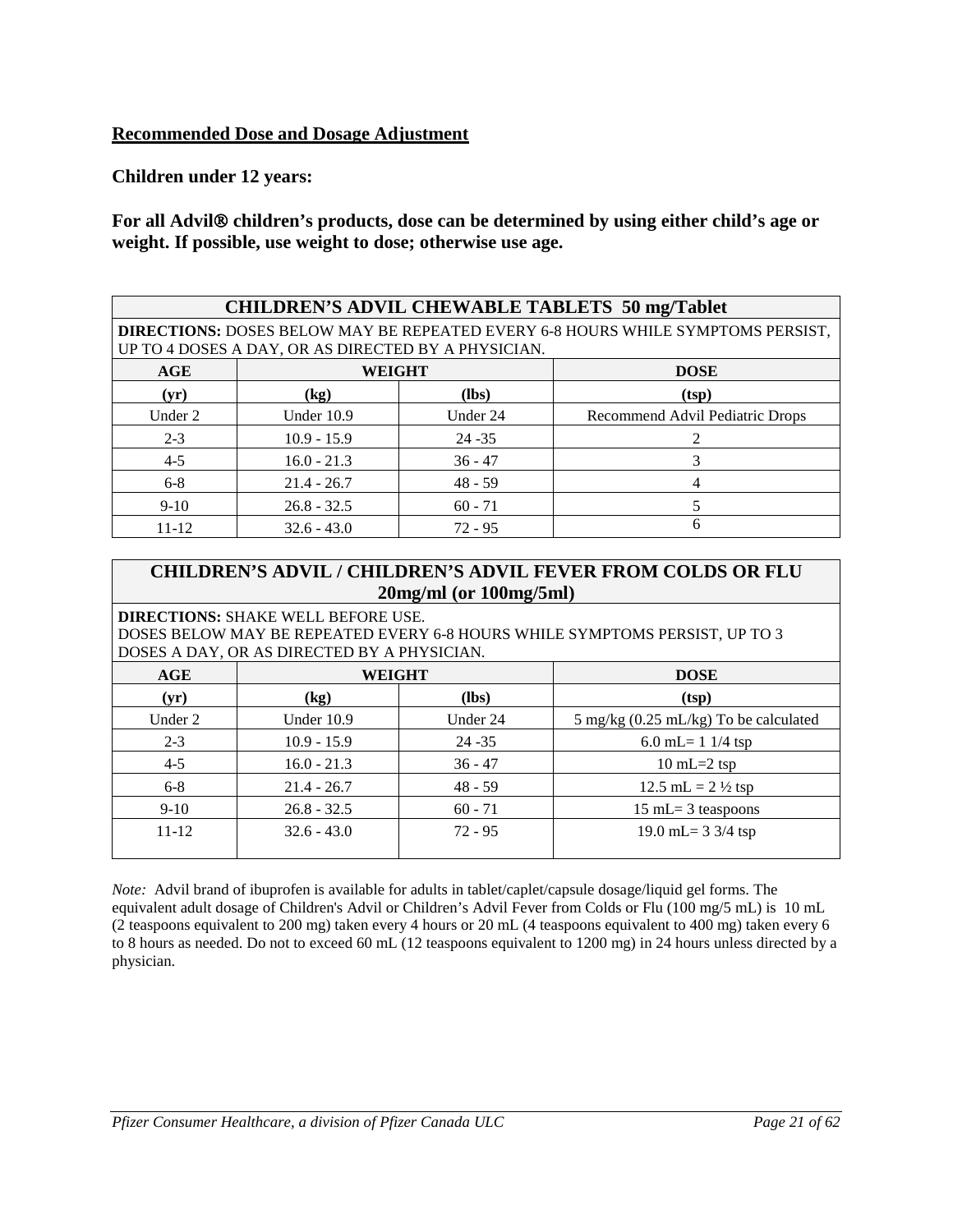**Recommended Dose and Dosage Adjustment**

**Children under 12 years:**

**For all Advil® children's products, dose can be determined by using either child's age or weight. If possible, use weight to dose; otherwise use age.**

| CHILDREN'S ADVIL CHEWABLE TABLETS 50 mg/Tablet | | | |
|---|---|---|---|
| **DIRECTIONS:** DOSES BELOW MAY BE REPEATED EVERY 6-8 HOURS WHILE SYMPTOMS PERSIST, UP TO 4 DOSES A DAY, OR AS DIRECTED BY A PHYSICIAN. | | | |
| **AGE** | **WEIGHT** | | **DOSE** |
| **(yr)** | **(kg)** | **(lbs)** | **(tsp)** |
| Under 2 | Under 10.9 | Under 24 | Recommend Advil Pediatric Drops |
| 2-3 | 10.9 - 15.9 | 24 -35 | 2 |
| 4-5 | 16.0 - 21.3 | 36 - 47 | 3 |
| 6-8 | 21.4 - 26.7 | 48 - 59 | 4 |
| 9-10 | 26.8 - 32.5 | 60 - 71 | 5 |
| 11-12 | 32.6 - 43.0 | 72 - 95 | 6 |

| CHILDREN'S ADVIL / CHILDREN'S ADVIL FEVER FROM COLDS OR FLU 20mg/ml (or 100mg/5ml) | | | |
|---|---|---|---|
| **DIRECTIONS:** SHAKE WELL BEFORE USE. DOSES BELOW MAY BE REPEATED EVERY 6-8 HOURS WHILE SYMPTOMS PERSIST, UP TO 3 DOSES A DAY, OR AS DIRECTED BY A PHYSICIAN. | | | |
| **AGE** | **WEIGHT** | | **DOSE** |
| **(yr)** | **(kg)** | **(lbs)** | **(tsp)** |
| Under 2 | Under 10.9 | Under 24 | 5 mg/kg (0.25 mL/kg) To be calculated |
| 2-3 | 10.9 - 15.9 | 24 -35 | 6.0 mL= 1 1/4 tsp |
| 4-5 | 16.0 - 21.3 | 36 - 47 | 10 mL=2 tsp |
| 6-8 | 21.4 - 26.7 | 48 - 59 | 12.5 mL = 2 ½ tsp |
| 9-10 | 26.8 - 32.5 | 60 - 71 | 15 mL= 3 teaspoons |
| 11-12 | 32.6 - 43.0 | 72 - 95 | 19.0 mL= 3 3/4 tsp |

*Note:* Advil brand of ibuprofen is available for adults in tablet/caplet/capsule dosage/liquid gel forms. The equivalent adult dosage of Children's Advil or Children's Advil Fever from Colds or Flu (100 mg/5 mL) is 10 mL (2 teaspoons equivalent to 200 mg) taken every 4 hours or 20 mL (4 teaspoons equivalent to 400 mg) taken every 6 to 8 hours as needed. Do not to exceed 60 mL (12 teaspoons equivalent to 1200 mg) in 24 hours unless directed by a physician.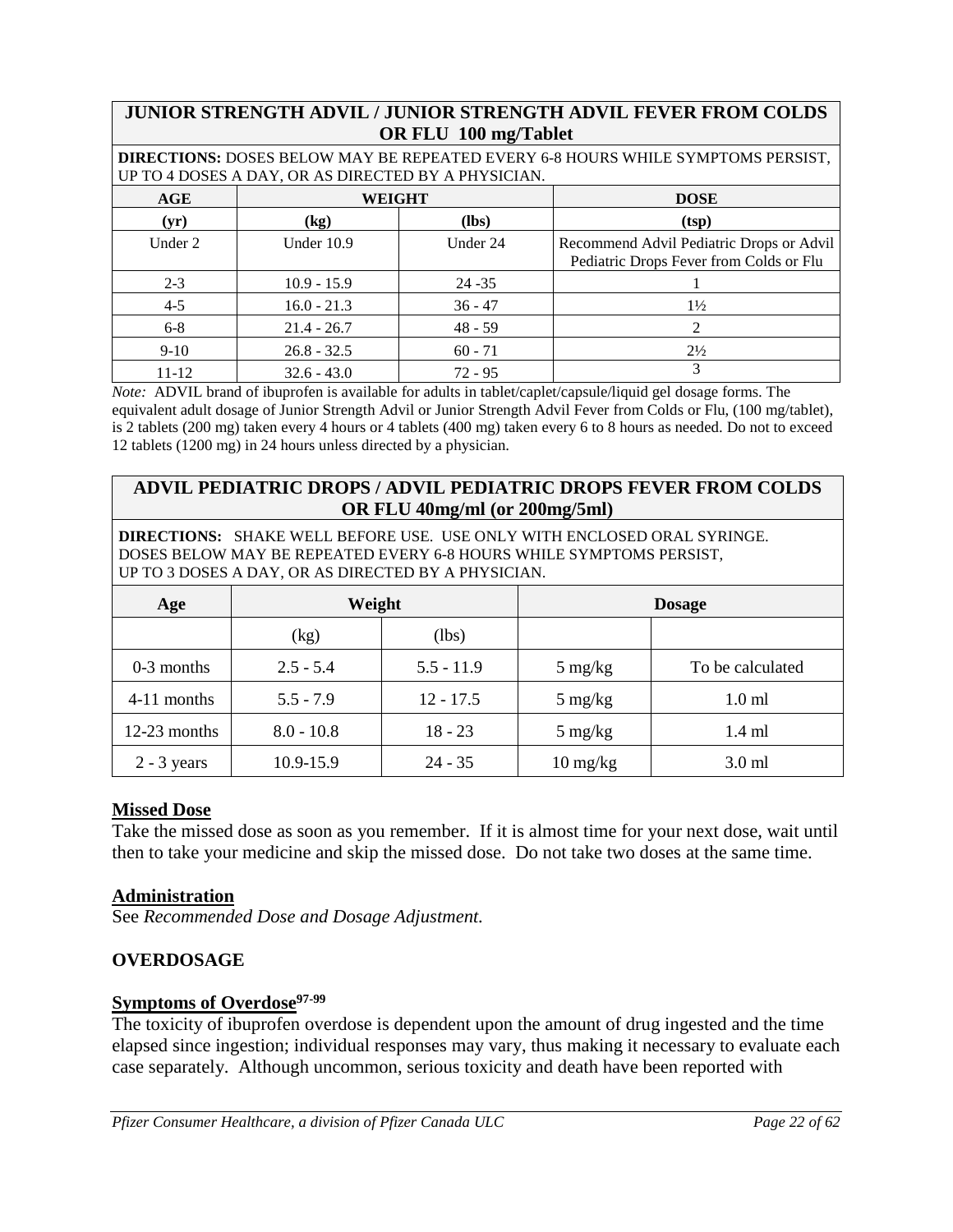| JUNIOR STRENGTH ADVIL / JUNIOR STRENGTH ADVIL FEVER FROM COLDS OR FLU 100 mg/Tablet | | | |
|---|---|---|---|
| **DIRECTIONS:** DOSES BELOW MAY BE REPEATED EVERY 6-8 HOURS WHILE SYMPTOMS PERSIST, UP TO 4 DOSES A DAY, OR AS DIRECTED BY A PHYSICIAN. | | | |
| **AGE** | **WEIGHT** | | **DOSE** |
| **(yr)** | **(kg)** | **(lbs)** | **(tsp)** |
| Under 2 | Under 10.9 | Under 24 | Recommend Advil Pediatric Drops or Advil Pediatric Drops Fever from Colds or Flu |
| 2-3 | 10.9 - 15.9 | 24 -35 | 1 |
| 4-5 | 16.0 - 21.3 | 36 - 47 | 1½ |
| 6-8 | 21.4 - 26.7 | 48 - 59 | 2 |
| 9-10 | 26.8 - 32.5 | 60 - 71 | 2½ |
| 11-12 | 32.6 - 43.0 | 72 - 95 | 3 |

*Note:* ADVIL brand of ibuprofen is available for adults in tablet/caplet/capsule/liquid gel dosage forms. The equivalent adult dosage of Junior Strength Advil or Junior Strength Advil Fever from Colds or Flu, (100 mg/tablet), is 2 tablets (200 mg) taken every 4 hours or 4 tablets (400 mg) taken every 6 to 8 hours as needed. Do not to exceed 12 tablets (1200 mg) in 24 hours unless directed by a physician.

| ADVIL PEDIATRIC DROPS / ADVIL PEDIATRIC DROPS FEVER FROM COLDS OR FLU 40mg/ml (or 200mg/5ml) | | | | |
|---|---|---|---|---|
| **DIRECTIONS:** SHAKE WELL BEFORE USE. USE ONLY WITH ENCLOSED ORAL SYRINGE. DOSES BELOW MAY BE REPEATED EVERY 6-8 HOURS WHILE SYMPTOMS PERSIST, UP TO 3 DOSES A DAY, OR AS DIRECTED BY A PHYSICIAN. | | | | |
| **Age** | **Weight** | | **Dosage** | |
| | (kg) | (lbs) | | |
| 0-3 months | 2.5 - 5.4 | 5.5 - 11.9 | 5 mg/kg | To be calculated |
| 4-11 months | 5.5 - 7.9 | 12 - 17.5 | 5 mg/kg | 1.0 ml |
| 12-23 months | 8.0 - 10.8 | 18 - 23 | 5 mg/kg | 1.4 ml |
| 2 - 3 years | 10.9-15.9 | 24 - 35 | 10 mg/kg | 3.0 ml |

### Missed Dose

Take the missed dose as soon as you remember. If it is almost time for your next dose, wait until then to take your medicine and skip the missed dose. Do not take two doses at the same time.

### Administration

See *Recommended Dose and Dosage Adjustment.*

## OVERDOSAGE

### Symptoms of Overdose[97-99]

The toxicity of ibuprofen overdose is dependent upon the amount of drug ingested and the time elapsed since ingestion; individual responses may vary, thus making it necessary to evaluate each case separately. Although uncommon, serious toxicity and death have been reported with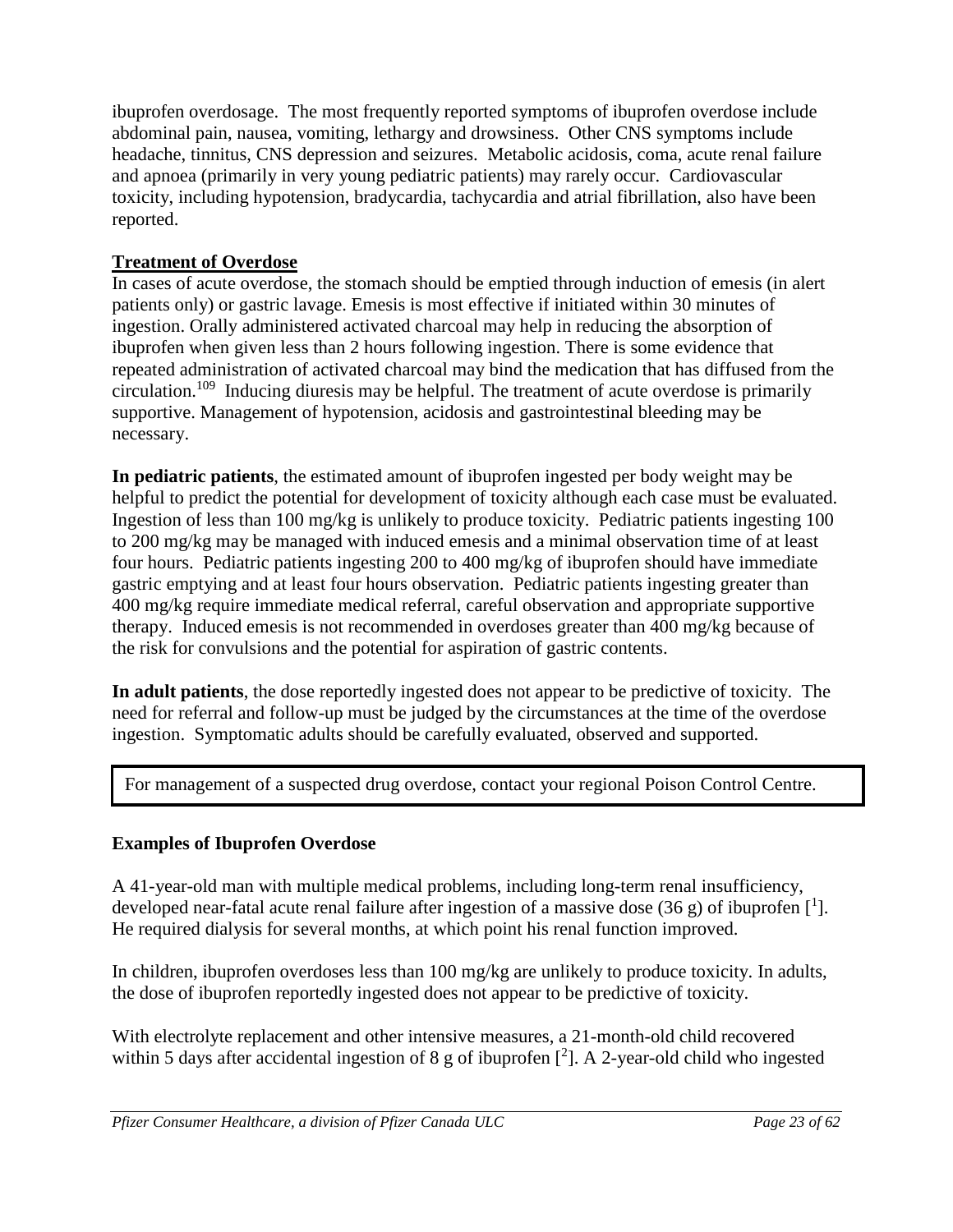ibuprofen overdosage. The most frequently reported symptoms of ibuprofen overdose include abdominal pain, nausea, vomiting, lethargy and drowsiness. Other CNS symptoms include headache, tinnitus, CNS depression and seizures. Metabolic acidosis, coma, acute renal failure and apnoea (primarily in very young pediatric patients) may rarely occur. Cardiovascular toxicity, including hypotension, bradycardia, tachycardia and atrial fibrillation, also have been reported.

## Treatment of Overdose

In cases of acute overdose, the stomach should be emptied through induction of emesis (in alert patients only) or gastric lavage. Emesis is most effective if initiated within 30 minutes of ingestion. Orally administered activated charcoal may help in reducing the absorption of ibuprofen when given less than 2 hours following ingestion. There is some evidence that repeated administration of activated charcoal may bind the medication that has diffused from the circulation.[109] Inducing diuresis may be helpful. The treatment of acute overdose is primarily supportive. Management of hypotension, acidosis and gastrointestinal bleeding may be necessary.

**In pediatric patients**, the estimated amount of ibuprofen ingested per body weight may be helpful to predict the potential for development of toxicity although each case must be evaluated. Ingestion of less than 100 mg/kg is unlikely to produce toxicity. Pediatric patients ingesting 100 to 200 mg/kg may be managed with induced emesis and a minimal observation time of at least four hours. Pediatric patients ingesting 200 to 400 mg/kg of ibuprofen should have immediate gastric emptying and at least four hours observation. Pediatric patients ingesting greater than 400 mg/kg require immediate medical referral, careful observation and appropriate supportive therapy. Induced emesis is not recommended in overdoses greater than 400 mg/kg because of the risk for convulsions and the potential for aspiration of gastric contents.

**In adult patients**, the dose reportedly ingested does not appear to be predictive of toxicity. The need for referral and follow-up must be judged by the circumstances at the time of the overdose ingestion. Symptomatic adults should be carefully evaluated, observed and supported.

| For management of a suspected drug overdose, contact your regional Poison Control Centre. |
| --- |

### Examples of Ibuprofen Overdose

A 41-year-old man with multiple medical problems, including long-term renal insufficiency, developed near-fatal acute renal failure after ingestion of a massive dose (36 g) of ibuprofen [1]. He required dialysis for several months, at which point his renal function improved.

In children, ibuprofen overdoses less than 100 mg/kg are unlikely to produce toxicity. In adults, the dose of ibuprofen reportedly ingested does not appear to be predictive of toxicity.

With electrolyte replacement and other intensive measures, a 21-month-old child recovered within 5 days after accidental ingestion of 8 g of ibuprofen [2]. A 2-year-old child who ingested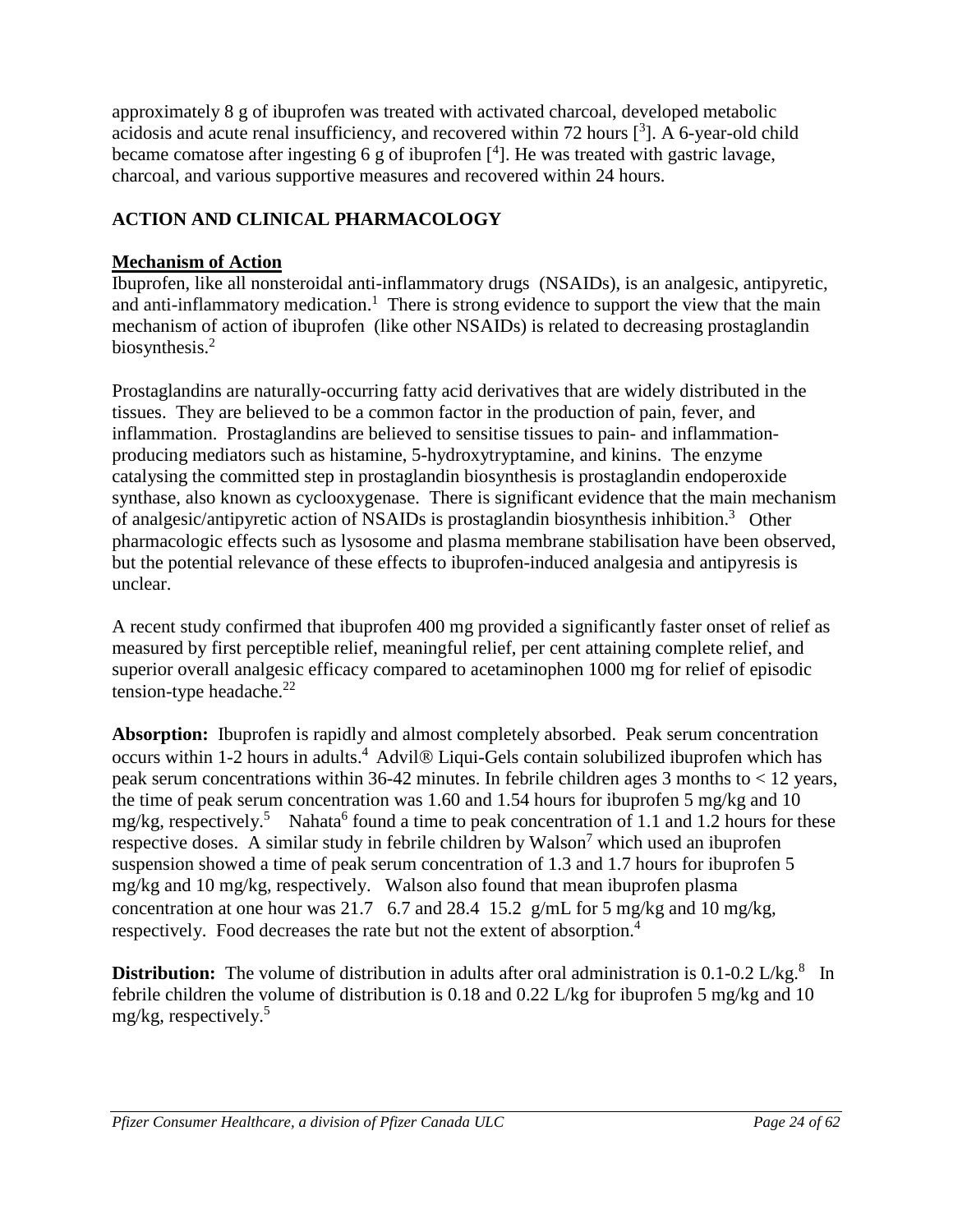approximately 8 g of ibuprofen was treated with activated charcoal, developed metabolic acidosis and acute renal insufficiency, and recovered within 72 hours [3]. A 6-year-old child became comatose after ingesting 6 g of ibuprofen [4]. He was treated with gastric lavage, charcoal, and various supportive measures and recovered within 24 hours.

## ACTION AND CLINICAL PHARMACOLOGY

### Mechanism of Action

Ibuprofen, like all nonsteroidal anti-inflammatory drugs (NSAIDs), is an analgesic, antipyretic, and anti-inflammatory medication.[1] There is strong evidence to support the view that the main mechanism of action of ibuprofen (like other NSAIDs) is related to decreasing prostaglandin biosynthesis.[2]

Prostaglandins are naturally-occurring fatty acid derivatives that are widely distributed in the tissues. They are believed to be a common factor in the production of pain, fever, and inflammation. Prostaglandins are believed to sensitise tissues to pain- and inflammation-producing mediators such as histamine, 5-hydroxytryptamine, and kinins. The enzyme catalysing the committed step in prostaglandin biosynthesis is prostaglandin endoperoxide synthase, also known as cyclooxygenase. There is significant evidence that the main mechanism of analgesic/antipyretic action of NSAIDs is prostaglandin biosynthesis inhibition.[3] Other pharmacologic effects such as lysosome and plasma membrane stabilisation have been observed, but the potential relevance of these effects to ibuprofen-induced analgesia and antipyresis is unclear.

A recent study confirmed that ibuprofen 400 mg provided a significantly faster onset of relief as measured by first perceptible relief, meaningful relief, per cent attaining complete relief, and superior overall analgesic efficacy compared to acetaminophen 1000 mg for relief of episodic tension-type headache.[22]

**Absorption:** Ibuprofen is rapidly and almost completely absorbed. Peak serum concentration occurs within 1-2 hours in adults.[4] Advil® Liqui-Gels contain solubilized ibuprofen which has peak serum concentrations within 36-42 minutes. In febrile children ages 3 months to < 12 years, the time of peak serum concentration was 1.60 and 1.54 hours for ibuprofen 5 mg/kg and 10 mg/kg, respectively.[5] Nahata[6] found a time to peak concentration of 1.1 and 1.2 hours for these respective doses. A similar study in febrile children by Walson[7] which used an ibuprofen suspension showed a time of peak serum concentration of 1.3 and 1.7 hours for ibuprofen 5 mg/kg and 10 mg/kg, respectively. Walson also found that mean ibuprofen plasma concentration at one hour was 21.7 6.7 and 28.4 15.2 g/mL for 5 mg/kg and 10 mg/kg, respectively. Food decreases the rate but not the extent of absorption.[4]

**Distribution:** The volume of distribution in adults after oral administration is 0.1-0.2 L/kg.[8] In febrile children the volume of distribution is 0.18 and 0.22 L/kg for ibuprofen 5 mg/kg and 10 mg/kg, respectively.[5]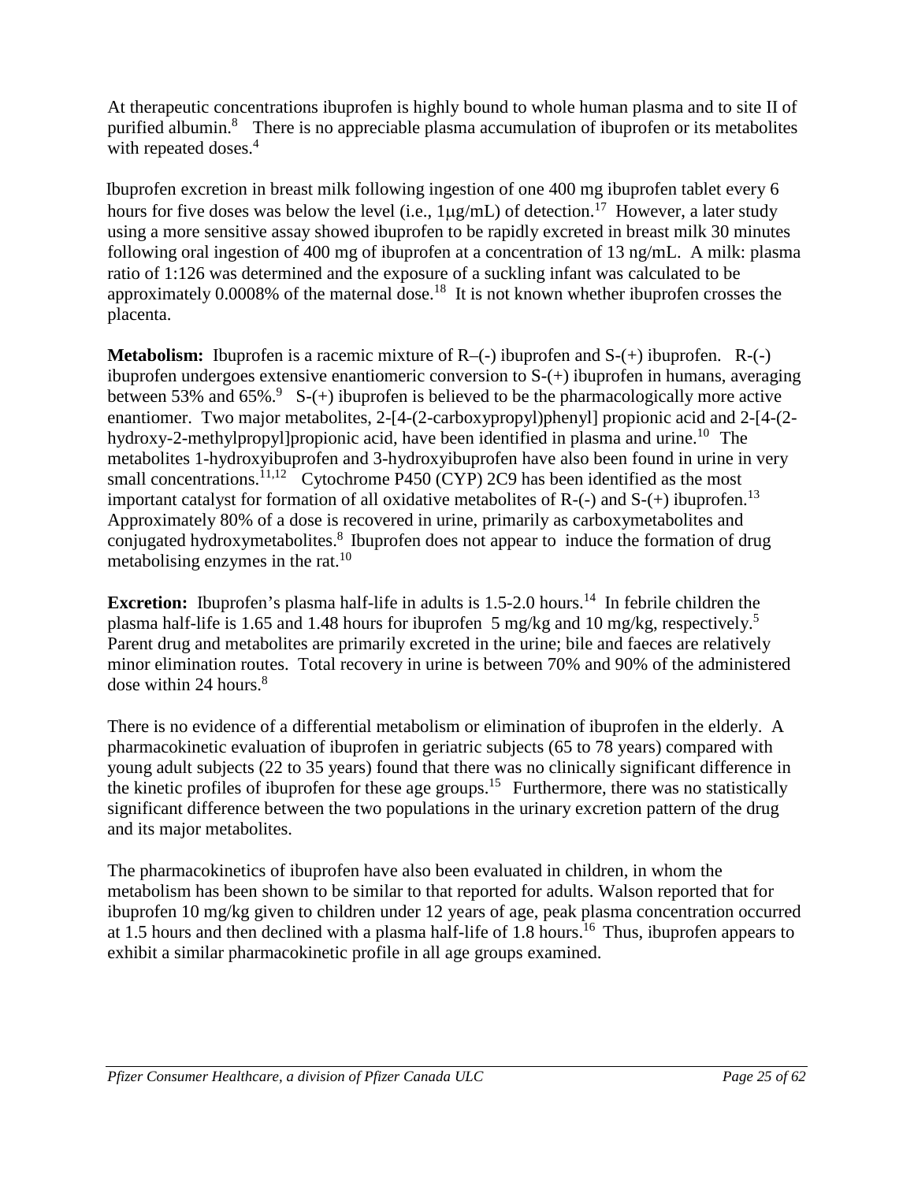At therapeutic concentrations ibuprofen is highly bound to whole human plasma and to site II of purified albumin.[8] There is no appreciable plasma accumulation of ibuprofen or its metabolites with repeated doses.[4]

Ibuprofen excretion in breast milk following ingestion of one 400 mg ibuprofen tablet every 6 hours for five doses was below the level (i.e., 1μg/mL) of detection.[17] However, a later study using a more sensitive assay showed ibuprofen to be rapidly excreted in breast milk 30 minutes following oral ingestion of 400 mg of ibuprofen at a concentration of 13 ng/mL. A milk: plasma ratio of 1:126 was determined and the exposure of a suckling infant was calculated to be approximately 0.0008% of the maternal dose.[18] It is not known whether ibuprofen crosses the placenta.

**Metabolism:** Ibuprofen is a racemic mixture of R–(-) ibuprofen and S-(+) ibuprofen. R-(-) ibuprofen undergoes extensive enantiomeric conversion to S-(+) ibuprofen in humans, averaging between 53% and 65%.[9] S-(+) ibuprofen is believed to be the pharmacologically more active enantiomer. Two major metabolites, 2-[4-(2-carboxypropyl)phenyl] propionic acid and 2-[4-(2-hydroxy-2-methylpropyl]propionic acid, have been identified in plasma and urine.[10] The metabolites 1-hydroxyibuprofen and 3-hydroxyibuprofen have also been found in urine in very small concentrations.[11,12] Cytochrome P450 (CYP) 2C9 has been identified as the most important catalyst for formation of all oxidative metabolites of R-(-) and S-(+) ibuprofen.[13] Approximately 80% of a dose is recovered in urine, primarily as carboxymetabolites and conjugated hydroxymetabolites.[8] Ibuprofen does not appear to induce the formation of drug metabolising enzymes in the rat.[10]

**Excretion:** Ibuprofen's plasma half-life in adults is 1.5-2.0 hours.[14] In febrile children the plasma half-life is 1.65 and 1.48 hours for ibuprofen 5 mg/kg and 10 mg/kg, respectively.[5] Parent drug and metabolites are primarily excreted in the urine; bile and faeces are relatively minor elimination routes. Total recovery in urine is between 70% and 90% of the administered dose within 24 hours.[8]

There is no evidence of a differential metabolism or elimination of ibuprofen in the elderly. A pharmacokinetic evaluation of ibuprofen in geriatric subjects (65 to 78 years) compared with young adult subjects (22 to 35 years) found that there was no clinically significant difference in the kinetic profiles of ibuprofen for these age groups.[15] Furthermore, there was no statistically significant difference between the two populations in the urinary excretion pattern of the drug and its major metabolites.

The pharmacokinetics of ibuprofen have also been evaluated in children, in whom the metabolism has been shown to be similar to that reported for adults. Walson reported that for ibuprofen 10 mg/kg given to children under 12 years of age, peak plasma concentration occurred at 1.5 hours and then declined with a plasma half-life of 1.8 hours.[16] Thus, ibuprofen appears to exhibit a similar pharmacokinetic profile in all age groups examined.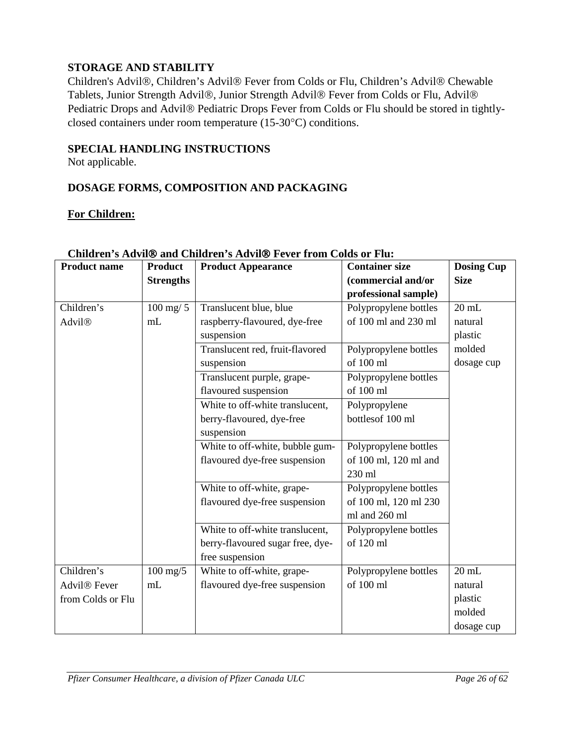## STORAGE AND STABILITY

Children's Advil®, Children’s Advil® Fever from Colds or Flu, Children’s Advil® Chewable Tablets, Junior Strength Advil®, Junior Strength Advil® Fever from Colds or Flu, Advil® Pediatric Drops and Advil® Pediatric Drops Fever from Colds or Flu should be stored in tightly-closed containers under room temperature (15-30°C) conditions.

## SPECIAL HANDLING INSTRUCTIONS

Not applicable.

## DOSAGE FORMS, COMPOSITION AND PACKAGING

### For Children:

**Children’s Advil® and Children’s Advil® Fever from Colds or Flu:**

| Product name | Product Strengths | Product Appearance | Container size (commercial and/or professional sample) | Dosing Cup Size |
|---|---|---|---|---|
| Children’s Advil® | 100 mg/ 5 mL | Translucent blue, blue raspberry-flavoured, dye-free suspension | Polypropylene bottles of 100 ml and 230 ml | 20 mL natural plastic molded dosage cup |
| | | Translucent red, fruit-flavored suspension | Polypropylene bottles of 100 ml | |
| | | Translucent purple, grape-flavoured suspension | Polypropylene bottles of 100 ml | |
| | | White to off-white translucent, berry-flavoured, dye-free suspension | Polypropylene bottlesof 100 ml | |
| | | White to off-white, bubble gum-flavoured dye-free suspension | Polypropylene bottles of 100 ml, 120 ml and 230 ml | |
| | | White to off-white, grape-flavoured dye-free suspension | Polypropylene bottles of 100 ml, 120 ml 230 ml and 260 ml | |
| | | White to off-white translucent, berry-flavoured sugar free, dye-free suspension | Polypropylene bottles of 120 ml | |
| Children’s Advil® Fever from Colds or Flu | 100 mg/5 mL | White to off-white, grape-flavoured dye-free suspension | Polypropylene bottles of 100 ml | 20 mL natural plastic molded dosage cup |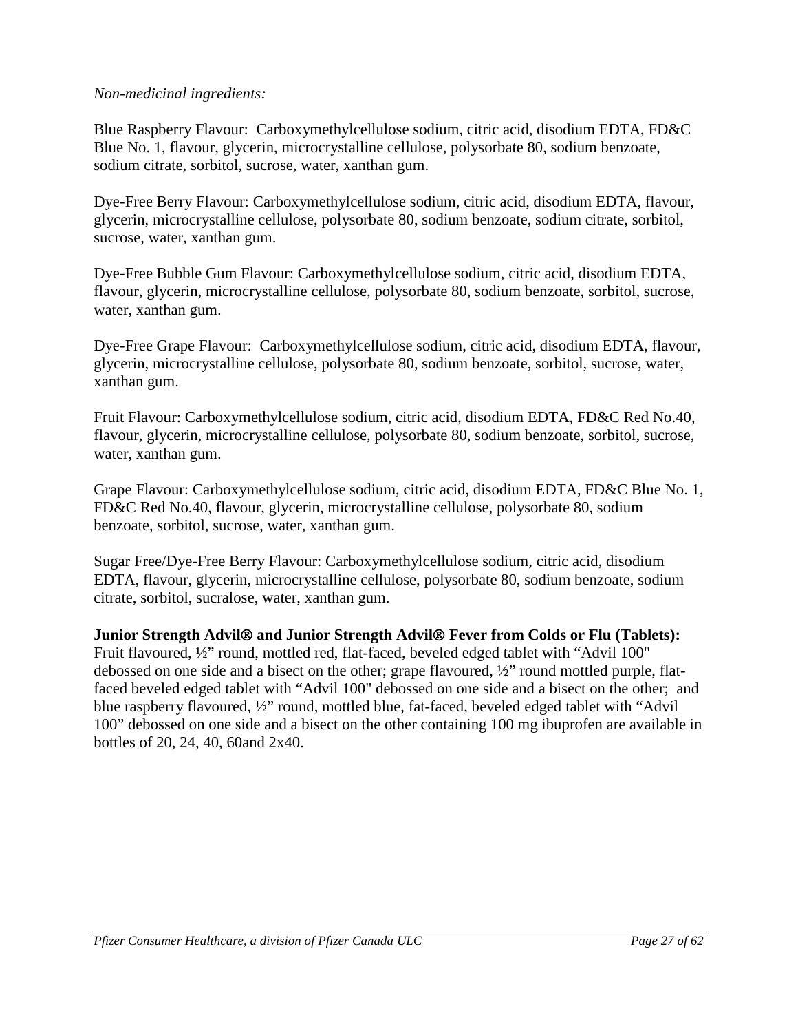*Non-medicinal ingredients:*

Blue Raspberry Flavour: Carboxymethylcellulose sodium, citric acid, disodium EDTA, FD&C Blue No. 1, flavour, glycerin, microcrystalline cellulose, polysorbate 80, sodium benzoate, sodium citrate, sorbitol, sucrose, water, xanthan gum.

Dye-Free Berry Flavour: Carboxymethylcellulose sodium, citric acid, disodium EDTA, flavour, glycerin, microcrystalline cellulose, polysorbate 80, sodium benzoate, sodium citrate, sorbitol, sucrose, water, xanthan gum.

Dye-Free Bubble Gum Flavour: Carboxymethylcellulose sodium, citric acid, disodium EDTA, flavour, glycerin, microcrystalline cellulose, polysorbate 80, sodium benzoate, sorbitol, sucrose, water, xanthan gum.

Dye-Free Grape Flavour: Carboxymethylcellulose sodium, citric acid, disodium EDTA, flavour, glycerin, microcrystalline cellulose, polysorbate 80, sodium benzoate, sorbitol, sucrose, water, xanthan gum.

Fruit Flavour: Carboxymethylcellulose sodium, citric acid, disodium EDTA, FD&C Red No.40, flavour, glycerin, microcrystalline cellulose, polysorbate 80, sodium benzoate, sorbitol, sucrose, water, xanthan gum.

Grape Flavour: Carboxymethylcellulose sodium, citric acid, disodium EDTA, FD&C Blue No. 1, FD&C Red No.40, flavour, glycerin, microcrystalline cellulose, polysorbate 80, sodium benzoate, sorbitol, sucrose, water, xanthan gum.

Sugar Free/Dye-Free Berry Flavour: Carboxymethylcellulose sodium, citric acid, disodium EDTA, flavour, glycerin, microcrystalline cellulose, polysorbate 80, sodium benzoate, sodium citrate, sorbitol, sucralose, water, xanthan gum.

**Junior Strength Advil® and Junior Strength Advil® Fever from Colds or Flu (Tablets):** Fruit flavoured, ½" round, mottled red, flat-faced, beveled edged tablet with "Advil 100" debossed on one side and a bisect on the other; grape flavoured, ½" round mottled purple, flat-faced beveled edged tablet with "Advil 100" debossed on one side and a bisect on the other; and blue raspberry flavoured, ½" round, mottled blue, fat-faced, beveled edged tablet with "Advil 100" debossed on one side and a bisect on the other containing 100 mg ibuprofen are available in bottles of 20, 24, 40, 60and 2x40.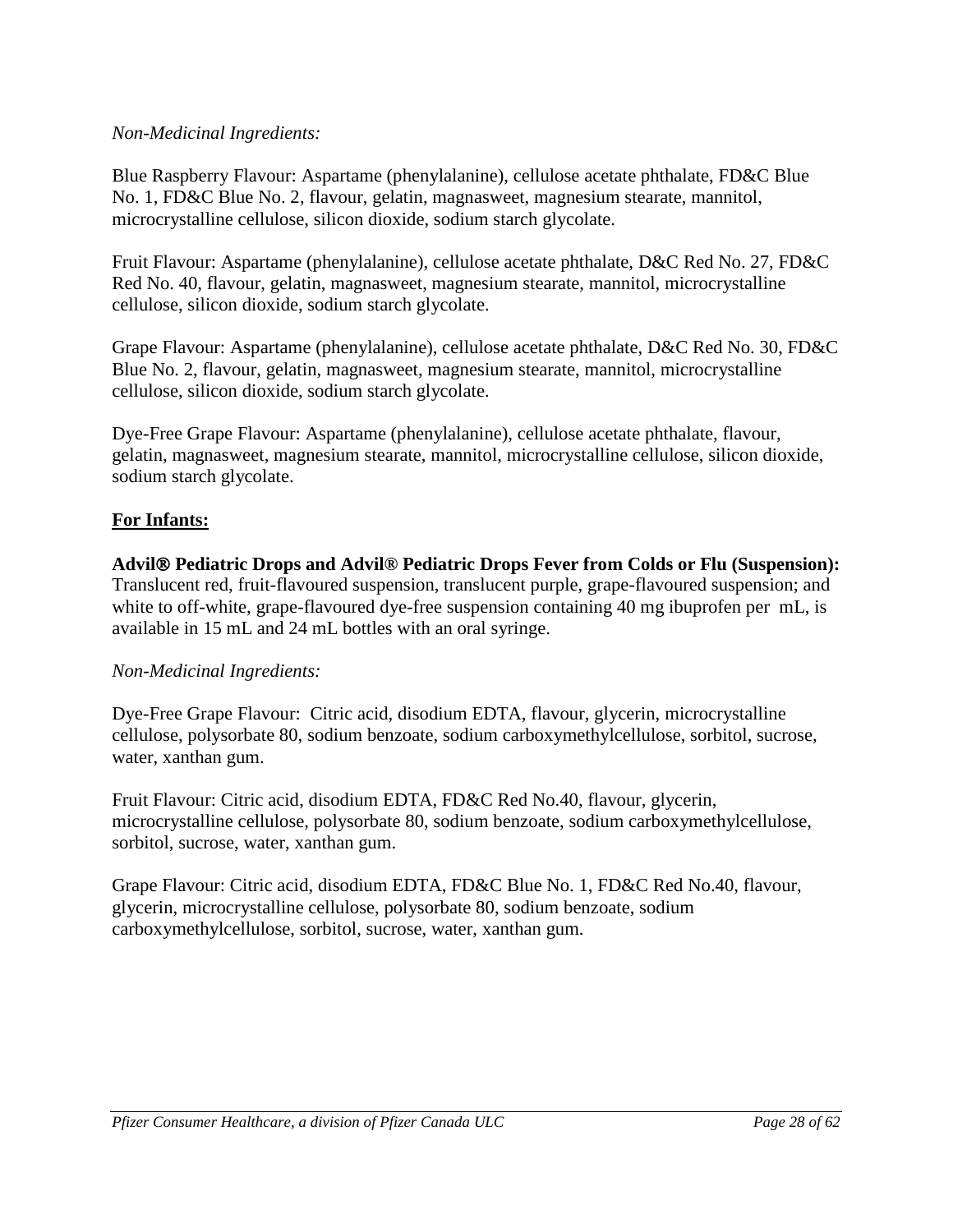*Non-Medicinal Ingredients:*

Blue Raspberry Flavour: Aspartame (phenylalanine), cellulose acetate phthalate, FD&C Blue No. 1, FD&C Blue No. 2, flavour, gelatin, magnasweet, magnesium stearate, mannitol, microcrystalline cellulose, silicon dioxide, sodium starch glycolate.

Fruit Flavour: Aspartame (phenylalanine), cellulose acetate phthalate, D&C Red No. 27, FD&C Red No. 40, flavour, gelatin, magnasweet, magnesium stearate, mannitol, microcrystalline cellulose, silicon dioxide, sodium starch glycolate.

Grape Flavour: Aspartame (phenylalanine), cellulose acetate phthalate, D&C Red No. 30, FD&C Blue No. 2, flavour, gelatin, magnasweet, magnesium stearate, mannitol, microcrystalline cellulose, silicon dioxide, sodium starch glycolate.

Dye-Free Grape Flavour: Aspartame (phenylalanine), cellulose acetate phthalate, flavour, gelatin, magnasweet, magnesium stearate, mannitol, microcrystalline cellulose, silicon dioxide, sodium starch glycolate.

**For Infants:**

**Advil® Pediatric Drops and Advil® Pediatric Drops Fever from Colds or Flu (Suspension):** Translucent red, fruit-flavoured suspension, translucent purple, grape-flavoured suspension; and white to off-white, grape-flavoured dye-free suspension containing 40 mg ibuprofen per mL, is available in 15 mL and 24 mL bottles with an oral syringe.

*Non-Medicinal Ingredients:*

Dye-Free Grape Flavour: Citric acid, disodium EDTA, flavour, glycerin, microcrystalline cellulose, polysorbate 80, sodium benzoate, sodium carboxymethylcellulose, sorbitol, sucrose, water, xanthan gum.

Fruit Flavour: Citric acid, disodium EDTA, FD&C Red No.40, flavour, glycerin, microcrystalline cellulose, polysorbate 80, sodium benzoate, sodium carboxymethylcellulose, sorbitol, sucrose, water, xanthan gum.

Grape Flavour: Citric acid, disodium EDTA, FD&C Blue No. 1, FD&C Red No.40, flavour, glycerin, microcrystalline cellulose, polysorbate 80, sodium benzoate, sodium carboxymethylcellulose, sorbitol, sucrose, water, xanthan gum.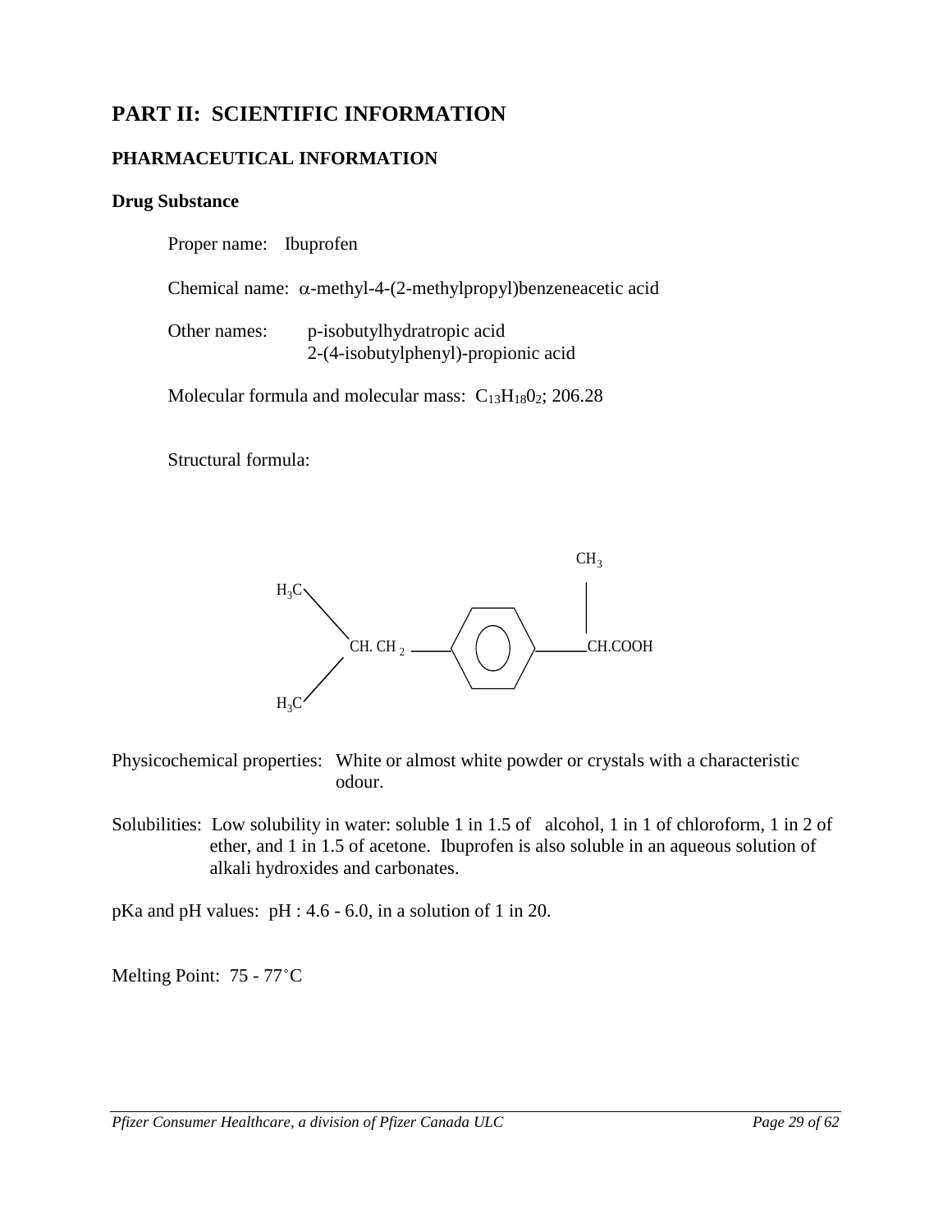# PART II: SCIENTIFIC INFORMATION

## PHARMACEUTICAL INFORMATION

### Drug Substance

Proper name: Ibuprofen

Chemical name: $\alpha$-methyl-4-(2-methylpropyl)benzeneacetic acid

Other names: p-isobutylhydratropic acid
2-(4-isobutylphenyl)-propionic acid

Molecular formula and molecular mass: $C_{13}H_{18}O_2$; 206.28

Structural formula:

Physicochemical properties: White or almost white powder or crystals with a characteristic odour.

Solubilities: Low solubility in water: soluble 1 in 1.5 of alcohol, 1 in 1 of chloroform, 1 in 2 of ether, and 1 in 1.5 of acetone. Ibuprofen is also soluble in an aqueous solution of alkali hydroxides and carbonates.

pKa and pH values: pH : 4.6 - 6.0, in a solution of 1 in 20.

Melting Point: 75 - 77°C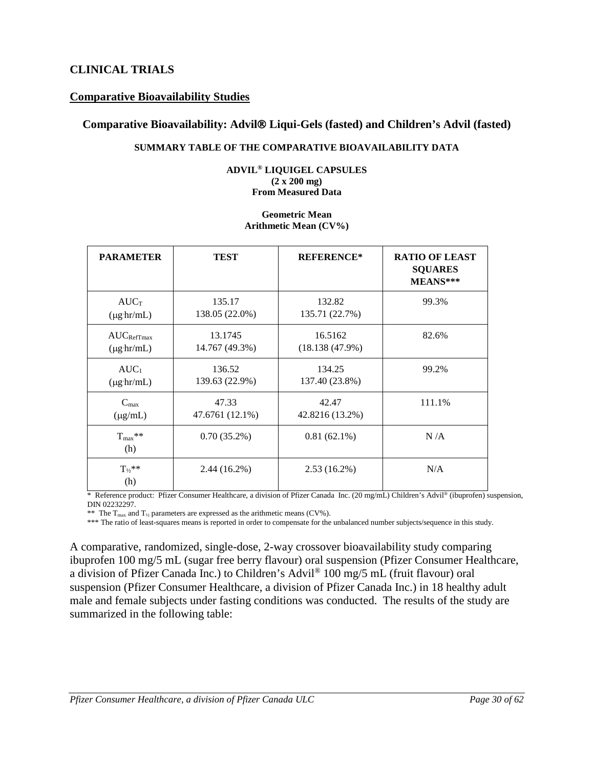## CLINICAL TRIALS

### Comparative Bioavailability Studies

### Comparative Bioavailability: Advil® Liqui-Gels (fasted) and Children's Advil (fasted)

**SUMMARY TABLE OF THE COMPARATIVE BIOAVAILABILITY DATA**

**ADVIL® LIQUIGEL CAPSULES**
**(2 x 200 mg)**
**From Measured Data**

**Geometric Mean**
**Arithmetic Mean (CV%)**

| PARAMETER | TEST | REFERENCE* | RATIO OF LEAST SQUARES MEANS*** |
|---|---|---|---|
| $AUC_T$ (μg·hr/mL) | 135.17<br>138.05 (22.0%) | 132.82<br>135.71 (22.7%) | 99.3% |
| $AUC_{RefTmax}$ (μg·hr/mL) | 13.1745<br>14.767 (49.3%) | 16.5162<br>(18.138 (47.9%) | 82.6% |
| $AUC_I$ (μg·hr/mL) | 136.52<br>139.63 (22.9%) | 134.25<br>137.40 (23.8%) | 99.2% |
| $C_{max}$ (μg/mL) | 47.33<br>47.6761 (12.1%) | 42.47<br>42.8216 (13.2%) | 111.1% |
| $T_{max}$** (h) | 0.70 (35.2%) | 0.81 (62.1%) | N /A |
| $T_{½}$** (h) | 2.44 (16.2%) | 2.53 (16.2%) | N/A |

\* Reference product: Pfizer Consumer Healthcare, a division of Pfizer Canada Inc. (20 mg/mL) Children's Advil® (ibuprofen) suspension, DIN 02232297.

** The $T_{max}$ and $T_{½}$ parameters are expressed as the arithmetic means (CV%).

*** The ratio of least-squares means is reported in order to compensate for the unbalanced number subjects/sequence in this study.

A comparative, randomized, single-dose, 2-way crossover bioavailability study comparing ibuprofen 100 mg/5 mL (sugar free berry flavour) oral suspension (Pfizer Consumer Healthcare, a division of Pfizer Canada Inc.) to Children's Advil® 100 mg/5 mL (fruit flavour) oral suspension (Pfizer Consumer Healthcare, a division of Pfizer Canada Inc.) in 18 healthy adult male and female subjects under fasting conditions was conducted. The results of the study are summarized in the following table: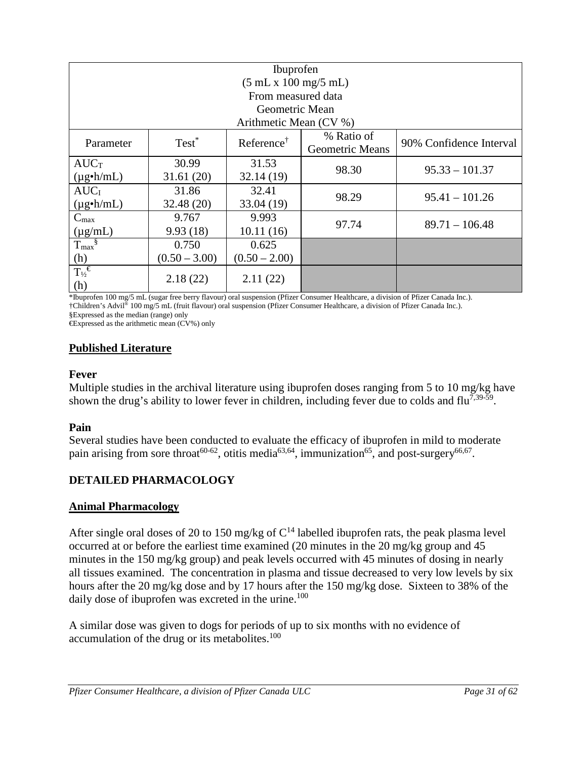| Ibuprofen (5 mL x 100 mg/5 mL) From measured data Geometric Mean Arithmetic Mean (CV %) | | | | |
|---|---|---|---|---|
| Parameter | Test* | Reference† | % Ratio of Geometric Means | 90% Confidence Interval |
| $AUC_T$ (µg•h/mL) | 30.99<br>31.61 (20) | 31.53<br>32.14 (19) | 98.30 | 95.33 – 101.37 |
| $AUC_I$ (µg•h/mL) | 31.86<br>32.48 (20) | 32.41<br>33.04 (19) | 98.29 | 95.41 – 101.26 |
| $C_{max}$ (µg/mL) | 9.767<br>9.93 (18) | 9.993<br>10.11 (16) | 97.74 | 89.71 – 106.48 |
| $T_{max}$§ (h) | 0.750<br>(0.50 – 3.00) | 0.625<br>(0.50 – 2.00) | | |
| $T_{½}$€ (h) | 2.18 (22) | 2.11 (22) | | |

*Ibuprofen 100 mg/5 mL (sugar free berry flavour) oral suspension (Pfizer Consumer Healthcare, a division of Pfizer Canada Inc.).
†Children's Advil® 100 mg/5 mL (fruit flavour) oral suspension (Pfizer Consumer Healthcare, a division of Pfizer Canada Inc.).
§Expressed as the median (range) only
€Expressed as the arithmetic mean (CV%) only

## Published Literature

**Fever**

Multiple studies in the archival literature using ibuprofen doses ranging from 5 to 10 mg/kg have shown the drug's ability to lower fever in children, including fever due to colds and flu[7,39-59].

**Pain**

Several studies have been conducted to evaluate the efficacy of ibuprofen in mild to moderate pain arising from sore throat[60-62], otitis media[63,64], immunization[65], and post-surgery[66,67].

# DETAILED PHARMACOLOGY

## Animal Pharmacology

After single oral doses of 20 to 150 mg/kg of $C^{14}$ labelled ibuprofen rats, the peak plasma level occurred at or before the earliest time examined (20 minutes in the 20 mg/kg group and 45 minutes in the 150 mg/kg group) and peak levels occurred with 45 minutes of dosing in nearly all tissues examined. The concentration in plasma and tissue decreased to very low levels by six hours after the 20 mg/kg dose and by 17 hours after the 150 mg/kg dose. Sixteen to 38% of the daily dose of ibuprofen was excreted in the urine.[100]

A similar dose was given to dogs for periods of up to six months with no evidence of accumulation of the drug or its metabolites.[100]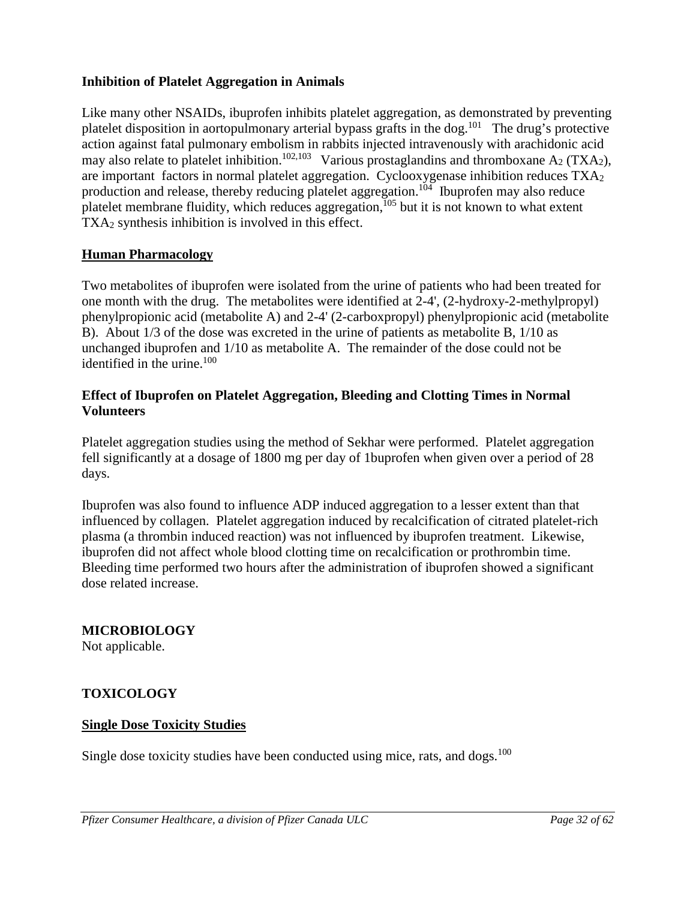**Inhibition of Platelet Aggregation in Animals**

Like many other NSAIDs, ibuprofen inhibits platelet aggregation, as demonstrated by preventing platelet disposition in aortopulmonary arterial bypass grafts in the dog.[101] The drug's protective action against fatal pulmonary embolism in rabbits injected intravenously with arachidonic acid may also relate to platelet inhibition.[102,103] Various prostaglandins and thromboxane $A_2$ ($TXA_2$), are important factors in normal platelet aggregation. Cyclooxygenase inhibition reduces $TXA_2$ production and release, thereby reducing platelet aggregation.[104] Ibuprofen may also reduce platelet membrane fluidity, which reduces aggregation,[105] but it is not known to what extent $TXA_2$ synthesis inhibition is involved in this effect.

## Human Pharmacology

Two metabolites of ibuprofen were isolated from the urine of patients who had been treated for one month with the drug. The metabolites were identified at 2-4', (2-hydroxy-2-methylpropyl) phenylpropionic acid (metabolite A) and 2-4' (2-carboxpropyl) phenylpropionic acid (metabolite B). About 1/3 of the dose was excreted in the urine of patients as metabolite B, 1/10 as unchanged ibuprofen and 1/10 as metabolite A. The remainder of the dose could not be identified in the urine.[100]

**Effect of Ibuprofen on Platelet Aggregation, Bleeding and Clotting Times in Normal Volunteers**

Platelet aggregation studies using the method of Sekhar were performed. Platelet aggregation fell significantly at a dosage of 1800 mg per day of 1buprofen when given over a period of 28 days.

Ibuprofen was also found to influence ADP induced aggregation to a lesser extent than that influenced by collagen. Platelet aggregation induced by recalcification of citrated platelet-rich plasma (a thrombin induced reaction) was not influenced by ibuprofen treatment. Likewise, ibuprofen did not affect whole blood clotting time on recalcification or prothrombin time. Bleeding time performed two hours after the administration of ibuprofen showed a significant dose related increase.

# MICROBIOLOGY

Not applicable.

# TOXICOLOGY

## Single Dose Toxicity Studies

Single dose toxicity studies have been conducted using mice, rats, and dogs.[100]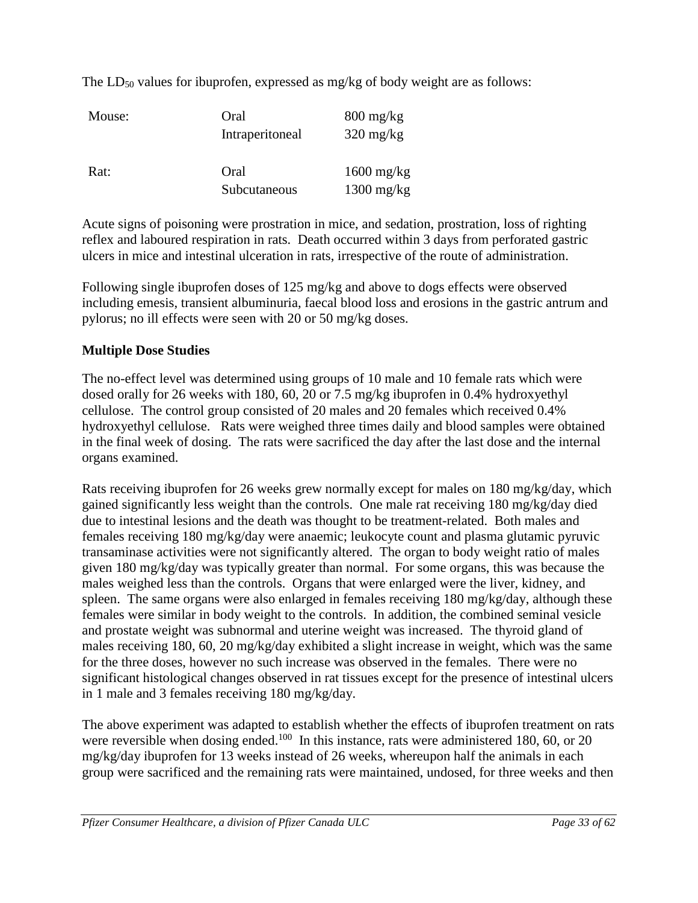The $LD_{50}$ values for ibuprofen, expressed as mg/kg of body weight are as follows:

| | | |
|---|---|---|
| Mouse: | Oral | 800 mg/kg |
| | Intraperitoneal | 320 mg/kg |
| Rat: | Oral | 1600 mg/kg |
| | Subcutaneous | 1300 mg/kg |

Acute signs of poisoning were prostration in mice, and sedation, prostration, loss of righting reflex and laboured respiration in rats. Death occurred within 3 days from perforated gastric ulcers in mice and intestinal ulceration in rats, irrespective of the route of administration.

Following single ibuprofen doses of 125 mg/kg and above to dogs effects were observed including emesis, transient albuminuria, faecal blood loss and erosions in the gastric antrum and pylorus; no ill effects were seen with 20 or 50 mg/kg doses.

**Multiple Dose Studies**

The no-effect level was determined using groups of 10 male and 10 female rats which were dosed orally for 26 weeks with 180, 60, 20 or 7.5 mg/kg ibuprofen in 0.4% hydroxyethyl cellulose. The control group consisted of 20 males and 20 females which received 0.4% hydroxyethyl cellulose. Rats were weighed three times daily and blood samples were obtained in the final week of dosing. The rats were sacrificed the day after the last dose and the internal organs examined.

Rats receiving ibuprofen for 26 weeks grew normally except for males on 180 mg/kg/day, which gained significantly less weight than the controls. One male rat receiving 180 mg/kg/day died due to intestinal lesions and the death was thought to be treatment-related. Both males and females receiving 180 mg/kg/day were anaemic; leukocyte count and plasma glutamic pyruvic transaminase activities were not significantly altered. The organ to body weight ratio of males given 180 mg/kg/day was typically greater than normal. For some organs, this was because the males weighed less than the controls. Organs that were enlarged were the liver, kidney, and spleen. The same organs were also enlarged in females receiving 180 mg/kg/day, although these females were similar in body weight to the controls. In addition, the combined seminal vesicle and prostate weight was subnormal and uterine weight was increased. The thyroid gland of males receiving 180, 60, 20 mg/kg/day exhibited a slight increase in weight, which was the same for the three doses, however no such increase was observed in the females. There were no significant histological changes observed in rat tissues except for the presence of intestinal ulcers in 1 male and 3 females receiving 180 mg/kg/day.

The above experiment was adapted to establish whether the effects of ibuprofen treatment on rats were reversible when dosing ended.[100] In this instance, rats were administered 180, 60, or 20 mg/kg/day ibuprofen for 13 weeks instead of 26 weeks, whereupon half the animals in each group were sacrificed and the remaining rats were maintained, undosed, for three weeks and then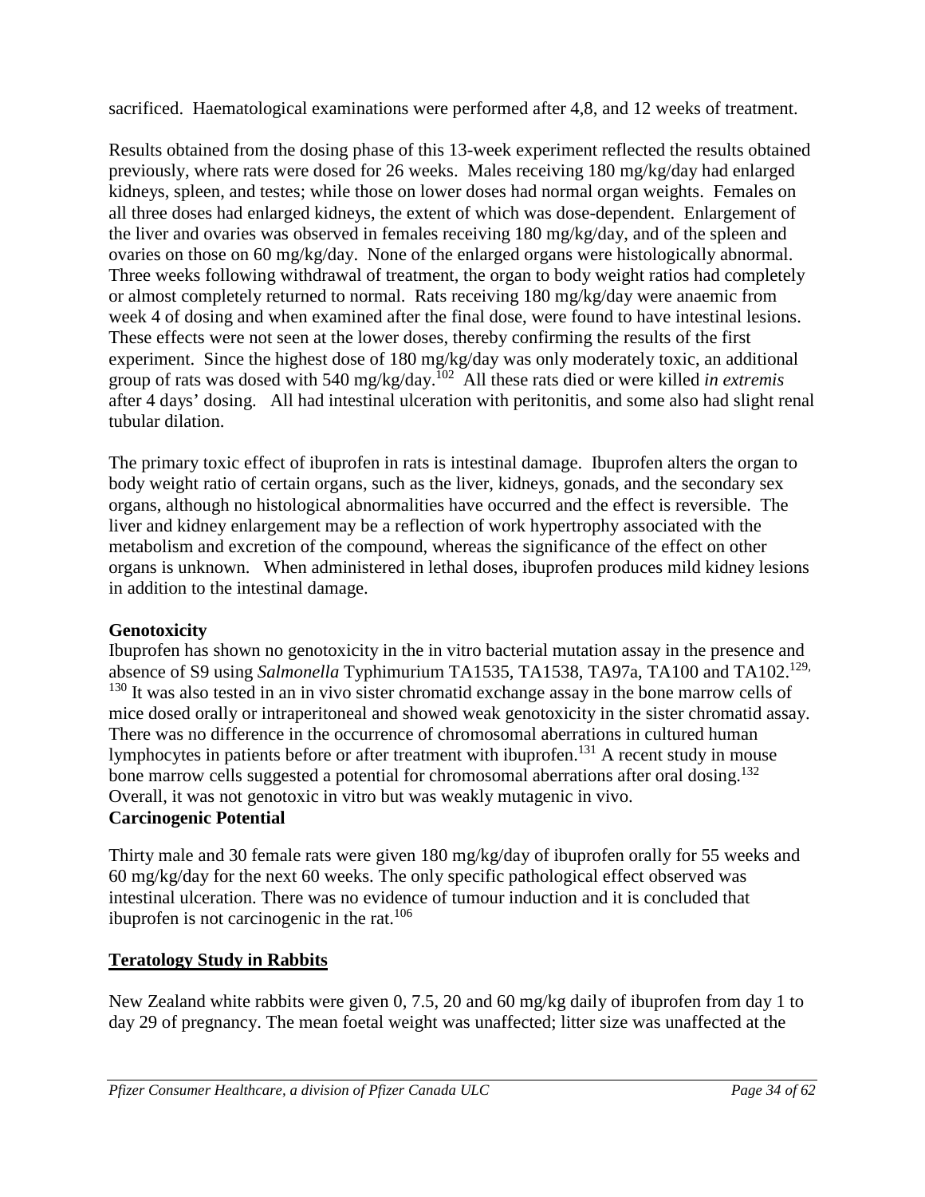sacrificed. Haematological examinations were performed after 4,8, and 12 weeks of treatment.

Results obtained from the dosing phase of this 13-week experiment reflected the results obtained previously, where rats were dosed for 26 weeks. Males receiving 180 mg/kg/day had enlarged kidneys, spleen, and testes; while those on lower doses had normal organ weights. Females on all three doses had enlarged kidneys, the extent of which was dose-dependent. Enlargement of the liver and ovaries was observed in females receiving 180 mg/kg/day, and of the spleen and ovaries on those on 60 mg/kg/day. None of the enlarged organs were histologically abnormal. Three weeks following withdrawal of treatment, the organ to body weight ratios had completely or almost completely returned to normal. Rats receiving 180 mg/kg/day were anaemic from week 4 of dosing and when examined after the final dose, were found to have intestinal lesions. These effects were not seen at the lower doses, thereby confirming the results of the first experiment. Since the highest dose of 180 mg/kg/day was only moderately toxic, an additional group of rats was dosed with 540 mg/kg/day.[102] All these rats died or were killed *in extremis* after 4 days' dosing. All had intestinal ulceration with peritonitis, and some also had slight renal tubular dilation.

The primary toxic effect of ibuprofen in rats is intestinal damage. Ibuprofen alters the organ to body weight ratio of certain organs, such as the liver, kidneys, gonads, and the secondary sex organs, although no histological abnormalities have occurred and the effect is reversible. The liver and kidney enlargement may be a reflection of work hypertrophy associated with the metabolism and excretion of the compound, whereas the significance of the effect on other organs is unknown. When administered in lethal doses, ibuprofen produces mild kidney lesions in addition to the intestinal damage.

**Genotoxicity**

Ibuprofen has shown no genotoxicity in the in vitro bacterial mutation assay in the presence and absence of S9 using *Salmonella* Typhimurium TA1535, TA1538, TA97a, TA100 and TA102.[129, 130] It was also tested in an in vivo sister chromatid exchange assay in the bone marrow cells of mice dosed orally or intraperitoneal and showed weak genotoxicity in the sister chromatid assay. There was no difference in the occurrence of chromosomal aberrations in cultured human lymphocytes in patients before or after treatment with ibuprofen.[131] A recent study in mouse bone marrow cells suggested a potential for chromosomal aberrations after oral dosing.[132] Overall, it was not genotoxic in vitro but was weakly mutagenic in vivo.

**Carcinogenic Potential**

Thirty male and 30 female rats were given 180 mg/kg/day of ibuprofen orally for 55 weeks and 60 mg/kg/day for the next 60 weeks. The only specific pathological effect observed was intestinal ulceration. There was no evidence of tumour induction and it is concluded that ibuprofen is not carcinogenic in the rat.[106]

**Teratology Study in Rabbits**

New Zealand white rabbits were given 0, 7.5, 20 and 60 mg/kg daily of ibuprofen from day 1 to day 29 of pregnancy. The mean foetal weight was unaffected; litter size was unaffected at the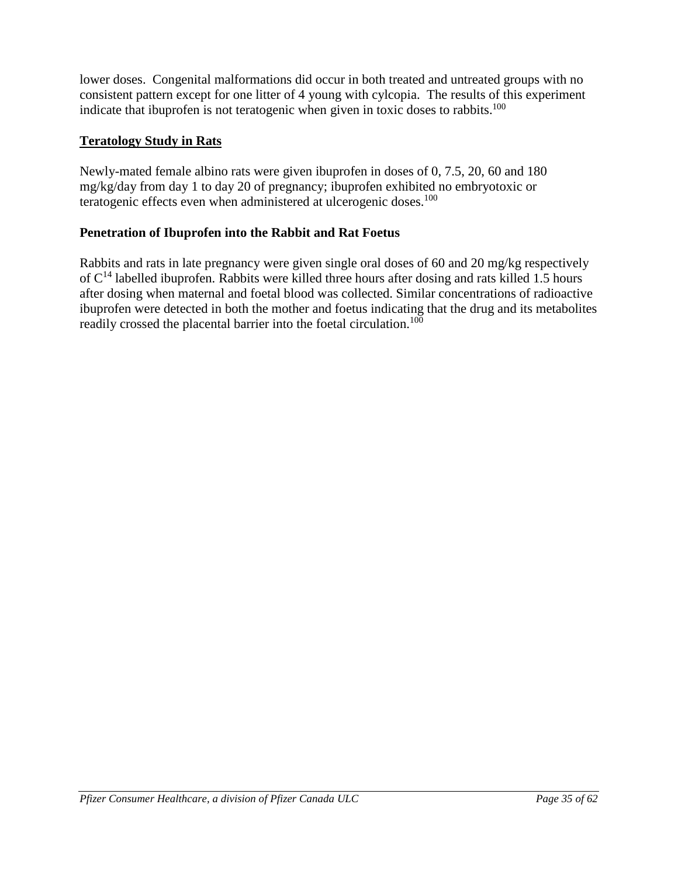lower doses. Congenital malformations did occur in both treated and untreated groups with no consistent pattern except for one litter of 4 young with cylcopia. The results of this experiment indicate that ibuprofen is not teratogenic when given in toxic doses to rabbits.[100]

**Teratology Study in Rats**

Newly-mated female albino rats were given ibuprofen in doses of 0, 7.5, 20, 60 and 180 mg/kg/day from day 1 to day 20 of pregnancy; ibuprofen exhibited no embryotoxic or teratogenic effects even when administered at ulcerogenic doses.[100]

**Penetration of Ibuprofen into the Rabbit and Rat Foetus**

Rabbits and rats in late pregnancy were given single oral doses of 60 and 20 mg/kg respectively of $C^{14}$ labelled ibuprofen. Rabbits were killed three hours after dosing and rats killed 1.5 hours after dosing when maternal and foetal blood was collected. Similar concentrations of radioactive ibuprofen were detected in both the mother and foetus indicating that the drug and its metabolites readily crossed the placental barrier into the foetal circulation.[100]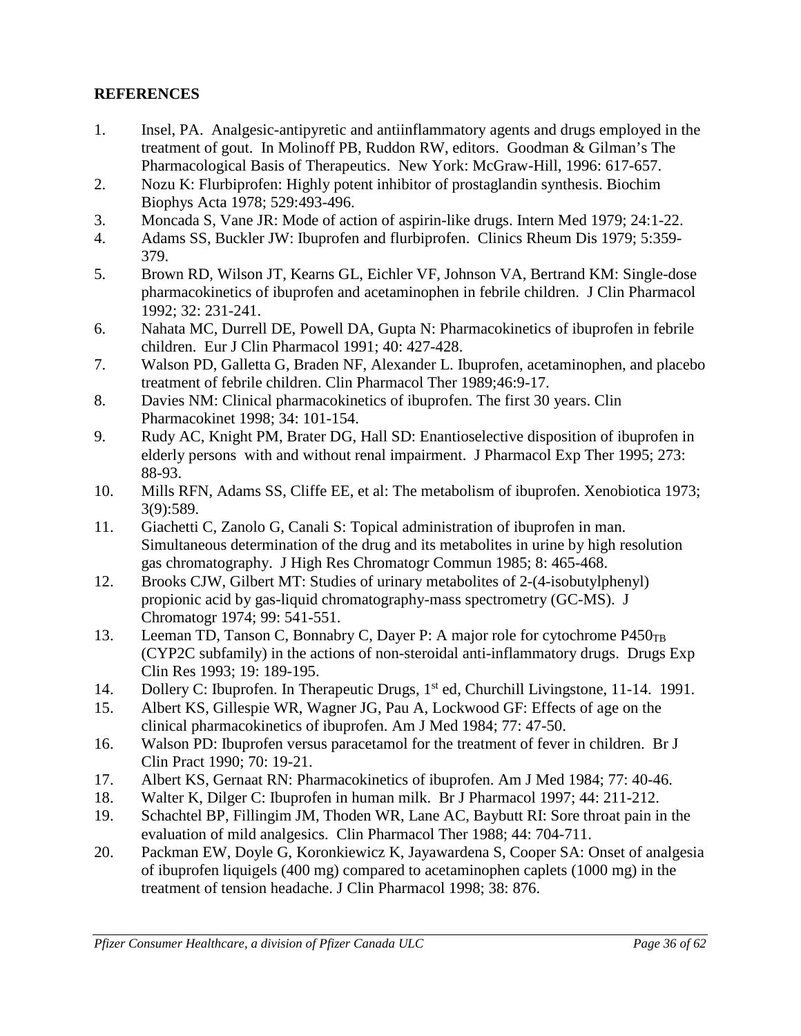**REFERENCES**

1. Insel, PA. Analgesic-antipyretic and antiinflammatory agents and drugs employed in the treatment of gout. In Molinoff PB, Ruddon RW, editors. Goodman & Gilman's The Pharmacological Basis of Therapeutics. New York: McGraw-Hill, 1996: 617-657.
2. Nozu K: Flurbiprofen: Highly potent inhibitor of prostaglandin synthesis. Biochim Biophys Acta 1978; 529:493-496.
3. Moncada S, Vane JR: Mode of action of aspirin-like drugs. Intern Med 1979; 24:1-22.
4. Adams SS, Buckler JW: Ibuprofen and flurbiprofen. Clinics Rheum Dis 1979; 5:359-379.
5. Brown RD, Wilson JT, Kearns GL, Eichler VF, Johnson VA, Bertrand KM: Single-dose pharmacokinetics of ibuprofen and acetaminophen in febrile children. J Clin Pharmacol 1992; 32: 231-241.
6. Nahata MC, Durrell DE, Powell DA, Gupta N: Pharmacokinetics of ibuprofen in febrile children. Eur J Clin Pharmacol 1991; 40: 427-428.
7. Walson PD, Galletta G, Braden NF, Alexander L. Ibuprofen, acetaminophen, and placebo treatment of febrile children. Clin Pharmacol Ther 1989;46:9-17.
8. Davies NM: Clinical pharmacokinetics of ibuprofen. The first 30 years. Clin Pharmacokinet 1998; 34: 101-154.
9. Rudy AC, Knight PM, Brater DG, Hall SD: Enantioselective disposition of ibuprofen in elderly persons with and without renal impairment. J Pharmacol Exp Ther 1995; 273: 88-93.
10. Mills RFN, Adams SS, Cliffe EE, et al: The metabolism of ibuprofen. Xenobiotica 1973; 3(9):589.
11. Giachetti C, Zanolo G, Canali S: Topical administration of ibuprofen in man. Simultaneous determination of the drug and its metabolites in urine by high resolution gas chromatography. J High Res Chromatogr Commun 1985; 8: 465-468.
12. Brooks CJW, Gilbert MT: Studies of urinary metabolites of 2-(4-isobutylphenyl) propionic acid by gas-liquid chromatography-mass spectrometry (GC-MS). J Chromatogr 1974; 99: 541-551.
13. Leeman TD, Tanson C, Bonnabry C, Dayer P: A major role for cytochrome $P450_{TB}$ (CYP2C subfamily) in the actions of non-steroidal anti-inflammatory drugs. Drugs Exp Clin Res 1993; 19: 189-195.
14. Dollery C: Ibuprofen. In Therapeutic Drugs, 1st ed, Churchill Livingstone, 11-14. 1991.
15. Albert KS, Gillespie WR, Wagner JG, Pau A, Lockwood GF: Effects of age on the clinical pharmacokinetics of ibuprofen. Am J Med 1984; 77: 47-50.
16. Walson PD: Ibuprofen versus paracetamol for the treatment of fever in children. Br J Clin Pract 1990; 70: 19-21.
17. Albert KS, Gernaat RN: Pharmacokinetics of ibuprofen. Am J Med 1984; 77: 40-46.
18. Walter K, Dilger C: Ibuprofen in human milk. Br J Pharmacol 1997; 44: 211-212.
19. Schachtel BP, Fillingim JM, Thoden WR, Lane AC, Baybutt RI: Sore throat pain in the evaluation of mild analgesics. Clin Pharmacol Ther 1988; 44: 704-711.
20. Packman EW, Doyle G, Koronkiewicz K, Jayawardena S, Cooper SA: Onset of analgesia of ibuprofen liquigels (400 mg) compared to acetaminophen caplets (1000 mg) in the treatment of tension headache. J Clin Pharmacol 1998; 38: 876.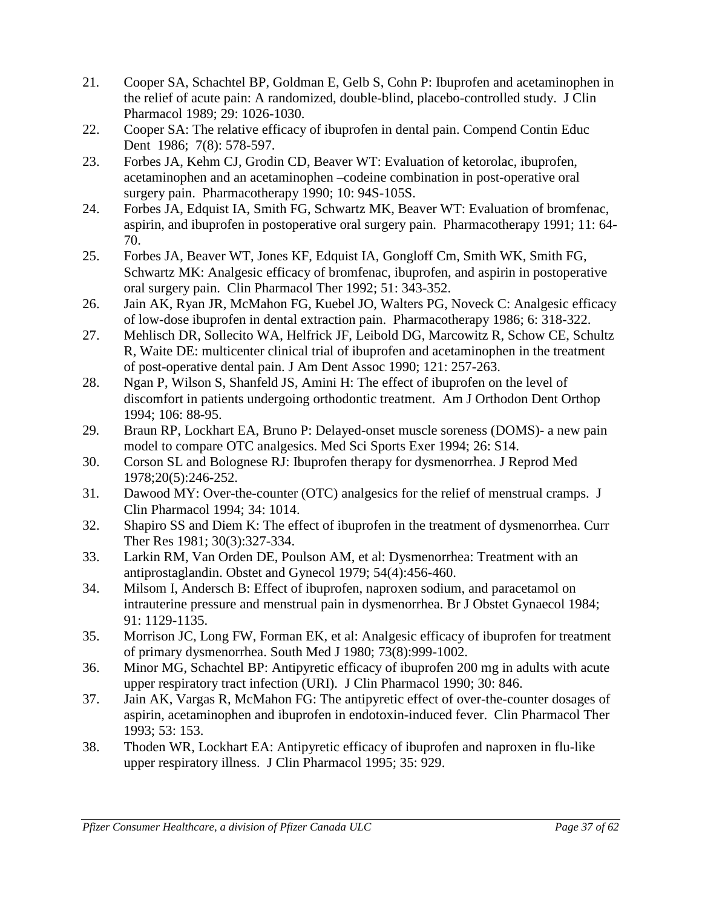21. Cooper SA, Schachtel BP, Goldman E, Gelb S, Cohn P: Ibuprofen and acetaminophen in the relief of acute pain: A randomized, double-blind, placebo-controlled study. J Clin Pharmacol 1989; 29: 1026-1030.
22. Cooper SA: The relative efficacy of ibuprofen in dental pain. Compend Contin Educ Dent 1986; 7(8): 578-597.
23. Forbes JA, Kehm CJ, Grodin CD, Beaver WT: Evaluation of ketorolac, ibuprofen, acetaminophen and an acetaminophen –codeine combination in post-operative oral surgery pain. Pharmacotherapy 1990; 10: 94S-105S.
24. Forbes JA, Edquist IA, Smith FG, Schwartz MK, Beaver WT: Evaluation of bromfenac, aspirin, and ibuprofen in postoperative oral surgery pain. Pharmacotherapy 1991; 11: 64-70.
25. Forbes JA, Beaver WT, Jones KF, Edquist IA, Gongloff Cm, Smith WK, Smith FG, Schwartz MK: Analgesic efficacy of bromfenac, ibuprofen, and aspirin in postoperative oral surgery pain. Clin Pharmacol Ther 1992; 51: 343-352.
26. Jain AK, Ryan JR, McMahon FG, Kuebel JO, Walters PG, Noveck C: Analgesic efficacy of low-dose ibuprofen in dental extraction pain. Pharmacotherapy 1986; 6: 318-322.
27. Mehlisch DR, Sollecito WA, Helfrick JF, Leibold DG, Marcowitz R, Schow CE, Schultz R, Waite DE: multicenter clinical trial of ibuprofen and acetaminophen in the treatment of post-operative dental pain. J Am Dent Assoc 1990; 121: 257-263.
28. Ngan P, Wilson S, Shanfeld JS, Amini H: The effect of ibuprofen on the level of discomfort in patients undergoing orthodontic treatment. Am J Orthodon Dent Orthop 1994; 106: 88-95.
29. Braun RP, Lockhart EA, Bruno P: Delayed-onset muscle soreness (DOMS)- a new pain model to compare OTC analgesics. Med Sci Sports Exer 1994; 26: S14.
30. Corson SL and Bolognese RJ: Ibuprofen therapy for dysmenorrhea. J Reprod Med 1978;20(5):246-252.
31. Dawood MY: Over-the-counter (OTC) analgesics for the relief of menstrual cramps. J Clin Pharmacol 1994; 34: 1014.
32. Shapiro SS and Diem K: The effect of ibuprofen in the treatment of dysmenorrhea. Curr Ther Res 1981; 30(3):327-334.
33. Larkin RM, Van Orden DE, Poulson AM, et al: Dysmenorrhea: Treatment with an antiprostaglandin. Obstet and Gynecol 1979; 54(4):456-460.
34. Milsom I, Andersch B: Effect of ibuprofen, naproxen sodium, and paracetamol on intrauterine pressure and menstrual pain in dysmenorrhea. Br J Obstet Gynaecol 1984; 91: 1129-1135.
35. Morrison JC, Long FW, Forman EK, et al: Analgesic efficacy of ibuprofen for treatment of primary dysmenorrhea. South Med J 1980; 73(8):999-1002.
36. Minor MG, Schachtel BP: Antipyretic efficacy of ibuprofen 200 mg in adults with acute upper respiratory tract infection (URI). J Clin Pharmacol 1990; 30: 846.
37. Jain AK, Vargas R, McMahon FG: The antipyretic effect of over-the-counter dosages of aspirin, acetaminophen and ibuprofen in endotoxin-induced fever. Clin Pharmacol Ther 1993; 53: 153.
38. Thoden WR, Lockhart EA: Antipyretic efficacy of ibuprofen and naproxen in flu-like upper respiratory illness. J Clin Pharmacol 1995; 35: 929.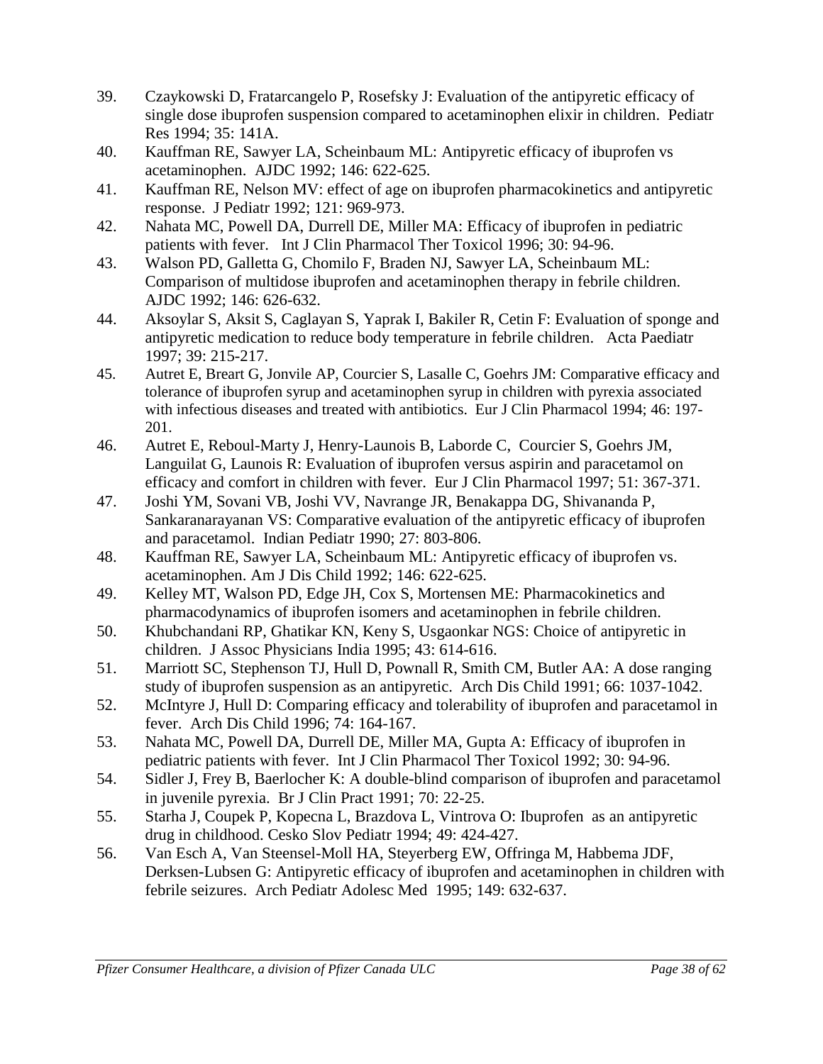39. Czaykowski D, Fratarcangelo P, Rosefsky J: Evaluation of the antipyretic efficacy of single dose ibuprofen suspension compared to acetaminophen elixir in children. Pediatr Res 1994; 35: 141A.
40. Kauffman RE, Sawyer LA, Scheinbaum ML: Antipyretic efficacy of ibuprofen vs acetaminophen. AJDC 1992; 146: 622-625.
41. Kauffman RE, Nelson MV: effect of age on ibuprofen pharmacokinetics and antipyretic response. J Pediatr 1992; 121: 969-973.
42. Nahata MC, Powell DA, Durrell DE, Miller MA: Efficacy of ibuprofen in pediatric patients with fever. Int J Clin Pharmacol Ther Toxicol 1996; 30: 94-96.
43. Walson PD, Galletta G, Chomilo F, Braden NJ, Sawyer LA, Scheinbaum ML: Comparison of multidose ibuprofen and acetaminophen therapy in febrile children. AJDC 1992; 146: 626-632.
44. Aksoylar S, Aksit S, Caglayan S, Yaprak I, Bakiler R, Cetin F: Evaluation of sponge and antipyretic medication to reduce body temperature in febrile children. Acta Paediatr 1997; 39: 215-217.
45. Autret E, Breart G, Jonvile AP, Courcier S, Lasalle C, Goehrs JM: Comparative efficacy and tolerance of ibuprofen syrup and acetaminophen syrup in children with pyrexia associated with infectious diseases and treated with antibiotics. Eur J Clin Pharmacol 1994; 46: 197-201.
46. Autret E, Reboul-Marty J, Henry-Launois B, Laborde C, Courcier S, Goehrs JM, Languilat G, Launois R: Evaluation of ibuprofen versus aspirin and paracetamol on efficacy and comfort in children with fever. Eur J Clin Pharmacol 1997; 51: 367-371.
47. Joshi YM, Sovani VB, Joshi VV, Navrange JR, Benakappa DG, Shivananda P, Sankaranarayanan VS: Comparative evaluation of the antipyretic efficacy of ibuprofen and paracetamol. Indian Pediatr 1990; 27: 803-806.
48. Kauffman RE, Sawyer LA, Scheinbaum ML: Antipyretic efficacy of ibuprofen vs. acetaminophen. Am J Dis Child 1992; 146: 622-625.
49. Kelley MT, Walson PD, Edge JH, Cox S, Mortensen ME: Pharmacokinetics and pharmacodynamics of ibuprofen isomers and acetaminophen in febrile children.
50. Khubchandani RP, Ghatikar KN, Keny S, Usgaonkar NGS: Choice of antipyretic in children. J Assoc Physicians India 1995; 43: 614-616.
51. Marriott SC, Stephenson TJ, Hull D, Pownall R, Smith CM, Butler AA: A dose ranging study of ibuprofen suspension as an antipyretic. Arch Dis Child 1991; 66: 1037-1042.
52. McIntyre J, Hull D: Comparing efficacy and tolerability of ibuprofen and paracetamol in fever. Arch Dis Child 1996; 74: 164-167.
53. Nahata MC, Powell DA, Durrell DE, Miller MA, Gupta A: Efficacy of ibuprofen in pediatric patients with fever. Int J Clin Pharmacol Ther Toxicol 1992; 30: 94-96.
54. Sidler J, Frey B, Baerlocher K: A double-blind comparison of ibuprofen and paracetamol in juvenile pyrexia. Br J Clin Pract 1991; 70: 22-25.
55. Starha J, Coupek P, Kopecna L, Brazdova L, Vintrova O: Ibuprofen as an antipyretic drug in childhood. Cesko Slov Pediatr 1994; 49: 424-427.
56. Van Esch A, Van Steensel-Moll HA, Steyerberg EW, Offringa M, Habbema JDF, Derksen-Lubsen G: Antipyretic efficacy of ibuprofen and acetaminophen in children with febrile seizures. Arch Pediatr Adolesc Med 1995; 149: 632-637.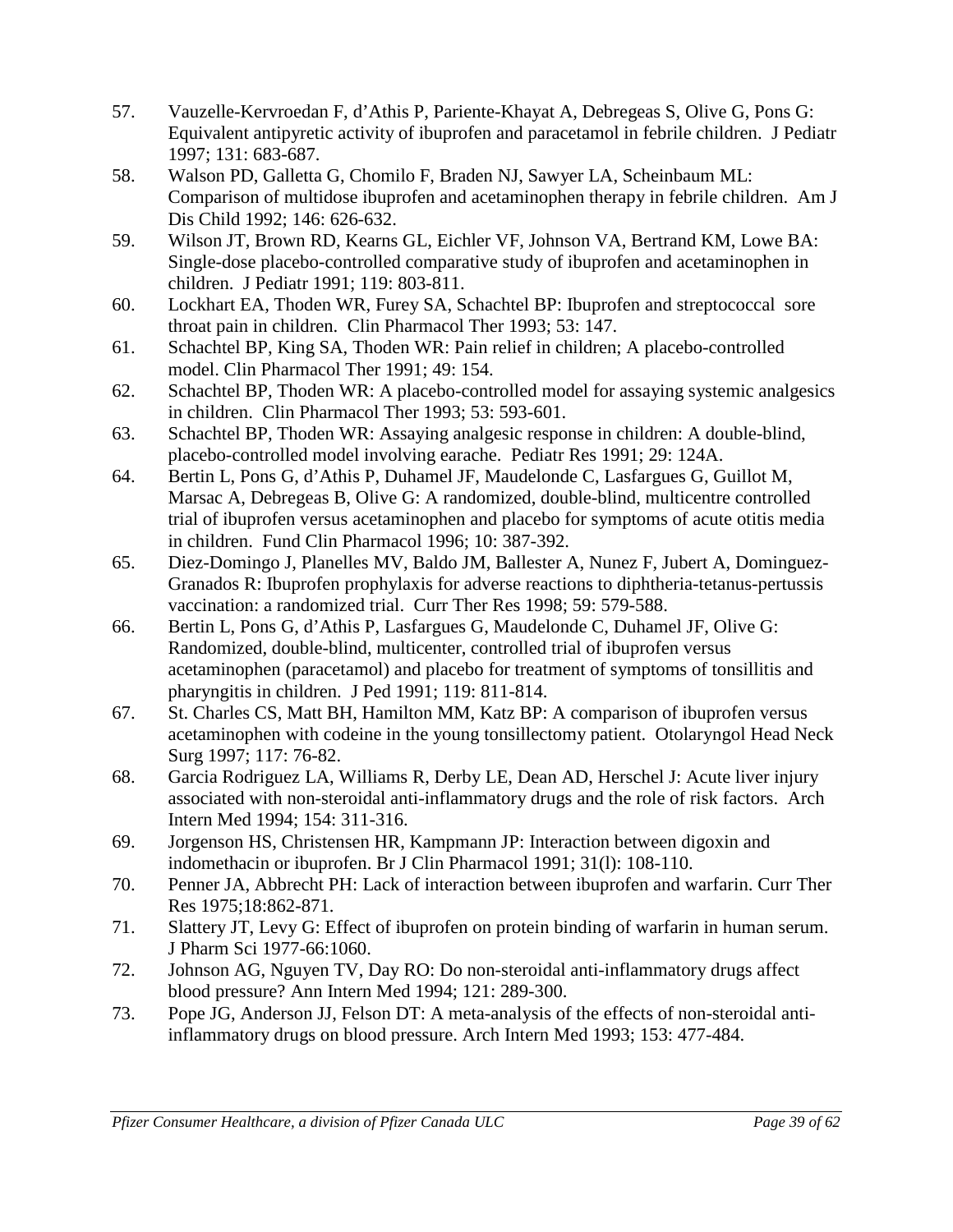57. Vauzelle-Kervroedan F, d'Athis P, Pariente-Khayat A, Debregeas S, Olive G, Pons G: Equivalent antipyretic activity of ibuprofen and paracetamol in febrile children. J Pediatr 1997; 131: 683-687.
58. Walson PD, Galletta G, Chomilo F, Braden NJ, Sawyer LA, Scheinbaum ML: Comparison of multidose ibuprofen and acetaminophen therapy in febrile children. Am J Dis Child 1992; 146: 626-632.
59. Wilson JT, Brown RD, Kearns GL, Eichler VF, Johnson VA, Bertrand KM, Lowe BA: Single-dose placebo-controlled comparative study of ibuprofen and acetaminophen in children. J Pediatr 1991; 119: 803-811.
60. Lockhart EA, Thoden WR, Furey SA, Schachtel BP: Ibuprofen and streptococcal sore throat pain in children. Clin Pharmacol Ther 1993; 53: 147.
61. Schachtel BP, King SA, Thoden WR: Pain relief in children; A placebo-controlled model. Clin Pharmacol Ther 1991; 49: 154.
62. Schachtel BP, Thoden WR: A placebo-controlled model for assaying systemic analgesics in children. Clin Pharmacol Ther 1993; 53: 593-601.
63. Schachtel BP, Thoden WR: Assaying analgesic response in children: A double-blind, placebo-controlled model involving earache. Pediatr Res 1991; 29: 124A.
64. Bertin L, Pons G, d'Athis P, Duhamel JF, Maudelonde C, Lasfargues G, Guillot M, Marsac A, Debregeas B, Olive G: A randomized, double-blind, multicentre controlled trial of ibuprofen versus acetaminophen and placebo for symptoms of acute otitis media in children. Fund Clin Pharmacol 1996; 10: 387-392.
65. Diez-Domingo J, Planelles MV, Baldo JM, Ballester A, Nunez F, Jubert A, Dominguez-Granados R: Ibuprofen prophylaxis for adverse reactions to diphtheria-tetanus-pertussis vaccination: a randomized trial. Curr Ther Res 1998; 59: 579-588.
66. Bertin L, Pons G, d'Athis P, Lasfargues G, Maudelonde C, Duhamel JF, Olive G: Randomized, double-blind, multicenter, controlled trial of ibuprofen versus acetaminophen (paracetamol) and placebo for treatment of symptoms of tonsillitis and pharyngitis in children. J Ped 1991; 119: 811-814.
67. St. Charles CS, Matt BH, Hamilton MM, Katz BP: A comparison of ibuprofen versus acetaminophen with codeine in the young tonsillectomy patient. Otolaryngol Head Neck Surg 1997; 117: 76-82.
68. Garcia Rodriguez LA, Williams R, Derby LE, Dean AD, Herschel J: Acute liver injury associated with non-steroidal anti-inflammatory drugs and the role of risk factors. Arch Intern Med 1994; 154: 311-316.
69. Jorgenson HS, Christensen HR, Kampmann JP: Interaction between digoxin and indomethacin or ibuprofen. Br J Clin Pharmacol 1991; 31(l): 108-110.
70. Penner JA, Abbrecht PH: Lack of interaction between ibuprofen and warfarin. Curr Ther Res 1975;18:862-871.
71. Slattery JT, Levy G: Effect of ibuprofen on protein binding of warfarin in human serum. J Pharm Sci 1977-66:1060.
72. Johnson AG, Nguyen TV, Day RO: Do non-steroidal anti-inflammatory drugs affect blood pressure? Ann Intern Med 1994; 121: 289-300.
73. Pope JG, Anderson JJ, Felson DT: A meta-analysis of the effects of non-steroidal anti-inflammatory drugs on blood pressure. Arch Intern Med 1993; 153: 477-484.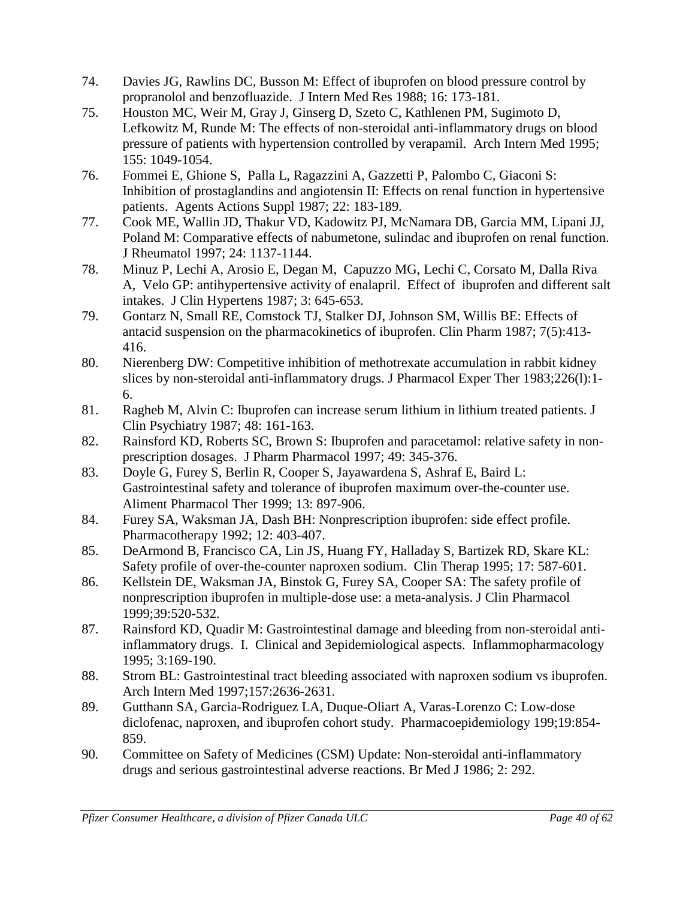74. Davies JG, Rawlins DC, Busson M: Effect of ibuprofen on blood pressure control by propranolol and benzofluazide. J Intern Med Res 1988; 16: 173-181.
75. Houston MC, Weir M, Gray J, Ginserg D, Szeto C, Kathlenen PM, Sugimoto D, Lefkowitz M, Runde M: The effects of non-steroidal anti-inflammatory drugs on blood pressure of patients with hypertension controlled by verapamil. Arch Intern Med 1995; 155: 1049-1054.
76. Fommei E, Ghione S, Palla L, Ragazzini A, Gazzetti P, Palombo C, Giaconi S: Inhibition of prostaglandins and angiotensin II: Effects on renal function in hypertensive patients. Agents Actions Suppl 1987; 22: 183-189.
77. Cook ME, Wallin JD, Thakur VD, Kadowitz PJ, McNamara DB, Garcia MM, Lipani JJ, Poland M: Comparative effects of nabumetone, sulindac and ibuprofen on renal function. J Rheumatol 1997; 24: 1137-1144.
78. Minuz P, Lechi A, Arosio E, Degan M, Capuzzo MG, Lechi C, Corsato M, Dalla Riva A, Velo GP: antihypertensive activity of enalapril. Effect of ibuprofen and different salt intakes. J Clin Hypertens 1987; 3: 645-653.
79. Gontarz N, Small RE, Comstock TJ, Stalker DJ, Johnson SM, Willis BE: Effects of antacid suspension on the pharmacokinetics of ibuprofen. Clin Pharm 1987; 7(5):413-416.
80. Nierenberg DW: Competitive inhibition of methotrexate accumulation in rabbit kidney slices by non-steroidal anti-inflammatory drugs. J Pharmacol Exper Ther 1983;226(l):1-6.
81. Ragheb M, Alvin C: Ibuprofen can increase serum lithium in lithium treated patients. J Clin Psychiatry 1987; 48: 161-163.
82. Rainsford KD, Roberts SC, Brown S: Ibuprofen and paracetamol: relative safety in non-prescription dosages. J Pharm Pharmacol 1997; 49: 345-376.
83. Doyle G, Furey S, Berlin R, Cooper S, Jayawardena S, Ashraf E, Baird L: Gastrointestinal safety and tolerance of ibuprofen maximum over-the-counter use. Aliment Pharmacol Ther 1999; 13: 897-906.
84. Furey SA, Waksman JA, Dash BH: Nonprescription ibuprofen: side effect profile. Pharmacotherapy 1992; 12: 403-407.
85. DeArmond B, Francisco CA, Lin JS, Huang FY, Halladay S, Bartizek RD, Skare KL: Safety profile of over-the-counter naproxen sodium. Clin Therap 1995; 17: 587-601.
86. Kellstein DE, Waksman JA, Binstok G, Furey SA, Cooper SA: The safety profile of nonprescription ibuprofen in multiple-dose use: a meta-analysis. J Clin Pharmacol 1999;39:520-532.
87. Rainsford KD, Quadir M: Gastrointestinal damage and bleeding from non-steroidal anti-inflammatory drugs. I. Clinical and 3epidemiological aspects. Inflammopharmacology 1995; 3:169-190.
88. Strom BL: Gastrointestinal tract bleeding associated with naproxen sodium vs ibuprofen. Arch Intern Med 1997;157:2636-2631.
89. Gutthann SA, Garcia-Rodriguez LA, Duque-Oliart A, Varas-Lorenzo C: Low-dose diclofenac, naproxen, and ibuprofen cohort study. Pharmacoepidemiology 199;19:854-859.
90. Committee on Safety of Medicines (CSM) Update: Non-steroidal anti-inflammatory drugs and serious gastrointestinal adverse reactions. Br Med J 1986; 2: 292.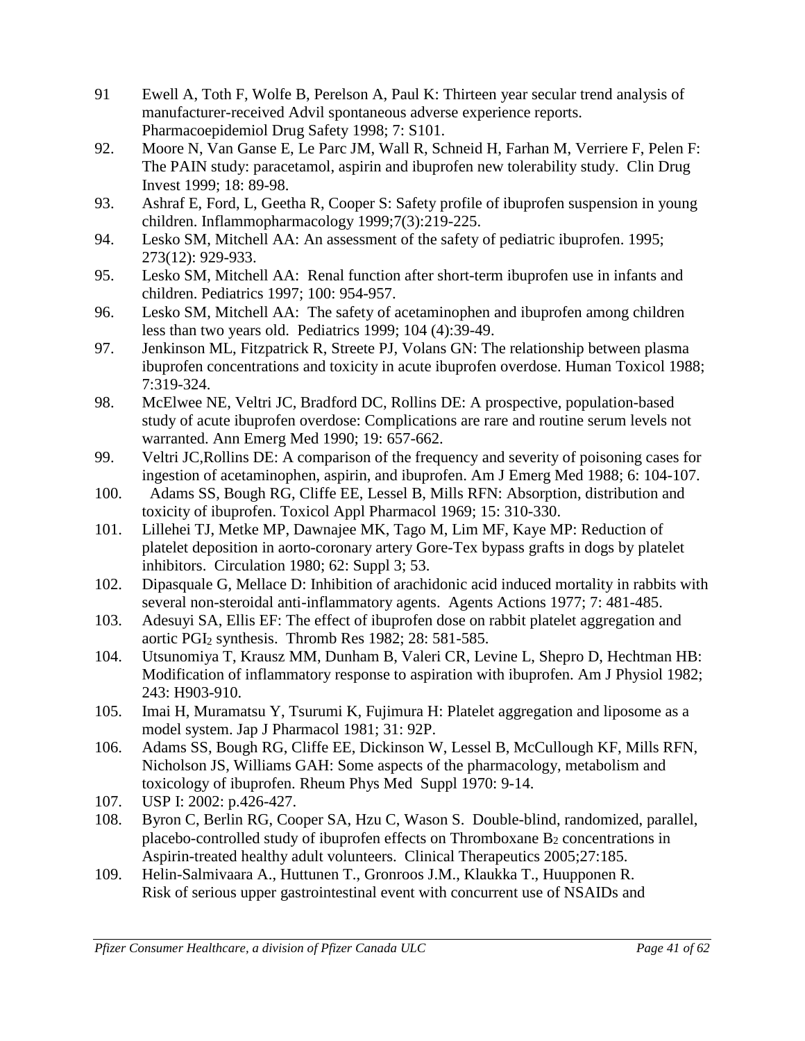91 Ewell A, Toth F, Wolfe B, Perelson A, Paul K: Thirteen year secular trend analysis of manufacturer-received Advil spontaneous adverse experience reports. Pharmacoepidemiol Drug Safety 1998; 7: S101.

92. Moore N, Van Ganse E, Le Parc JM, Wall R, Schneid H, Farhan M, Verriere F, Pelen F: The PAIN study: paracetamol, aspirin and ibuprofen new tolerability study. Clin Drug Invest 1999; 18: 89-98.

93. Ashraf E, Ford, L, Geetha R, Cooper S: Safety profile of ibuprofen suspension in young children. Inflammopharmacology 1999;7(3):219-225.

94. Lesko SM, Mitchell AA: An assessment of the safety of pediatric ibuprofen. 1995; 273(12): 929-933.

95. Lesko SM, Mitchell AA: Renal function after short-term ibuprofen use in infants and children. Pediatrics 1997; 100: 954-957.

96. Lesko SM, Mitchell AA: The safety of acetaminophen and ibuprofen among children less than two years old. Pediatrics 1999; 104 (4):39-49.

97. Jenkinson ML, Fitzpatrick R, Streete PJ, Volans GN: The relationship between plasma ibuprofen concentrations and toxicity in acute ibuprofen overdose. Human Toxicol 1988; 7:319-324.

98. McElwee NE, Veltri JC, Bradford DC, Rollins DE: A prospective, population-based study of acute ibuprofen overdose: Complications are rare and routine serum levels not warranted. Ann Emerg Med 1990; 19: 657-662.

99. Veltri JC,Rollins DE: A comparison of the frequency and severity of poisoning cases for ingestion of acetaminophen, aspirin, and ibuprofen. Am J Emerg Med 1988; 6: 104-107.

100. Adams SS, Bough RG, Cliffe EE, Lessel B, Mills RFN: Absorption, distribution and toxicity of ibuprofen. Toxicol Appl Pharmacol 1969; 15: 310-330.

101. Lillehei TJ, Metke MP, Dawnajee MK, Tago M, Lim MF, Kaye MP: Reduction of platelet deposition in aorto-coronary artery Gore-Tex bypass grafts in dogs by platelet inhibitors. Circulation 1980; 62: Suppl 3; 53.

102. Dipasquale G, Mellace D: Inhibition of arachidonic acid induced mortality in rabbits with several non-steroidal anti-inflammatory agents. Agents Actions 1977; 7: 481-485.

103. Adesuyi SA, Ellis EF: The effect of ibuprofen dose on rabbit platelet aggregation and aortic $PGI_2$ synthesis. Thromb Res 1982; 28: 581-585.

104. Utsunomiya T, Krausz MM, Dunham B, Valeri CR, Levine L, Shepro D, Hechtman HB: Modification of inflammatory response to aspiration with ibuprofen. Am J Physiol 1982; 243: H903-910.

105. Imai H, Muramatsu Y, Tsurumi K, Fujimura H: Platelet aggregation and liposome as a model system. Jap J Pharmacol 1981; 31: 92P.

106. Adams SS, Bough RG, Cliffe EE, Dickinson W, Lessel B, McCullough KF, Mills RFN, Nicholson JS, Williams GAH: Some aspects of the pharmacology, metabolism and toxicology of ibuprofen. Rheum Phys Med Suppl 1970: 9-14.

107. USP I: 2002: p.426-427.

108. Byron C, Berlin RG, Cooper SA, Hzu C, Wason S. Double-blind, randomized, parallel, placebo-controlled study of ibuprofen effects on Thromboxane $B_2$ concentrations in Aspirin-treated healthy adult volunteers. Clinical Therapeutics 2005;27:185.

109. Helin-Salmivaara A., Huttunen T., Gronroos J.M., Klaukka T., Huupponen R. Risk of serious upper gastrointestinal event with concurrent use of NSAIDs and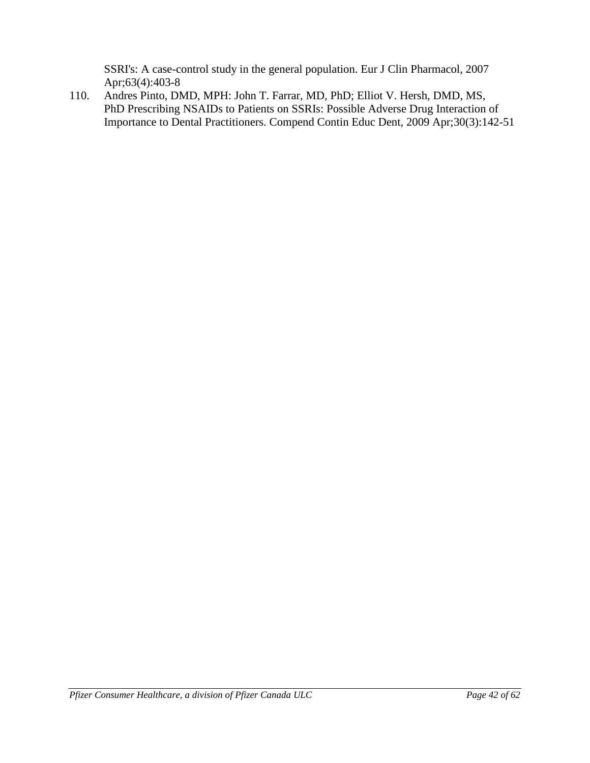SSRI's: A case-control study in the general population. Eur J Clin Pharmacol, 2007 Apr;63(4):403-8

110. Andres Pinto, DMD, MPH: John T. Farrar, MD, PhD; Elliot V. Hersh, DMD, MS, PhD Prescribing NSAIDs to Patients on SSRIs: Possible Adverse Drug Interaction of Importance to Dental Practitioners. Compend Contin Educ Dent, 2009 Apr;30(3):142-51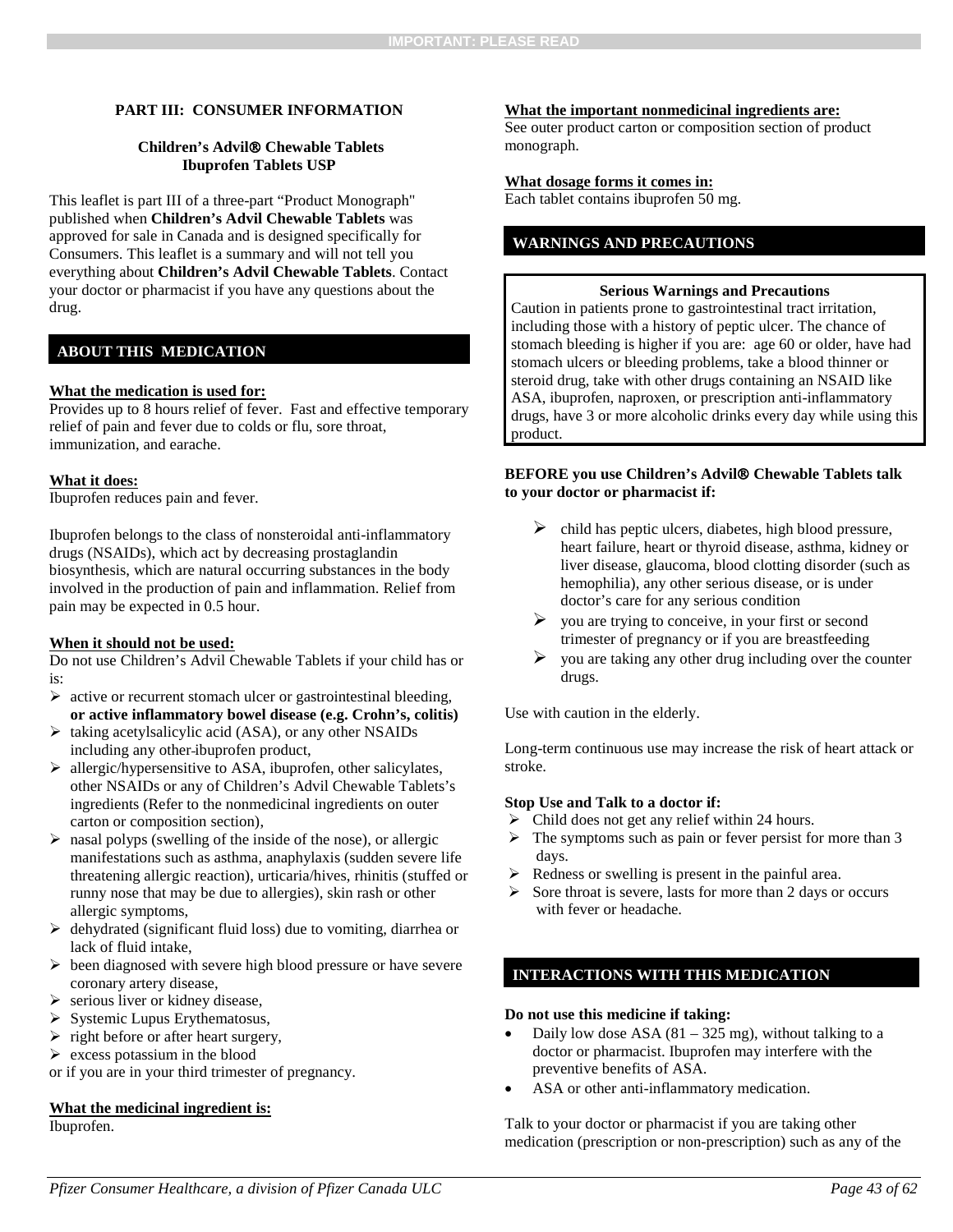**PART III: CONSUMER INFORMATION**

**Children's Advil® Chewable Tablets**
**Ibuprofen Tablets USP**

This leaflet is part III of a three-part "Product Monograph" published when **Children's Advil Chewable Tablets** was approved for sale in Canada and is designed specifically for Consumers. This leaflet is a summary and will not tell you everything about **Children's Advil Chewable Tablets**. Contact your doctor or pharmacist if you have any questions about the drug.

## ABOUT THIS MEDICATION

**What the medication is used for:**
Provides up to 8 hours relief of fever. Fast and effective temporary relief of pain and fever due to colds or flu, sore throat, immunization, and earache.

**What it does:**
Ibuprofen reduces pain and fever.

Ibuprofen belongs to the class of nonsteroidal anti-inflammatory drugs (NSAIDs), which act by decreasing prostaglandin biosynthesis, which are natural occurring substances in the body involved in the production of pain and inflammation. Relief from pain may be expected in 0.5 hour.

**When it should not be used:**
Do not use Children's Advil Chewable Tablets if your child has or is:

- active or recurrent stomach ulcer or gastrointestinal bleeding, **or active inflammatory bowel disease (e.g. Crohn's, colitis)**
- taking acetylsalicylic acid (ASA), or any other NSAIDs including any other ibuprofen product,
- allergic/hypersensitive to ASA, ibuprofen, other salicylates, other NSAIDs or any of Children's Advil Chewable Tablets's ingredients (Refer to the nonmedicinal ingredients on outer carton or composition section),
- nasal polyps (swelling of the inside of the nose), or allergic manifestations such as asthma, anaphylaxis (sudden severe life threatening allergic reaction), urticaria/hives, rhinitis (stuffed or runny nose that may be due to allergies), skin rash or other allergic symptoms,
- dehydrated (significant fluid loss) due to vomiting, diarrhea or lack of fluid intake,
- been diagnosed with severe high blood pressure or have severe coronary artery disease,
- serious liver or kidney disease,
- Systemic Lupus Erythematosus,
- right before or after heart surgery,
- excess potassium in the blood

or if you are in your third trimester of pregnancy.

**What the medicinal ingredient is:**
Ibuprofen.

**What the important nonmedicinal ingredients are:**
See outer product carton or composition section of product monograph.

**What dosage forms it comes in:**
Each tablet contains ibuprofen 50 mg.

## WARNINGS AND PRECAUTIONS

**Serious Warnings and Precautions**

Caution in patients prone to gastrointestinal tract irritation, including those with a history of peptic ulcer. The chance of stomach bleeding is higher if you are: age 60 or older, have had stomach ulcers or bleeding problems, take a blood thinner or steroid drug, take with other drugs containing an NSAID like ASA, ibuprofen, naproxen, or prescription anti-inflammatory drugs, have 3 or more alcoholic drinks every day while using this product.

**BEFORE you use Children's Advil® Chewable Tablets talk to your doctor or pharmacist if:**

- child has peptic ulcers, diabetes, high blood pressure, heart failure, heart or thyroid disease, asthma, kidney or liver disease, glaucoma, blood clotting disorder (such as hemophilia), any other serious disease, or is under doctor's care for any serious condition
- you are trying to conceive, in your first or second trimester of pregnancy or if you are breastfeeding
- you are taking any other drug including over the counter drugs.

Use with caution in the elderly.

Long-term continuous use may increase the risk of heart attack or stroke.

**Stop Use and Talk to a doctor if:**

- Child does not get any relief within 24 hours.
- The symptoms such as pain or fever persist for more than 3 days.
- Redness or swelling is present in the painful area.
- Sore throat is severe, lasts for more than 2 days or occurs with fever or headache.

## INTERACTIONS WITH THIS MEDICATION

**Do not use this medicine if taking:**

- Daily low dose ASA (81 – 325 mg), without talking to a doctor or pharmacist. Ibuprofen may interfere with the preventive benefits of ASA.
- ASA or other anti-inflammatory medication.

Talk to your doctor or pharmacist if you are taking other medication (prescription or non-prescription) such as any of the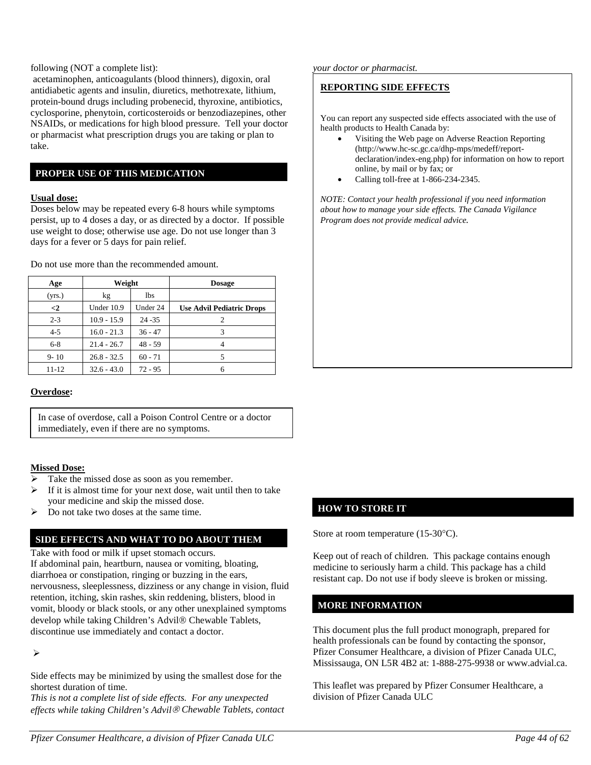following (NOT a complete list):
acetaminophen, anticoagulants (blood thinners), digoxin, oral antidiabetic agents and insulin, diuretics, methotrexate, lithium, protein-bound drugs including probenecid, thyroxine, antibiotics, cyclosporine, phenytoin, corticosteroids or benzodiazepines, other NSAIDs, or medications for high blood pressure. Tell your doctor or pharmacist what prescription drugs you are taking or plan to take.

## PROPER USE OF THIS MEDICATION

**Usual dose:**
Doses below may be repeated every 6-8 hours while symptoms persist, up to 4 doses a day, or as directed by a doctor. If possible use weight to dose; otherwise use age. Do not use longer than 3 days for a fever or 5 days for pain relief.

Do not use more than the recommended amount.

| Age | Weight | | Dosage |
|---|---|---|---|
| (yrs.) | kg | lbs | |
| **<2** | Under 10.9 | Under 24 | **Use Advil Pediatric Drops** |
| 2-3 | 10.9 - 15.9 | 24 -35 | 2 |
| 4-5 | 16.0 - 21.3 | 36 - 47 | 3 |
| 6-8 | 21.4 - 26.7 | 48 - 59 | 4 |
| 9- 10 | 26.8 - 32.5 | 60 - 71 | 5 |
| 11-12 | 32.6 - 43.0 | 72 - 95 | 6 |

**Overdose:**

In case of overdose, call a Poison Control Centre or a doctor immediately, even if there are no symptoms.

**Missed Dose:**

- Take the missed dose as soon as you remember.
- If it is almost time for your next dose, wait until then to take your medicine and skip the missed dose.
- Do not take two doses at the same time.

## SIDE EFFECTS AND WHAT TO DO ABOUT THEM

Take with food or milk if upset stomach occurs.
If abdominal pain, heartburn, nausea or vomiting, bloating, diarrhoea or constipation, ringing or buzzing in the ears, nervousness, sleeplessness, dizziness or any change in vision, fluid retention, itching, skin rashes, skin reddening, blisters, blood in vomit, bloody or black stools, or any other unexplained symptoms develop while taking Children's Advil® Chewable Tablets, discontinue use immediately and contact a doctor.

Side effects may be minimized by using the smallest dose for the shortest duration of time.
*This is not a complete list of side effects. For any unexpected effects while taking Children's Advil® Chewable Tablets, contact your doctor or pharmacist.*

**REPORTING SIDE EFFECTS**

You can report any suspected side effects associated with the use of health products to Health Canada by:

- Visiting the Web page on Adverse Reaction Reporting (http://www.hc-sc.gc.ca/dhp-mps/medeff/report-declaration/index-eng.php) for information on how to report online, by mail or by fax; or
- Calling toll-free at 1-866-234-2345.

*NOTE: Contact your health professional if you need information about how to manage your side effects. The Canada Vigilance Program does not provide medical advice.*

## HOW TO STORE IT

Store at room temperature (15-30°C).

Keep out of reach of children. This package contains enough medicine to seriously harm a child. This package has a child resistant cap. Do not use if body sleeve is broken or missing.

## MORE INFORMATION

This document plus the full product monograph, prepared for health professionals can be found by contacting the sponsor, Pfizer Consumer Healthcare, a division of Pfizer Canada ULC, Mississauga, ON L5R 4B2 at: 1-888-275-9938 or www.advial.ca.

This leaflet was prepared by Pfizer Consumer Healthcare, a division of Pfizer Canada ULC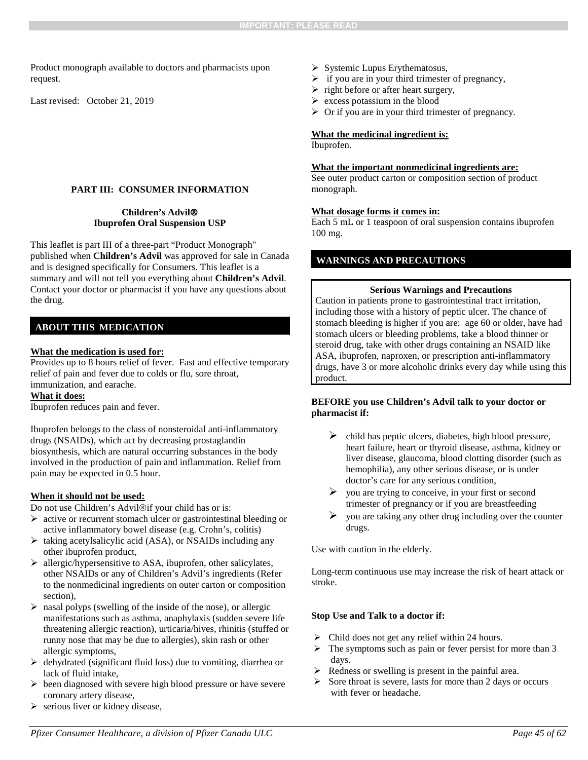**IMPORTANT: PLEASE READ**

Product monograph available to doctors and pharmacists upon request.

Last revised: October 21, 2019

## PART III: CONSUMER INFORMATION

**Children's Advil®**
**Ibuprofen Oral Suspension USP**

This leaflet is part III of a three-part "Product Monograph" published when **Children's Advil** was approved for sale in Canada and is designed specifically for Consumers. This leaflet is a summary and will not tell you everything about **Children's Advil**. Contact your doctor or pharmacist if you have any questions about the drug.

### ABOUT THIS MEDICATION

**What the medication is used for:**
Provides up to 8 hours relief of fever. Fast and effective temporary relief of pain and fever due to colds or flu, sore throat, immunization, and earache.

**What it does:**
Ibuprofen reduces pain and fever.

Ibuprofen belongs to the class of nonsteroidal anti-inflammatory drugs (NSAIDs), which act by decreasing prostaglandin biosynthesis, which are natural occurring substances in the body involved in the production of pain and inflammation. Relief from pain may be expected in 0.5 hour.

**When it should not be used:**
Do not use Children's Advil®if your child has or is:

- active or recurrent stomach ulcer or gastrointestinal bleeding or active inflammatory bowel disease (e.g. Crohn's, colitis)
- taking acetylsalicylic acid (ASA), or NSAIDs including any other ibuprofen product,
- allergic/hypersensitive to ASA, ibuprofen, other salicylates, other NSAIDs or any of Children's Advil's ingredients (Refer to the nonmedicinal ingredients on outer carton or composition section),
- nasal polyps (swelling of the inside of the nose), or allergic manifestations such as asthma, anaphylaxis (sudden severe life threatening allergic reaction), urticaria/hives, rhinitis (stuffed or runny nose that may be due to allergies), skin rash or other allergic symptoms,
- dehydrated (significant fluid loss) due to vomiting, diarrhea or lack of fluid intake,
- been diagnosed with severe high blood pressure or have severe coronary artery disease,
- serious liver or kidney disease,
- Systemic Lupus Erythematosus,
- if you are in your third trimester of pregnancy,
- right before or after heart surgery,
- excess potassium in the blood
- Or if you are in your third trimester of pregnancy.

**What the medicinal ingredient is:**
Ibuprofen.

**What the important nonmedicinal ingredients are:**
See outer product carton or composition section of product monograph.

**What dosage forms it comes in:**
Each 5 mL or 1 teaspoon of oral suspension contains ibuprofen 100 mg.

### WARNINGS AND PRECAUTIONS

**Serious Warnings and Precautions**

Caution in patients prone to gastrointestinal tract irritation, including those with a history of peptic ulcer. The chance of stomach bleeding is higher if you are: age 60 or older, have had stomach ulcers or bleeding problems, take a blood thinner or steroid drug, take with other drugs containing an NSAID like ASA, ibuprofen, naproxen, or prescription anti-inflammatory drugs, have 3 or more alcoholic drinks every day while using this product.

**BEFORE you use Children's Advil talk to your doctor or pharmacist if:**

- child has peptic ulcers, diabetes, high blood pressure, heart failure, heart or thyroid disease, asthma, kidney or liver disease, glaucoma, blood clotting disorder (such as hemophilia), any other serious disease, or is under doctor's care for any serious condition,
- you are trying to conceive, in your first or second trimester of pregnancy or if you are breastfeeding
- you are taking any other drug including over the counter drugs.

Use with caution in the elderly.

Long-term continuous use may increase the risk of heart attack or stroke.

**Stop Use and Talk to a doctor if:**

- Child does not get any relief within 24 hours.
- The symptoms such as pain or fever persist for more than 3 days.
- Redness or swelling is present in the painful area.
- Sore throat is severe, lasts for more than 2 days or occurs with fever or headache.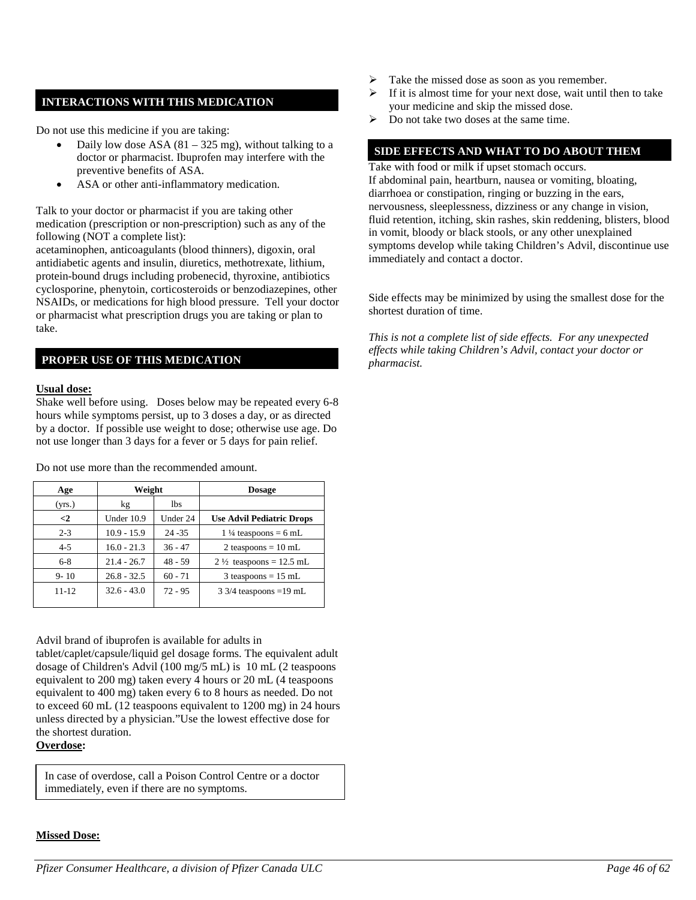## INTERACTIONS WITH THIS MEDICATION

Do not use this medicine if you are taking:

- Daily low dose ASA (81 – 325 mg), without talking to a doctor or pharmacist. Ibuprofen may interfere with the preventive benefits of ASA.
- ASA or other anti-inflammatory medication.

Talk to your doctor or pharmacist if you are taking other medication (prescription or non-prescription) such as any of the following (NOT a complete list):
acetaminophen, anticoagulants (blood thinners), digoxin, oral antidiabetic agents and insulin, diuretics, methotrexate, lithium, protein-bound drugs including probenecid, thyroxine, antibiotics cyclosporine, phenytoin, corticosteroids or benzodiazepines, other NSAIDs, or medications for high blood pressure. Tell your doctor or pharmacist what prescription drugs you are taking or plan to take.

## PROPER USE OF THIS MEDICATION

**Usual dose:**
Shake well before using. Doses below may be repeated every 6-8 hours while symptoms persist, up to 3 doses a day, or as directed by a doctor. If possible use weight to dose; otherwise use age. Do not use longer than 3 days for a fever or 5 days for pain relief.

Do not use more than the recommended amount.

| Age | Weight | | Dosage |
|---|---|---|---|
| (yrs.) | kg | lbs | |
| **<2** | Under 10.9 | Under 24 | **Use Advil Pediatric Drops** |
| 2-3 | 10.9 - 15.9 | 24 -35 | 1 ¼ teaspoons = 6 mL |
| 4-5 | 16.0 - 21.3 | 36 - 47 | 2 teaspoons = 10 mL |
| 6-8 | 21.4 - 26.7 | 48 - 59 | 2 ½ teaspoons = 12.5 mL |
| 9- 10 | 26.8 - 32.5 | 60 - 71 | 3 teaspoons = 15 mL |
| 11-12 | 32.6 - 43.0 | 72 - 95 | 3 3/4 teaspoons =19 mL |

Advil brand of ibuprofen is available for adults in tablet/caplet/capsule/liquid gel dosage forms. The equivalent adult dosage of Children's Advil (100 mg/5 mL) is 10 mL (2 teaspoons equivalent to 200 mg) taken every 4 hours or 20 mL (4 teaspoons equivalent to 400 mg) taken every 6 to 8 hours as needed. Do not to exceed 60 mL (12 teaspoons equivalent to 1200 mg) in 24 hours unless directed by a physician."Use the lowest effective dose for the shortest duration.

**Overdose:**

In case of overdose, call a Poison Control Centre or a doctor immediately, even if there are no symptoms.

**Missed Dose:**

- Take the missed dose as soon as you remember.
- If it is almost time for your next dose, wait until then to take your medicine and skip the missed dose.
- Do not take two doses at the same time.

## SIDE EFFECTS AND WHAT TO DO ABOUT THEM

Take with food or milk if upset stomach occurs.
If abdominal pain, heartburn, nausea or vomiting, bloating, diarrhoea or constipation, ringing or buzzing in the ears, nervousness, sleeplessness, dizziness or any change in vision, fluid retention, itching, skin rashes, skin reddening, blisters, blood in vomit, bloody or black stools, or any other unexplained symptoms develop while taking Children's Advil, discontinue use immediately and contact a doctor.

Side effects may be minimized by using the smallest dose for the shortest duration of time.

*This is not a complete list of side effects. For any unexpected effects while taking Children's Advil, contact your doctor or pharmacist.*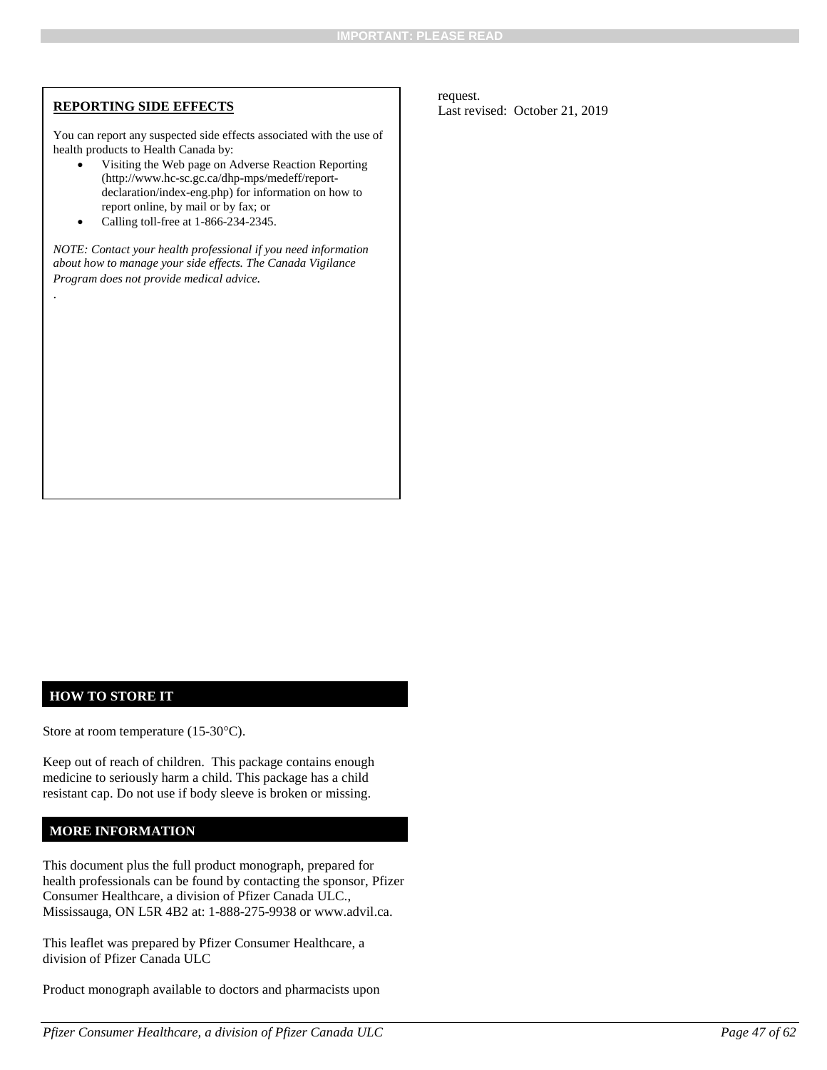## REPORTING SIDE EFFECTS

You can report any suspected side effects associated with the use of health products to Health Canada by:

- Visiting the Web page on Adverse Reaction Reporting (http://www.hc-sc.gc.ca/dhp-mps/medeff/report-declaration/index-eng.php) for information on how to report online, by mail or by fax; or
- Calling toll-free at 1-866-234-2345.

*NOTE: Contact your health professional if you need information about how to manage your side effects. The Canada Vigilance Program does not provide medical advice.*

.

## HOW TO STORE IT

Store at room temperature (15-30°C).

Keep out of reach of children. This package contains enough medicine to seriously harm a child. This package has a child resistant cap. Do not use if body sleeve is broken or missing.

## MORE INFORMATION

This document plus the full product monograph, prepared for health professionals can be found by contacting the sponsor, Pfizer Consumer Healthcare, a division of Pfizer Canada ULC., Mississauga, ON L5R 4B2 at: 1-888-275-9938 or www.advil.ca.

This leaflet was prepared by Pfizer Consumer Healthcare, a division of Pfizer Canada ULC

Product monograph available to doctors and pharmacists upon request.

Last revised: October 21, 2019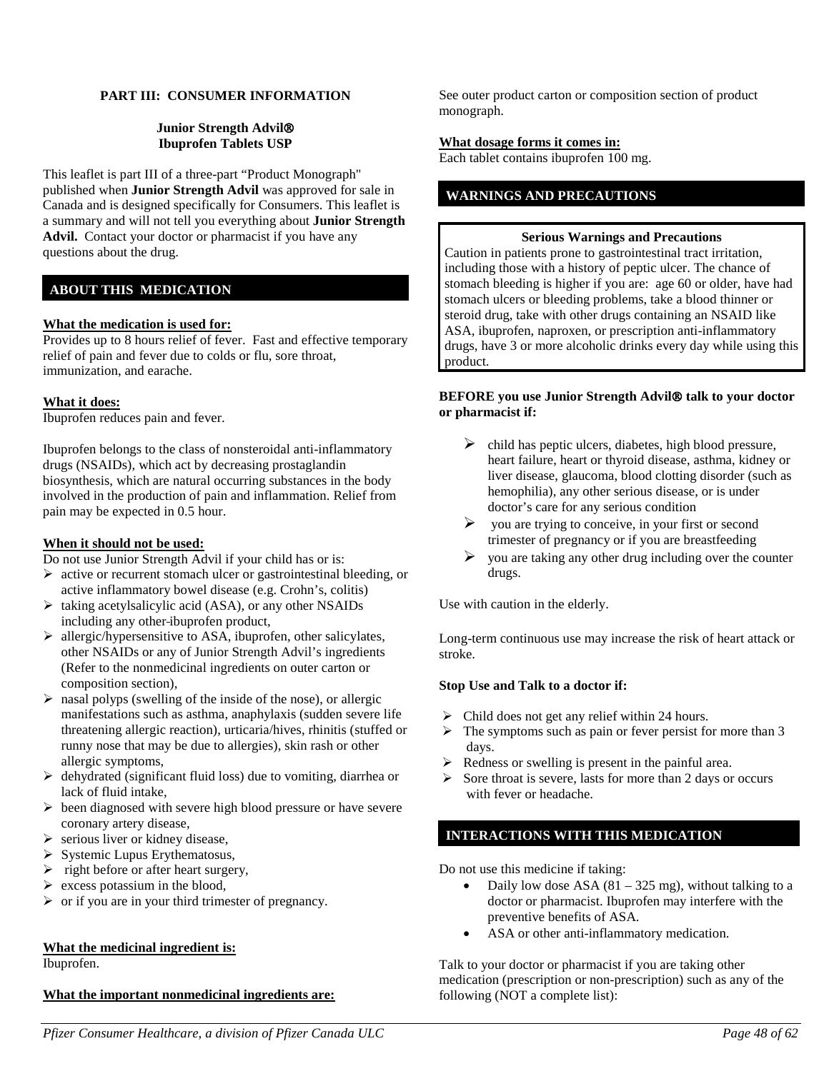**PART III: CONSUMER INFORMATION**

**Junior Strength Advil®**
**Ibuprofen Tablets USP**

This leaflet is part III of a three-part "Product Monograph" published when **Junior Strength Advil** was approved for sale in Canada and is designed specifically for Consumers. This leaflet is a summary and will not tell you everything about **Junior Strength Advil.** Contact your doctor or pharmacist if you have any questions about the drug.

## ABOUT THIS MEDICATION

**What the medication is used for:**
Provides up to 8 hours relief of fever. Fast and effective temporary relief of pain and fever due to colds or flu, sore throat, immunization, and earache.

**What it does:**
Ibuprofen reduces pain and fever.

Ibuprofen belongs to the class of nonsteroidal anti-inflammatory drugs (NSAIDs), which act by decreasing prostaglandin biosynthesis, which are natural occurring substances in the body involved in the production of pain and inflammation. Relief from pain may be expected in 0.5 hour.

**When it should not be used:**
Do not use Junior Strength Advil if your child has or is:

- active or recurrent stomach ulcer or gastrointestinal bleeding, or active inflammatory bowel disease (e.g. Crohn's, colitis)
- taking acetylsalicylic acid (ASA), or any other NSAIDs including any other-ibuprofen product,
- allergic/hypersensitive to ASA, ibuprofen, other salicylates, other NSAIDs or any of Junior Strength Advil's ingredients (Refer to the nonmedicinal ingredients on outer carton or composition section),
- nasal polyps (swelling of the inside of the nose), or allergic manifestations such as asthma, anaphylaxis (sudden severe life threatening allergic reaction), urticaria/hives, rhinitis (stuffed or runny nose that may be due to allergies), skin rash or other allergic symptoms,
- dehydrated (significant fluid loss) due to vomiting, diarrhea or lack of fluid intake,
- been diagnosed with severe high blood pressure or have severe coronary artery disease,
- serious liver or kidney disease,
- Systemic Lupus Erythematosus,
- right before or after heart surgery,
- excess potassium in the blood,
- or if you are in your third trimester of pregnancy.

**What the medicinal ingredient is:**
Ibuprofen.

**What the important nonmedicinal ingredients are:**
See outer product carton or composition section of product monograph.

**What dosage forms it comes in:**
Each tablet contains ibuprofen 100 mg.

## WARNINGS AND PRECAUTIONS

**Serious Warnings and Precautions**

Caution in patients prone to gastrointestinal tract irritation, including those with a history of peptic ulcer. The chance of stomach bleeding is higher if you are: age 60 or older, have had stomach ulcers or bleeding problems, take a blood thinner or steroid drug, take with other drugs containing an NSAID like ASA, ibuprofen, naproxen, or prescription anti-inflammatory drugs, have 3 or more alcoholic drinks every day while using this product.

**BEFORE you use Junior Strength Advil® talk to your doctor or pharmacist if:**

- child has peptic ulcers, diabetes, high blood pressure, heart failure, heart or thyroid disease, asthma, kidney or liver disease, glaucoma, blood clotting disorder (such as hemophilia), any other serious disease, or is under doctor's care for any serious condition
- you are trying to conceive, in your first or second trimester of pregnancy or if you are breastfeeding
- you are taking any other drug including over the counter drugs.

Use with caution in the elderly.

Long-term continuous use may increase the risk of heart attack or stroke.

**Stop Use and Talk to a doctor if:**

- Child does not get any relief within 24 hours.
- The symptoms such as pain or fever persist for more than 3 days.
- Redness or swelling is present in the painful area.
- Sore throat is severe, lasts for more than 2 days or occurs with fever or headache.

## INTERACTIONS WITH THIS MEDICATION

Do not use this medicine if taking:

- Daily low dose ASA (81 – 325 mg), without talking to a doctor or pharmacist. Ibuprofen may interfere with the preventive benefits of ASA.
- ASA or other anti-inflammatory medication.

Talk to your doctor or pharmacist if you are taking other medication (prescription or non-prescription) such as any of the following (NOT a complete list):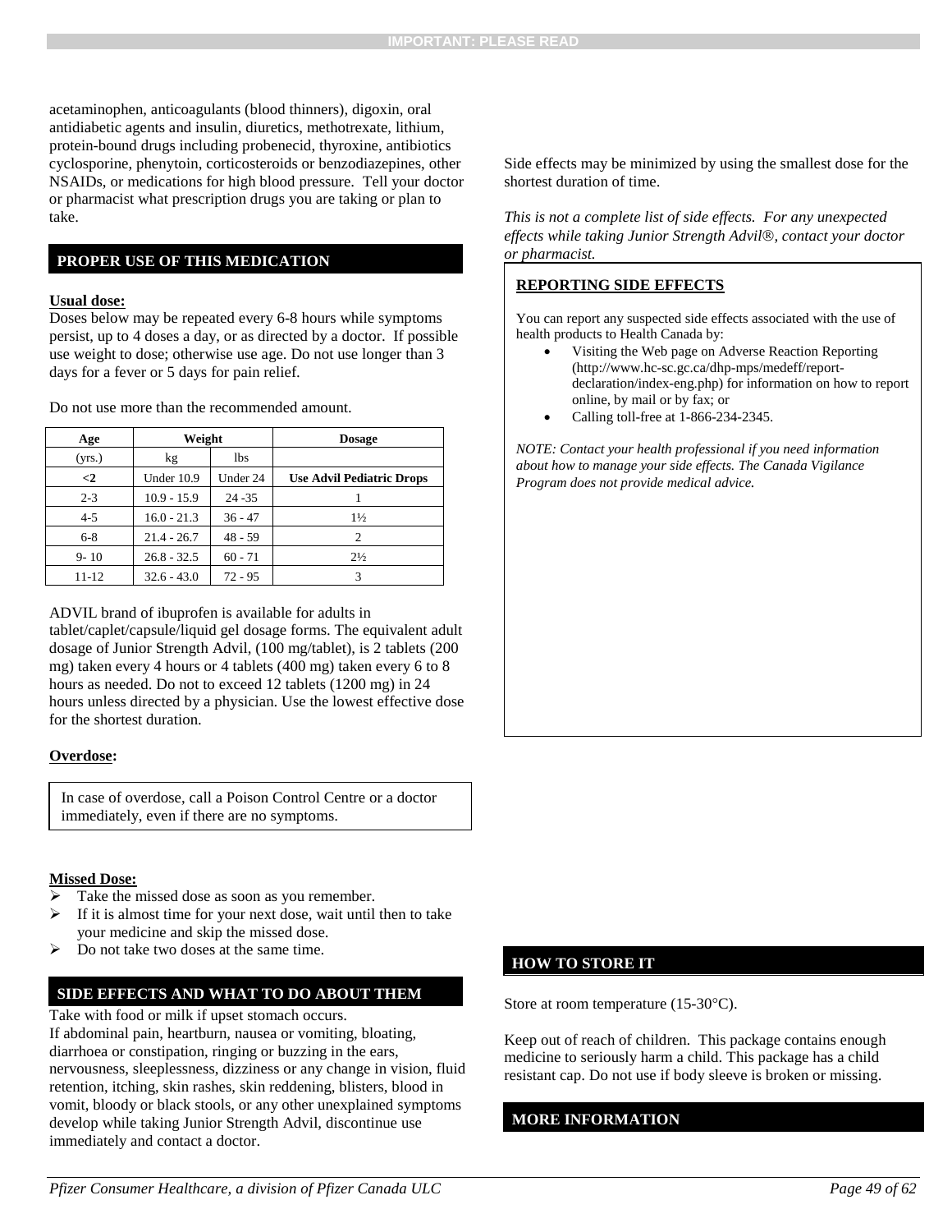acetaminophen, anticoagulants (blood thinners), digoxin, oral antidiabetic agents and insulin, diuretics, methotrexate, lithium, protein-bound drugs including probenecid, thyroxine, antibiotics cyclosporine, phenytoin, corticosteroids or benzodiazepines, other NSAIDs, or medications for high blood pressure. Tell your doctor or pharmacist what prescription drugs you are taking or plan to take.

## PROPER USE OF THIS MEDICATION

**Usual dose:**

Doses below may be repeated every 6-8 hours while symptoms persist, up to 4 doses a day, or as directed by a doctor. If possible use weight to dose; otherwise use age. Do not use longer than 3 days for a fever or 5 days for pain relief.

Do not use more than the recommended amount.

| Age | Weight | | Dosage |
|---|---|---|---|
| (yrs.) | kg | lbs | |
| **<2** | Under 10.9 | Under 24 | **Use Advil Pediatric Drops** |
| 2-3 | 10.9 - 15.9 | 24 -35 | 1 |
| 4-5 | 16.0 - 21.3 | 36 - 47 | 1½ |
| 6-8 | 21.4 - 26.7 | 48 - 59 | 2 |
| 9- 10 | 26.8 - 32.5 | 60 - 71 | 2½ |
| 11-12 | 32.6 - 43.0 | 72 - 95 | 3 |

ADVIL brand of ibuprofen is available for adults in tablet/caplet/capsule/liquid gel dosage forms. The equivalent adult dosage of Junior Strength Advil, (100 mg/tablet), is 2 tablets (200 mg) taken every 4 hours or 4 tablets (400 mg) taken every 6 to 8 hours as needed. Do not to exceed 12 tablets (1200 mg) in 24 hours unless directed by a physician. Use the lowest effective dose for the shortest duration.

**Overdose:**

In case of overdose, call a Poison Control Centre or a doctor immediately, even if there are no symptoms.

**Missed Dose:**

- Take the missed dose as soon as you remember.
- If it is almost time for your next dose, wait until then to take your medicine and skip the missed dose.
- Do not take two doses at the same time.

## SIDE EFFECTS AND WHAT TO DO ABOUT THEM

Take with food or milk if upset stomach occurs.
If abdominal pain, heartburn, nausea or vomiting, bloating, diarrhoea or constipation, ringing or buzzing in the ears, nervousness, sleeplessness, dizziness or any change in vision, fluid retention, itching, skin rashes, skin reddening, blisters, blood in vomit, bloody or black stools, or any other unexplained symptoms develop while taking Junior Strength Advil, discontinue use immediately and contact a doctor.

Side effects may be minimized by using the smallest dose for the shortest duration of time.

*This is not a complete list of side effects. For any unexpected effects while taking Junior Strength Advil®, contact your doctor or pharmacist.*

**REPORTING SIDE EFFECTS**

You can report any suspected side effects associated with the use of health products to Health Canada by:

- Visiting the Web page on Adverse Reaction Reporting (http://www.hc-sc.gc.ca/dhp-mps/medeff/report-declaration/index-eng.php) for information on how to report online, by mail or by fax; or
- Calling toll-free at 1-866-234-2345.

*NOTE: Contact your health professional if you need information about how to manage your side effects. The Canada Vigilance Program does not provide medical advice.*

## HOW TO STORE IT

Store at room temperature (15-30°C).

Keep out of reach of children. This package contains enough medicine to seriously harm a child. This package has a child resistant cap. Do not use if body sleeve is broken or missing.

## MORE INFORMATION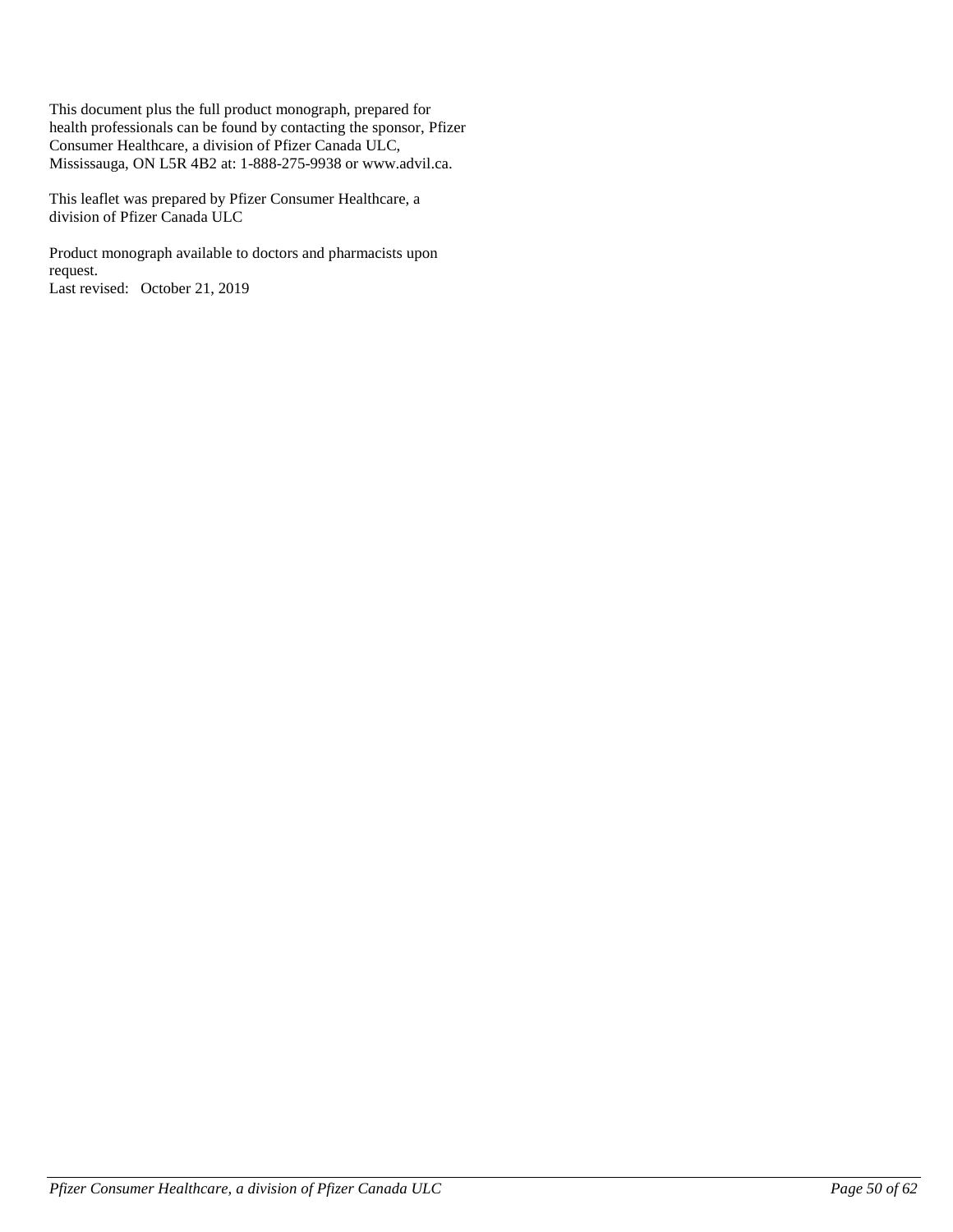This document plus the full product monograph, prepared for health professionals can be found by contacting the sponsor, Pfizer Consumer Healthcare, a division of Pfizer Canada ULC, Mississauga, ON L5R 4B2 at: 1-888-275-9938 or www.advil.ca.

This leaflet was prepared by Pfizer Consumer Healthcare, a division of Pfizer Canada ULC

Product monograph available to doctors and pharmacists upon request.
Last revised: October 21, 2019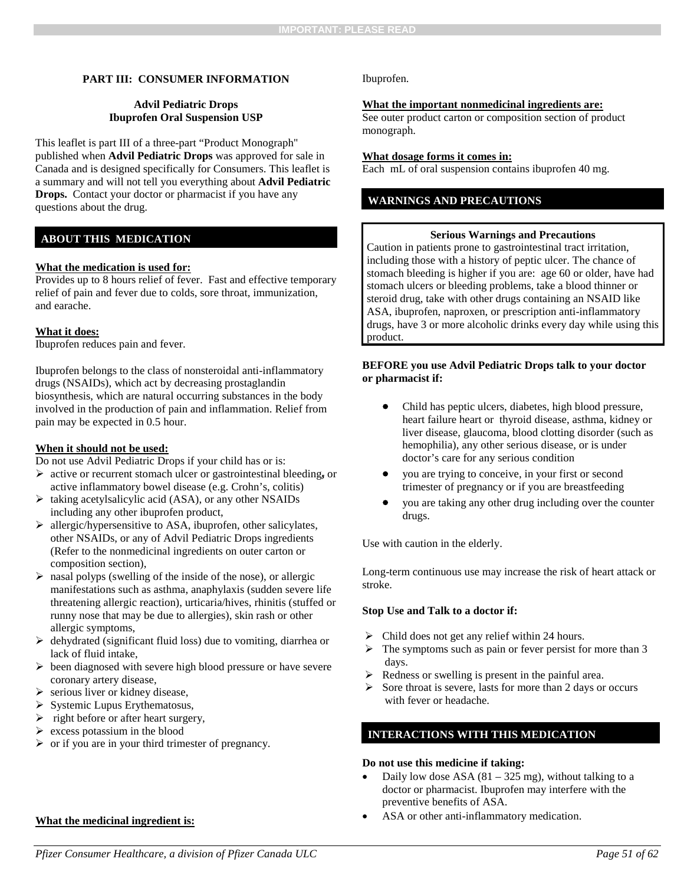## PART III: CONSUMER INFORMATION

**Advil Pediatric Drops**
**Ibuprofen Oral Suspension USP**

This leaflet is part III of a three-part "Product Monograph" published when **Advil Pediatric Drops** was approved for sale in Canada and is designed specifically for Consumers. This leaflet is a summary and will not tell you everything about **Advil Pediatric Drops.** Contact your doctor or pharmacist if you have any questions about the drug.

### ABOUT THIS MEDICATION

**What the medication is used for:**
Provides up to 8 hours relief of fever. Fast and effective temporary relief of pain and fever due to colds, sore throat, immunization, and earache.

**What it does:**
Ibuprofen reduces pain and fever.

Ibuprofen belongs to the class of nonsteroidal anti-inflammatory drugs (NSAIDs), which act by decreasing prostaglandin biosynthesis, which are natural occurring substances in the body involved in the production of pain and inflammation. Relief from pain may be expected in 0.5 hour.

**When it should not be used:**
Do not use Advil Pediatric Drops if your child has or is:

- active or recurrent stomach ulcer or gastrointestinal bleeding, or active inflammatory bowel disease (e.g. Crohn's, colitis)
- taking acetylsalicylic acid (ASA), or any other NSAIDs including any other ibuprofen product,
- allergic/hypersensitive to ASA, ibuprofen, other salicylates, other NSAIDs, or any of Advil Pediatric Drops ingredients (Refer to the nonmedicinal ingredients on outer carton or composition section),
- nasal polyps (swelling of the inside of the nose), or allergic manifestations such as asthma, anaphylaxis (sudden severe life threatening allergic reaction), urticaria/hives, rhinitis (stuffed or runny nose that may be due to allergies), skin rash or other allergic symptoms,
- dehydrated (significant fluid loss) due to vomiting, diarrhea or lack of fluid intake,
- been diagnosed with severe high blood pressure or have severe coronary artery disease,
- serious liver or kidney disease,
- Systemic Lupus Erythematosus,
- right before or after heart surgery,
- excess potassium in the blood
- or if you are in your third trimester of pregnancy.

**What the medicinal ingredient is:**
Ibuprofen.

**What the important nonmedicinal ingredients are:**
See outer product carton or composition section of product monograph.

**What dosage forms it comes in:**
Each mL of oral suspension contains ibuprofen 40 mg.

### WARNINGS AND PRECAUTIONS

**Serious Warnings and Precautions**
Caution in patients prone to gastrointestinal tract irritation, including those with a history of peptic ulcer. The chance of stomach bleeding is higher if you are: age 60 or older, have had stomach ulcers or bleeding problems, take a blood thinner or steroid drug, take with other drugs containing an NSAID like ASA, ibuprofen, naproxen, or prescription anti-inflammatory drugs, have 3 or more alcoholic drinks every day while using this product.

**BEFORE you use Advil Pediatric Drops talk to your doctor or pharmacist if:**

- Child has peptic ulcers, diabetes, high blood pressure, heart failure heart or thyroid disease, asthma, kidney or liver disease, glaucoma, blood clotting disorder (such as hemophilia), any other serious disease, or is under doctor's care for any serious condition
- you are trying to conceive, in your first or second trimester of pregnancy or if you are breastfeeding
- you are taking any other drug including over the counter drugs.

Use with caution in the elderly.

Long-term continuous use may increase the risk of heart attack or stroke.

**Stop Use and Talk to a doctor if:**

- Child does not get any relief within 24 hours.
- The symptoms such as pain or fever persist for more than 3 days.
- Redness or swelling is present in the painful area.
- Sore throat is severe, lasts for more than 2 days or occurs with fever or headache.

### INTERACTIONS WITH THIS MEDICATION

**Do not use this medicine if taking:**

- Daily low dose ASA (81 – 325 mg), without talking to a doctor or pharmacist. Ibuprofen may interfere with the preventive benefits of ASA.
- ASA or other anti-inflammatory medication.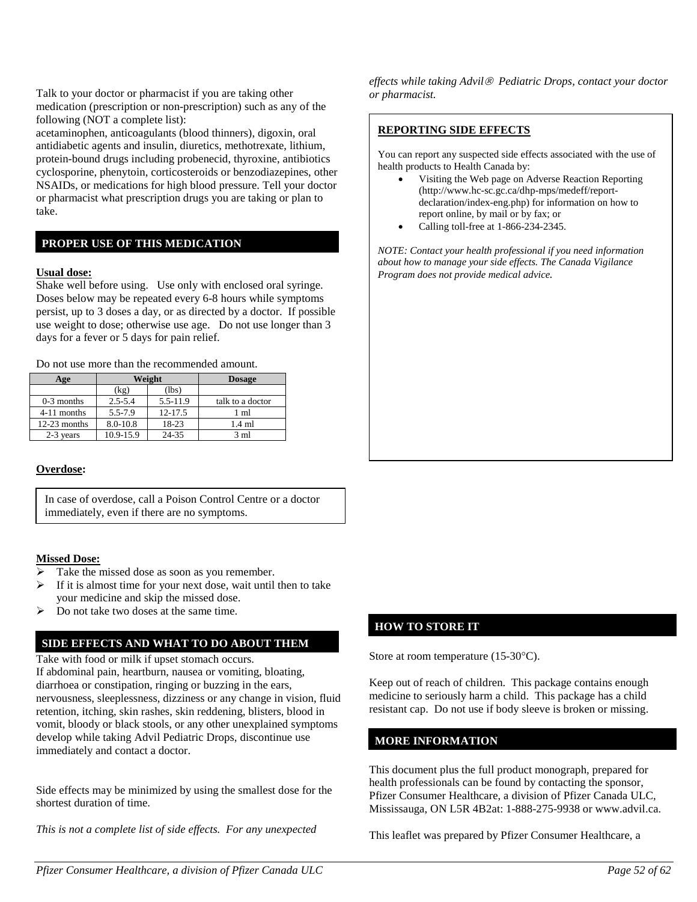Talk to your doctor or pharmacist if you are taking other medication (prescription or non-prescription) such as any of the following (NOT a complete list):
acetaminophen, anticoagulants (blood thinners), digoxin, oral antidiabetic agents and insulin, diuretics, methotrexate, lithium, protein-bound drugs including probenecid, thyroxine, antibiotics cyclosporine, phenytoin, corticosteroids or benzodiazepines, other NSAIDs, or medications for high blood pressure. Tell your doctor or pharmacist what prescription drugs you are taking or plan to take.

## PROPER USE OF THIS MEDICATION

**Usual dose:**
Shake well before using. Use only with enclosed oral syringe. Doses below may be repeated every 6-8 hours while symptoms persist, up to 3 doses a day, or as directed by a doctor. If possible use weight to dose; otherwise use age. Do not use longer than 3 days for a fever or 5 days for pain relief.

Do not use more than the recommended amount.

| Age | Weight | | Dosage |
|---|---|---|---|
| | (kg) | (lbs) | |
| 0-3 months | 2.5-5.4 | 5.5-11.9 | talk to a doctor |
| 4-11 months | 5.5-7.9 | 12-17.5 | 1 ml |
| 12-23 months | 8.0-10.8 | 18-23 | 1.4 ml |
| 2-3 years | 10.9-15.9 | 24-35 | 3 ml |

**Overdose:**

In case of overdose, call a Poison Control Centre or a doctor immediately, even if there are no symptoms.

**Missed Dose:**
- Take the missed dose as soon as you remember.
- If it is almost time for your next dose, wait until then to take your medicine and skip the missed dose.
- Do not take two doses at the same time.

## SIDE EFFECTS AND WHAT TO DO ABOUT THEM

Take with food or milk if upset stomach occurs.
If abdominal pain, heartburn, nausea or vomiting, bloating, diarrhoea or constipation, ringing or buzzing in the ears, nervousness, sleeplessness, dizziness or any change in vision, fluid retention, itching, skin rashes, skin reddening, blisters, blood in vomit, bloody or black stools, or any other unexplained symptoms develop while taking Advil Pediatric Drops, discontinue use immediately and contact a doctor.

Side effects may be minimized by using the smallest dose for the shortest duration of time.

*This is not a complete list of side effects. For any unexpected effects while taking Advil® Pediatric Drops, contact your doctor or pharmacist.*

**REPORTING SIDE EFFECTS**

You can report any suspected side effects associated with the use of health products to Health Canada by:
- Visiting the Web page on Adverse Reaction Reporting (http://www.hc-sc.gc.ca/dhp-mps/medeff/report-declaration/index-eng.php) for information on how to report online, by mail or by fax; or
- Calling toll-free at 1-866-234-2345.

*NOTE: Contact your health professional if you need information about how to manage your side effects. The Canada Vigilance Program does not provide medical advice.*

## HOW TO STORE IT

Store at room temperature (15-30°C).

Keep out of reach of children. This package contains enough medicine to seriously harm a child. This package has a child resistant cap. Do not use if body sleeve is broken or missing.

## MORE INFORMATION

This document plus the full product monograph, prepared for health professionals can be found by contacting the sponsor, Pfizer Consumer Healthcare, a division of Pfizer Canada ULC, Mississauga, ON L5R 4B2at: 1-888-275-9938 or www.advil.ca.

This leaflet was prepared by Pfizer Consumer Healthcare, a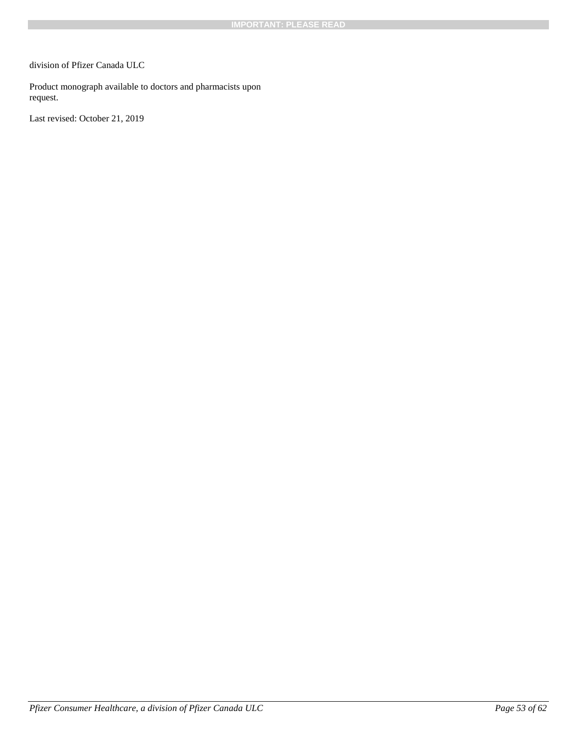division of Pfizer Canada ULC

Product monograph available to doctors and pharmacists upon request.

Last revised: October 21, 2019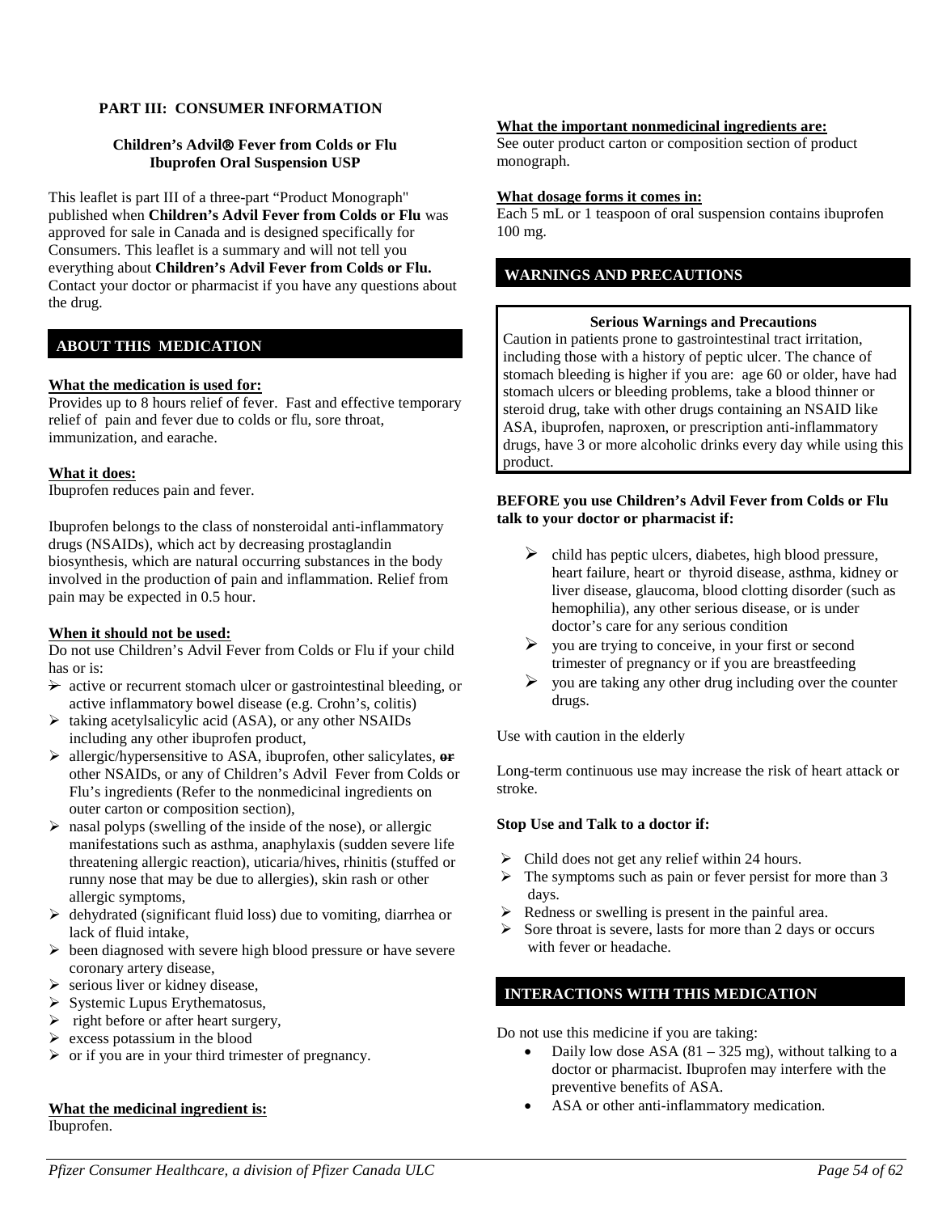**PART III: CONSUMER INFORMATION**

**Children's Advil® Fever from Colds or Flu**
**Ibuprofen Oral Suspension USP**

This leaflet is part III of a three-part "Product Monograph" published when **Children's Advil Fever from Colds or Flu** was approved for sale in Canada and is designed specifically for Consumers. This leaflet is a summary and will not tell you everything about **Children's Advil Fever from Colds or Flu.** Contact your doctor or pharmacist if you have any questions about the drug.

## ABOUT THIS MEDICATION

**What the medication is used for:**
Provides up to 8 hours relief of fever. Fast and effective temporary relief of pain and fever due to colds or flu, sore throat, immunization, and earache.

**What it does:**
Ibuprofen reduces pain and fever.

Ibuprofen belongs to the class of nonsteroidal anti-inflammatory drugs (NSAIDs), which act by decreasing prostaglandin biosynthesis, which are natural occurring substances in the body involved in the production of pain and inflammation. Relief from pain may be expected in 0.5 hour.

**When it should not be used:**
Do not use Children's Advil Fever from Colds or Flu if your child has or is:

- active or recurrent stomach ulcer or gastrointestinal bleeding, or active inflammatory bowel disease (e.g. Crohn's, colitis)
- taking acetylsalicylic acid (ASA), or any other NSAIDs including any other ibuprofen product,
- allergic/hypersensitive to ASA, ibuprofen, other salicylates, ~~or~~ other NSAIDs, or any of Children's Advil Fever from Colds or Flu's ingredients (Refer to the nonmedicinal ingredients on outer carton or composition section),
- nasal polyps (swelling of the inside of the nose), or allergic manifestations such as asthma, anaphylaxis (sudden severe life threatening allergic reaction), uticaria/hives, rhinitis (stuffed or runny nose that may be due to allergies), skin rash or other allergic symptoms,
- dehydrated (significant fluid loss) due to vomiting, diarrhea or lack of fluid intake,
- been diagnosed with severe high blood pressure or have severe coronary artery disease,
- serious liver or kidney disease,
- Systemic Lupus Erythematosus,
- right before or after heart surgery,
- excess potassium in the blood
- or if you are in your third trimester of pregnancy.

**What the medicinal ingredient is:**
Ibuprofen.

**What the important nonmedicinal ingredients are:**
See outer product carton or composition section of product monograph.

**What dosage forms it comes in:**
Each 5 mL or 1 teaspoon of oral suspension contains ibuprofen 100 mg.

## WARNINGS AND PRECAUTIONS

**Serious Warnings and Precautions**
Caution in patients prone to gastrointestinal tract irritation, including those with a history of peptic ulcer. The chance of stomach bleeding is higher if you are: age 60 or older, have had stomach ulcers or bleeding problems, take a blood thinner or steroid drug, take with other drugs containing an NSAID like ASA, ibuprofen, naproxen, or prescription anti-inflammatory drugs, have 3 or more alcoholic drinks every day while using this product.

**BEFORE you use Children's Advil Fever from Colds or Flu talk to your doctor or pharmacist if:**

- child has peptic ulcers, diabetes, high blood pressure, heart failure, heart or thyroid disease, asthma, kidney or liver disease, glaucoma, blood clotting disorder (such as hemophilia), any other serious disease, or is under doctor's care for any serious condition
- you are trying to conceive, in your first or second trimester of pregnancy or if you are breastfeeding
- you are taking any other drug including over the counter drugs.

Use with caution in the elderly

Long-term continuous use may increase the risk of heart attack or stroke.

**Stop Use and Talk to a doctor if:**

- Child does not get any relief within 24 hours.
- The symptoms such as pain or fever persist for more than 3 days.
- Redness or swelling is present in the painful area.
- Sore throat is severe, lasts for more than 2 days or occurs with fever or headache.

## INTERACTIONS WITH THIS MEDICATION

Do not use this medicine if you are taking:

- Daily low dose ASA (81 – 325 mg), without talking to a doctor or pharmacist. Ibuprofen may interfere with the preventive benefits of ASA.
- ASA or other anti-inflammatory medication.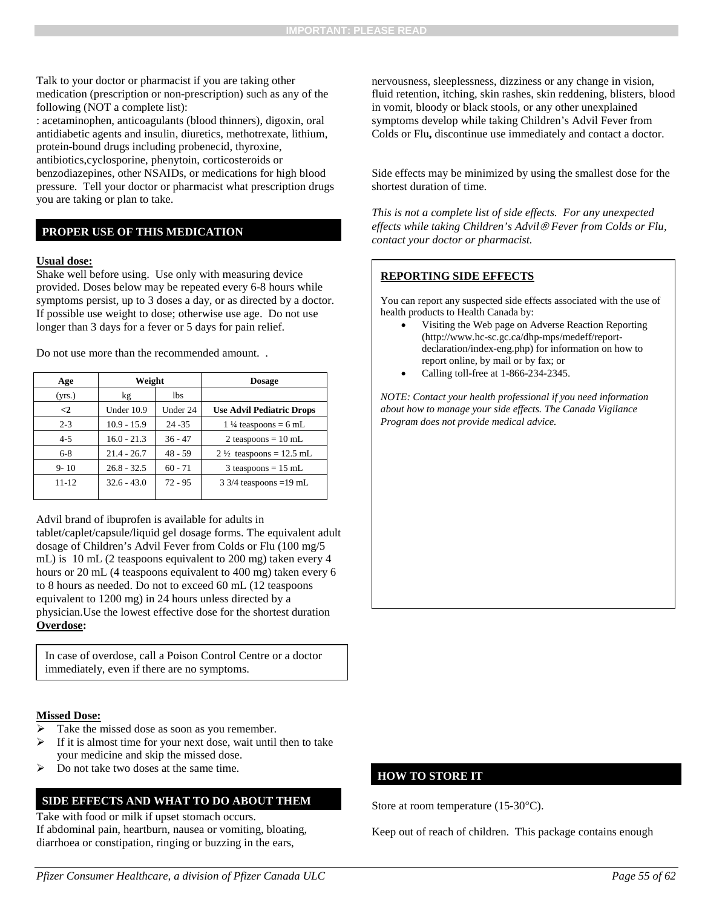Talk to your doctor or pharmacist if you are taking other medication (prescription or non-prescription) such as any of the following (NOT a complete list):
: acetaminophen, anticoagulants (blood thinners), digoxin, oral antidiabetic agents and insulin, diuretics, methotrexate, lithium, protein-bound drugs including probenecid, thyroxine, antibiotics,cyclosporine, phenytoin, corticosteroids or benzodiazepines, other NSAIDs, or medications for high blood pressure. Tell your doctor or pharmacist what prescription drugs you are taking or plan to take.

## PROPER USE OF THIS MEDICATION

**Usual dose:**
Shake well before using. Use only with measuring device provided. Doses below may be repeated every 6-8 hours while symptoms persist, up to 3 doses a day, or as directed by a doctor. If possible use weight to dose; otherwise use age. Do not use longer than 3 days for a fever or 5 days for pain relief.

Do not use more than the recommended amount. .

| Age | Weight | | Dosage |
|---|---|---|---|
| (yrs.) | kg | lbs | |
| **<2** | Under 10.9 | Under 24 | **Use Advil Pediatric Drops** |
| 2-3 | 10.9 - 15.9 | 24 -35 | 1 ¼ teaspoons = 6 mL |
| 4-5 | 16.0 - 21.3 | 36 - 47 | 2 teaspoons = 10 mL |
| 6-8 | 21.4 - 26.7 | 48 - 59 | 2 ½ teaspoons = 12.5 mL |
| 9- 10 | 26.8 - 32.5 | 60 - 71 | 3 teaspoons = 15 mL |
| 11-12 | 32.6 - 43.0 | 72 - 95 | 3 3/4 teaspoons =19 mL |

Advil brand of ibuprofen is available for adults in tablet/caplet/capsule/liquid gel dosage forms. The equivalent adult dosage of Children's Advil Fever from Colds or Flu (100 mg/5 mL) is 10 mL (2 teaspoons equivalent to 200 mg) taken every 4 hours or 20 mL (4 teaspoons equivalent to 400 mg) taken every 6 to 8 hours as needed. Do not to exceed 60 mL (12 teaspoons equivalent to 1200 mg) in 24 hours unless directed by a physician.Use the lowest effective dose for the shortest duration

**Overdose:**

In case of overdose, call a Poison Control Centre or a doctor immediately, even if there are no symptoms.

**Missed Dose:**

- Take the missed dose as soon as you remember.
- If it is almost time for your next dose, wait until then to take your medicine and skip the missed dose.
- Do not take two doses at the same time.

## SIDE EFFECTS AND WHAT TO DO ABOUT THEM

Take with food or milk if upset stomach occurs.
If abdominal pain, heartburn, nausea or vomiting, bloating, diarrhoea or constipation, ringing or buzzing in the ears, nervousness, sleeplessness, dizziness or any change in vision, fluid retention, itching, skin rashes, skin reddening, blisters, blood in vomit, bloody or black stools, or any other unexplained symptoms develop while taking Children's Advil Fever from Colds or Flu**,** discontinue use immediately and contact a doctor.

Side effects may be minimized by using the smallest dose for the shortest duration of time.

*This is not a complete list of side effects. For any unexpected effects while taking Children's Advil® Fever from Colds or Flu, contact your doctor or pharmacist.*

**REPORTING SIDE EFFECTS**

You can report any suspected side effects associated with the use of health products to Health Canada by:

- Visiting the Web page on Adverse Reaction Reporting (http://www.hc-sc.gc.ca/dhp-mps/medeff/report-declaration/index-eng.php) for information on how to report online, by mail or by fax; or
- Calling toll-free at 1-866-234-2345.

*NOTE: Contact your health professional if you need information about how to manage your side effects. The Canada Vigilance Program does not provide medical advice.*

## HOW TO STORE IT

Store at room temperature (15-30°C).

Keep out of reach of children. This package contains enough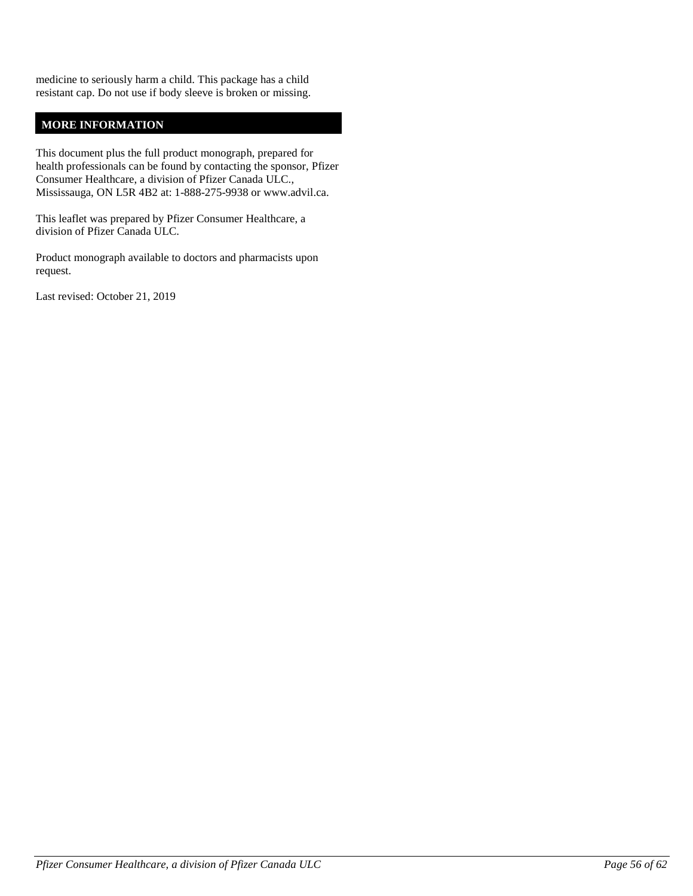medicine to seriously harm a child. This package has a child resistant cap. Do not use if body sleeve is broken or missing.

## MORE INFORMATION

This document plus the full product monograph, prepared for health professionals can be found by contacting the sponsor, Pfizer Consumer Healthcare, a division of Pfizer Canada ULC., Mississauga, ON L5R 4B2 at: 1-888-275-9938 or www.advil.ca.

This leaflet was prepared by Pfizer Consumer Healthcare, a division of Pfizer Canada ULC.

Product monograph available to doctors and pharmacists upon request.

Last revised: October 21, 2019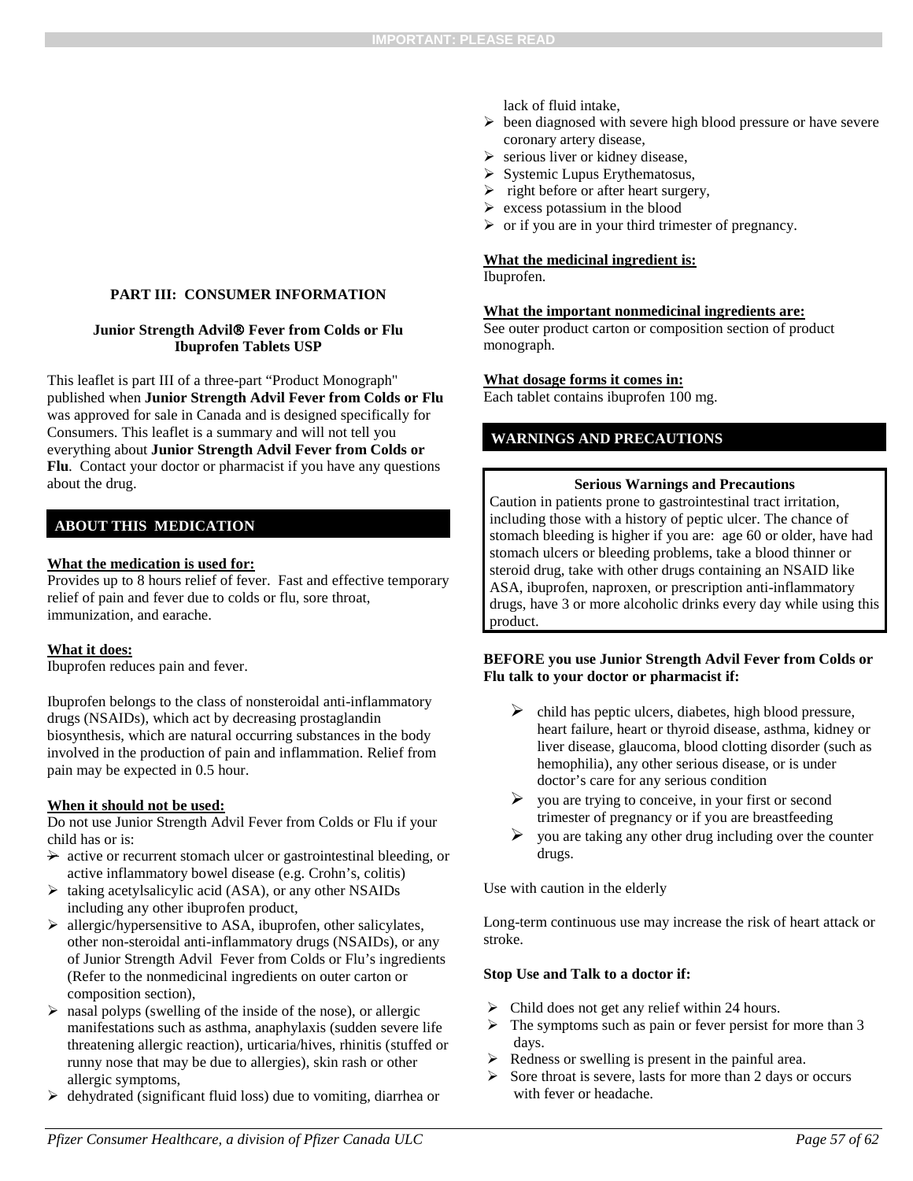## PART III: CONSUMER INFORMATION

**Junior Strength Advil® Fever from Colds or Flu**
**Ibuprofen Tablets USP**

This leaflet is part III of a three-part "Product Monograph" published when **Junior Strength Advil Fever from Colds or Flu** was approved for sale in Canada and is designed specifically for Consumers. This leaflet is a summary and will not tell you everything about **Junior Strength Advil Fever from Colds or Flu**. Contact your doctor or pharmacist if you have any questions about the drug.

## ABOUT THIS MEDICATION

**What the medication is used for:**
Provides up to 8 hours relief of fever. Fast and effective temporary relief of pain and fever due to colds or flu, sore throat, immunization, and earache.

**What it does:**
Ibuprofen reduces pain and fever.

Ibuprofen belongs to the class of nonsteroidal anti-inflammatory drugs (NSAIDs), which act by decreasing prostaglandin biosynthesis, which are natural occurring substances in the body involved in the production of pain and inflammation. Relief from pain may be expected in 0.5 hour.

**When it should not be used:**
Do not use Junior Strength Advil Fever from Colds or Flu if your child has or is:

- active or recurrent stomach ulcer or gastrointestinal bleeding, or active inflammatory bowel disease (e.g. Crohn's, colitis)
- taking acetylsalicylic acid (ASA), or any other NSAIDs including any other ibuprofen product,
- allergic/hypersensitive to ASA, ibuprofen, other salicylates, other non-steroidal anti-inflammatory drugs (NSAIDs), or any of Junior Strength Advil Fever from Colds or Flu's ingredients (Refer to the nonmedicinal ingredients on outer carton or composition section),
- nasal polyps (swelling of the inside of the nose), or allergic manifestations such as asthma, anaphylaxis (sudden severe life threatening allergic reaction), urticaria/hives, rhinitis (stuffed or runny nose that may be due to allergies), skin rash or other allergic symptoms,
- dehydrated (significant fluid loss) due to vomiting, diarrhea or lack of fluid intake,
- been diagnosed with severe high blood pressure or have severe coronary artery disease,
- serious liver or kidney disease,
- Systemic Lupus Erythematosus,
- right before or after heart surgery,
- excess potassium in the blood
- or if you are in your third trimester of pregnancy.

**What the medicinal ingredient is:**
Ibuprofen.

**What the important nonmedicinal ingredients are:**
See outer product carton or composition section of product monograph.

**What dosage forms it comes in:**
Each tablet contains ibuprofen 100 mg.

## WARNINGS AND PRECAUTIONS

**Serious Warnings and Precautions**

Caution in patients prone to gastrointestinal tract irritation, including those with a history of peptic ulcer. The chance of stomach bleeding is higher if you are: age 60 or older, have had stomach ulcers or bleeding problems, take a blood thinner or steroid drug, take with other drugs containing an NSAID like ASA, ibuprofen, naproxen, or prescription anti-inflammatory drugs, have 3 or more alcoholic drinks every day while using this product.

**BEFORE you use Junior Strength Advil Fever from Colds or Flu talk to your doctor or pharmacist if:**

- child has peptic ulcers, diabetes, high blood pressure, heart failure, heart or thyroid disease, asthma, kidney or liver disease, glaucoma, blood clotting disorder (such as hemophilia), any other serious disease, or is under doctor's care for any serious condition
- you are trying to conceive, in your first or second trimester of pregnancy or if you are breastfeeding
- you are taking any other drug including over the counter drugs.

Use with caution in the elderly

Long-term continuous use may increase the risk of heart attack or stroke.

**Stop Use and Talk to a doctor if:**

- Child does not get any relief within 24 hours.
- The symptoms such as pain or fever persist for more than 3 days.
- Redness or swelling is present in the painful area.
- Sore throat is severe, lasts for more than 2 days or occurs with fever or headache.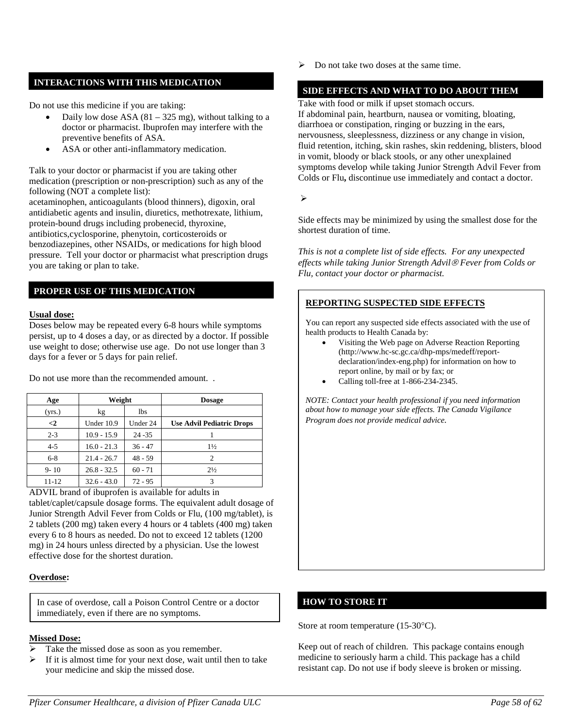## INTERACTIONS WITH THIS MEDICATION

Do not use this medicine if you are taking:

- Daily low dose ASA (81 – 325 mg), without talking to a doctor or pharmacist. Ibuprofen may interfere with the preventive benefits of ASA.
- ASA or other anti-inflammatory medication.

Talk to your doctor or pharmacist if you are taking other medication (prescription or non-prescription) such as any of the following (NOT a complete list):
acetaminophen, anticoagulants (blood thinners), digoxin, oral antidiabetic agents and insulin, diuretics, methotrexate, lithium, protein-bound drugs including probenecid, thyroxine, antibiotics,cyclosporine, phenytoin, corticosteroids or benzodiazepines, other NSAIDs, or medications for high blood pressure. Tell your doctor or pharmacist what prescription drugs you are taking or plan to take.

## PROPER USE OF THIS MEDICATION

**Usual dose:**
Doses below may be repeated every 6-8 hours while symptoms persist, up to 4 doses a day, or as directed by a doctor. If possible use weight to dose; otherwise use age. Do not use longer than 3 days for a fever or 5 days for pain relief.

Do not use more than the recommended amount. .

| Age | Weight | | Dosage |
|---|---|---|---|
| (yrs.) | kg | lbs | |
| **<2** | Under 10.9 | Under 24 | **Use Advil Pediatric Drops** |
| 2-3 | 10.9 - 15.9 | 24 -35 | 1 |
| 4-5 | 16.0 - 21.3 | 36 - 47 | 1½ |
| 6-8 | 21.4 - 26.7 | 48 - 59 | 2 |
| 9- 10 | 26.8 - 32.5 | 60 - 71 | 2½ |
| 11-12 | 32.6 - 43.0 | 72 - 95 | 3 |

ADVIL brand of ibuprofen is available for adults in tablet/caplet/capsule dosage forms. The equivalent adult dosage of Junior Strength Advil Fever from Colds or Flu, (100 mg/tablet), is 2 tablets (200 mg) taken every 4 hours or 4 tablets (400 mg) taken every 6 to 8 hours as needed. Do not to exceed 12 tablets (1200 mg) in 24 hours unless directed by a physician. Use the lowest effective dose for the shortest duration.

**Overdose:**

In case of overdose, call a Poison Control Centre or a doctor immediately, even if there are no symptoms.

**Missed Dose:**

- Take the missed dose as soon as you remember.
- If it is almost time for your next dose, wait until then to take your medicine and skip the missed dose.
- Do not take two doses at the same time.

## SIDE EFFECTS AND WHAT TO DO ABOUT THEM

Take with food or milk if upset stomach occurs.
If abdominal pain, heartburn, nausea or vomiting, bloating, diarrhoea or constipation, ringing or buzzing in the ears, nervousness, sleeplessness, dizziness or any change in vision, fluid retention, itching, skin rashes, skin reddening, blisters, blood in vomit, bloody or black stools, or any other unexplained symptoms develop while taking Junior Strength Advil Fever from Colds or Flu**,** discontinue use immediately and contact a doctor.

Side effects may be minimized by using the smallest dose for the shortest duration of time.

*This is not a complete list of side effects. For any unexpected effects while taking Junior Strength Advil® Fever from Colds or Flu, contact your doctor or pharmacist.*

**REPORTING SUSPECTED SIDE EFFECTS**

You can report any suspected side effects associated with the use of health products to Health Canada by:

- Visiting the Web page on Adverse Reaction Reporting (http://www.hc-sc.gc.ca/dhp-mps/medeff/report-declaration/index-eng.php) for information on how to report online, by mail or by fax; or
- Calling toll-free at 1-866-234-2345.

*NOTE: Contact your health professional if you need information about how to manage your side effects. The Canada Vigilance Program does not provide medical advice.*

## HOW TO STORE IT

Store at room temperature (15-30°C).

Keep out of reach of children. This package contains enough medicine to seriously harm a child. This package has a child resistant cap. Do not use if body sleeve is broken or missing.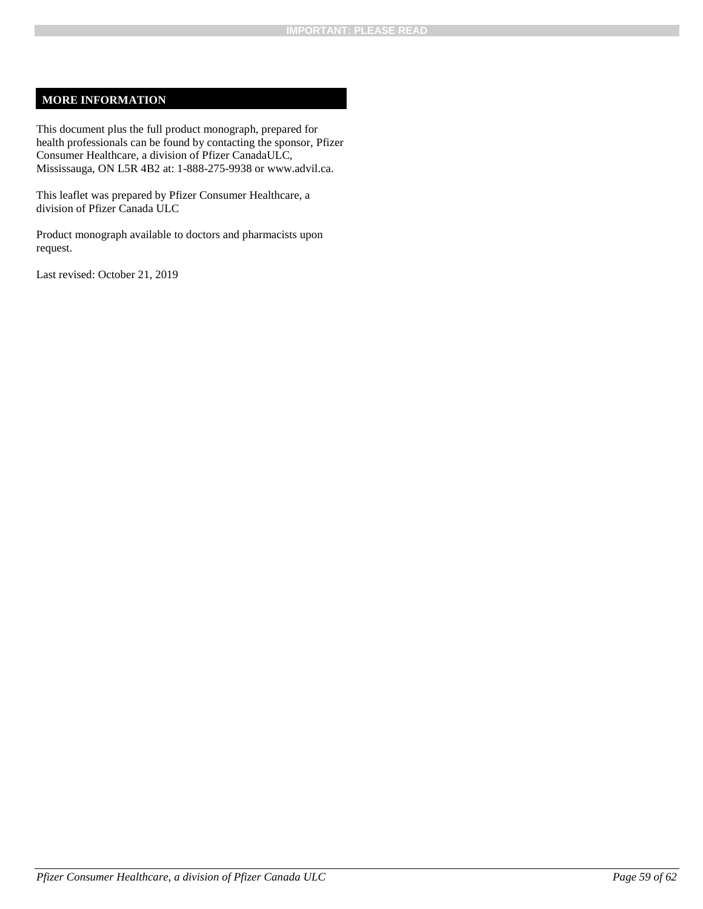## MORE INFORMATION

This document plus the full product monograph, prepared for health professionals can be found by contacting the sponsor, Pfizer Consumer Healthcare, a division of Pfizer CanadaULC, Mississauga, ON L5R 4B2 at: 1-888-275-9938 or www.advil.ca.

This leaflet was prepared by Pfizer Consumer Healthcare, a division of Pfizer Canada ULC

Product monograph available to doctors and pharmacists upon request.

Last revised: October 21, 2019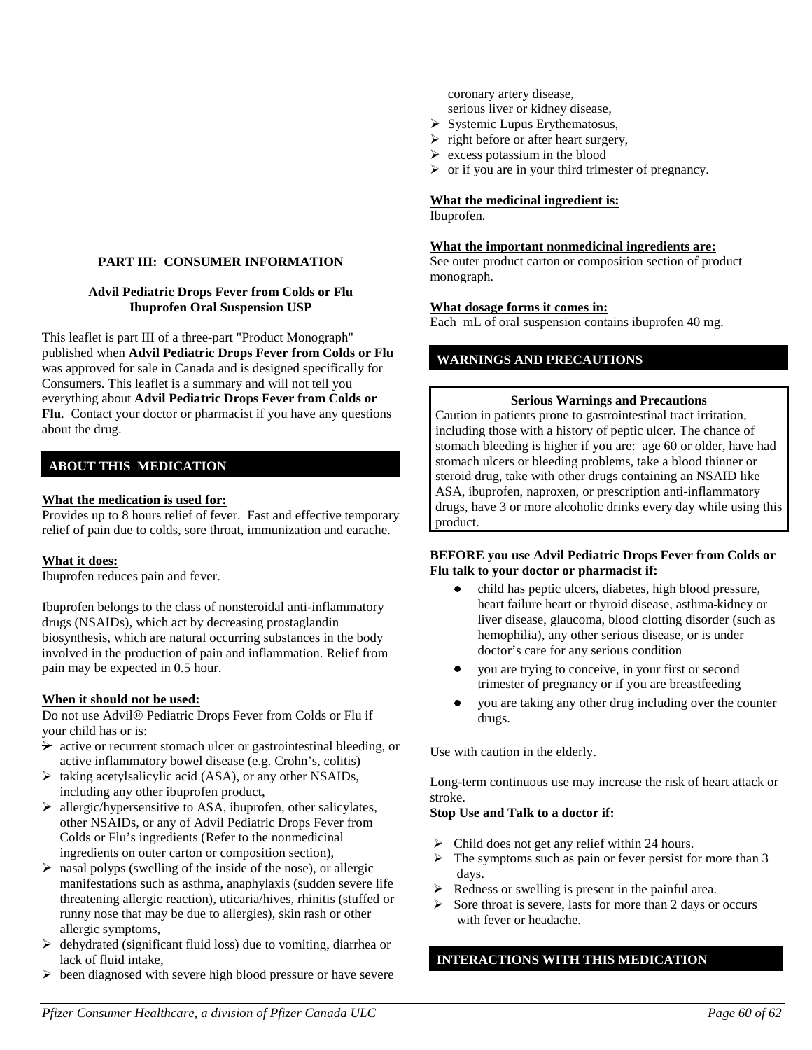## PART III: CONSUMER INFORMATION

**Advil Pediatric Drops Fever from Colds or Flu**
**Ibuprofen Oral Suspension USP**

This leaflet is part III of a three-part "Product Monograph" published when **Advil Pediatric Drops Fever from Colds or Flu** was approved for sale in Canada and is designed specifically for Consumers. This leaflet is a summary and will not tell you everything about **Advil Pediatric Drops Fever from Colds or Flu**. Contact your doctor or pharmacist if you have any questions about the drug.

### ABOUT THIS MEDICATION

**What the medication is used for:**
Provides up to 8 hours relief of fever. Fast and effective temporary relief of pain due to colds, sore throat, immunization and earache.

**What it does:**
Ibuprofen reduces pain and fever.

Ibuprofen belongs to the class of nonsteroidal anti-inflammatory drugs (NSAIDs), which act by decreasing prostaglandin biosynthesis, which are natural occurring substances in the body involved in the production of pain and inflammation. Relief from pain may be expected in 0.5 hour.

**When it should not be used:**
Do not use Advil® Pediatric Drops Fever from Colds or Flu if your child has or is:

- active or recurrent stomach ulcer or gastrointestinal bleeding, or active inflammatory bowel disease (e.g. Crohn's, colitis)
- taking acetylsalicylic acid (ASA), or any other NSAIDs, including any other ibuprofen product,
- allergic/hypersensitive to ASA, ibuprofen, other salicylates, other NSAIDs, or any of Advil Pediatric Drops Fever from Colds or Flu's ingredients (Refer to the nonmedicinal ingredients on outer carton or composition section),
- nasal polyps (swelling of the inside of the nose), or allergic manifestations such as asthma, anaphylaxis (sudden severe life threatening allergic reaction), uticaria/hives, rhinitis (stuffed or runny nose that may be due to allergies), skin rash or other allergic symptoms,
- dehydrated (significant fluid loss) due to vomiting, diarrhea or lack of fluid intake,
- been diagnosed with severe high blood pressure or have severe coronary artery disease, serious liver or kidney disease,
- Systemic Lupus Erythematosus,
- right before or after heart surgery,
- excess potassium in the blood
- or if you are in your third trimester of pregnancy.

**What the medicinal ingredient is:**
Ibuprofen.

**What the important nonmedicinal ingredients are:**
See outer product carton or composition section of product monograph.

**What dosage forms it comes in:**
Each mL of oral suspension contains ibuprofen 40 mg.

### WARNINGS AND PRECAUTIONS

**Serious Warnings and Precautions**

Caution in patients prone to gastrointestinal tract irritation, including those with a history of peptic ulcer. The chance of stomach bleeding is higher if you are: age 60 or older, have had stomach ulcers or bleeding problems, take a blood thinner or steroid drug, take with other drugs containing an NSAID like ASA, ibuprofen, naproxen, or prescription anti-inflammatory drugs, have 3 or more alcoholic drinks every day while using this product.

**BEFORE you use Advil Pediatric Drops Fever from Colds or Flu talk to your doctor or pharmacist if:**

- child has peptic ulcers, diabetes, high blood pressure, heart failure heart or thyroid disease, asthma kidney or liver disease, glaucoma, blood clotting disorder (such as hemophilia), any other serious disease, or is under doctor's care for any serious condition
- you are trying to conceive, in your first or second trimester of pregnancy or if you are breastfeeding
- you are taking any other drug including over the counter drugs.

Use with caution in the elderly.

Long-term continuous use may increase the risk of heart attack or stroke.

**Stop Use and Talk to a doctor if:**

- Child does not get any relief within 24 hours.
- The symptoms such as pain or fever persist for more than 3 days.
- Redness or swelling is present in the painful area.
- Sore throat is severe, lasts for more than 2 days or occurs with fever or headache.

### INTERACTIONS WITH THIS MEDICATION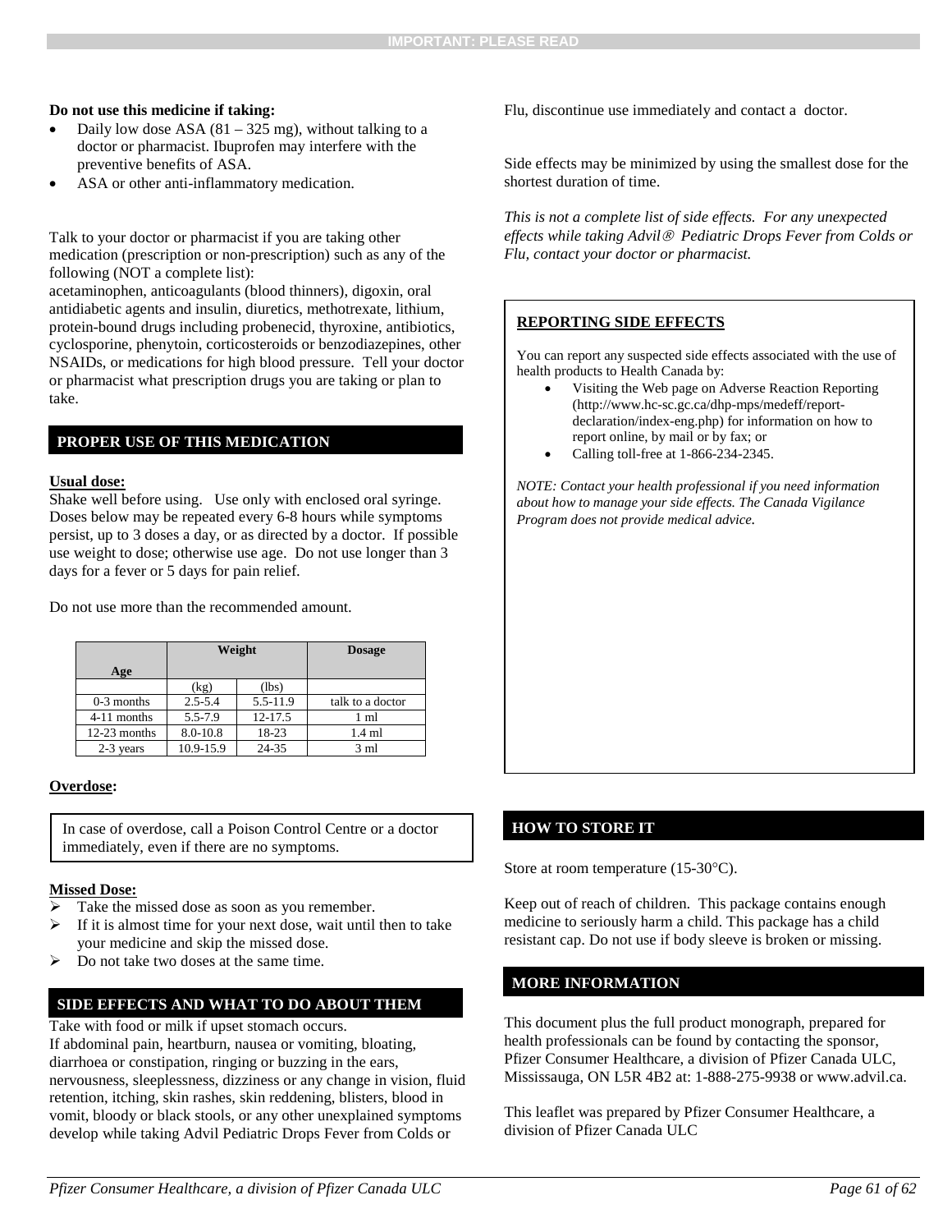**Do not use this medicine if taking:**

- Daily low dose ASA (81 – 325 mg), without talking to a doctor or pharmacist. Ibuprofen may interfere with the preventive benefits of ASA.
- ASA or other anti-inflammatory medication.

Talk to your doctor or pharmacist if you are taking other medication (prescription or non-prescription) such as any of the following (NOT a complete list):
acetaminophen, anticoagulants (blood thinners), digoxin, oral antidiabetic agents and insulin, diuretics, methotrexate, lithium, protein-bound drugs including probenecid, thyroxine, antibiotics, cyclosporine, phenytoin, corticosteroids or benzodiazepines, other NSAIDs, or medications for high blood pressure. Tell your doctor or pharmacist what prescription drugs you are taking or plan to take.

## PROPER USE OF THIS MEDICATION

**Usual dose:**
Shake well before using. Use only with enclosed oral syringe. Doses below may be repeated every 6-8 hours while symptoms persist, up to 3 doses a day, or as directed by a doctor. If possible use weight to dose; otherwise use age. Do not use longer than 3 days for a fever or 5 days for pain relief.

Do not use more than the recommended amount.

| Age | Weight | | Dosage |
|---|---|---|---|
| | (kg) | (lbs) | |
| 0-3 months | 2.5-5.4 | 5.5-11.9 | talk to a doctor |
| 4-11 months | 5.5-7.9 | 12-17.5 | 1 ml |
| 12-23 months | 8.0-10.8 | 18-23 | 1.4 ml |
| 2-3 years | 10.9-15.9 | 24-35 | 3 ml |

**Overdose:**

In case of overdose, call a Poison Control Centre or a doctor immediately, even if there are no symptoms.

**Missed Dose:**

- Take the missed dose as soon as you remember.
- If it is almost time for your next dose, wait until then to take your medicine and skip the missed dose.
- Do not take two doses at the same time.

## SIDE EFFECTS AND WHAT TO DO ABOUT THEM

Take with food or milk if upset stomach occurs.
If abdominal pain, heartburn, nausea or vomiting, bloating, diarrhoea or constipation, ringing or buzzing in the ears, nervousness, sleeplessness, dizziness or any change in vision, fluid retention, itching, skin rashes, skin reddening, blisters, blood in vomit, bloody or black stools, or any other unexplained symptoms develop while taking Advil Pediatric Drops Fever from Colds or Flu, discontinue use immediately and contact a doctor.

Side effects may be minimized by using the smallest dose for the shortest duration of time.

*This is not a complete list of side effects. For any unexpected effects while taking Advil® Pediatric Drops Fever from Colds or Flu, contact your doctor or pharmacist.*

**REPORTING SIDE EFFECTS**

You can report any suspected side effects associated with the use of health products to Health Canada by:

- Visiting the Web page on Adverse Reaction Reporting (http://www.hc-sc.gc.ca/dhp-mps/medeff/report-declaration/index-eng.php) for information on how to report online, by mail or by fax; or
- Calling toll-free at 1-866-234-2345.

*NOTE: Contact your health professional if you need information about how to manage your side effects. The Canada Vigilance Program does not provide medical advice.*

## HOW TO STORE IT

Store at room temperature (15-30°C).

Keep out of reach of children. This package contains enough medicine to seriously harm a child. This package has a child resistant cap. Do not use if body sleeve is broken or missing.

## MORE INFORMATION

This document plus the full product monograph, prepared for health professionals can be found by contacting the sponsor, Pfizer Consumer Healthcare, a division of Pfizer Canada ULC, Mississauga, ON L5R 4B2 at: 1-888-275-9938 or www.advil.ca.

This leaflet was prepared by Pfizer Consumer Healthcare, a division of Pfizer Canada ULC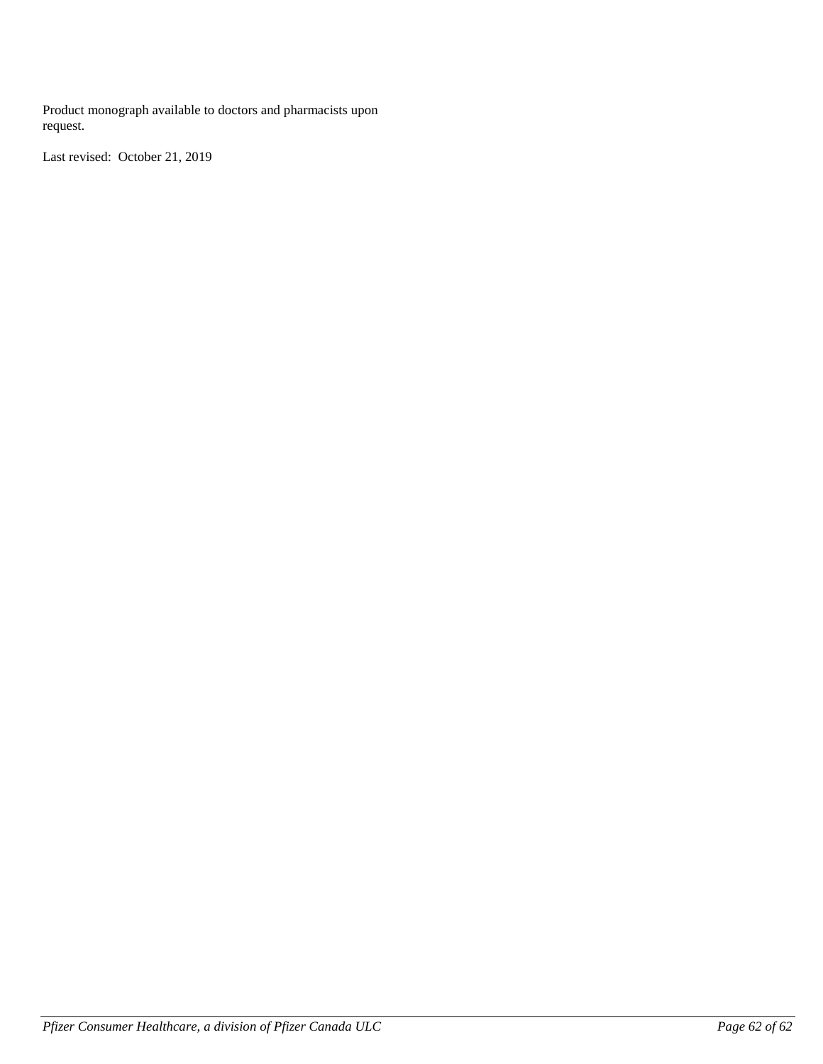Product monograph available to doctors and pharmacists upon request.

Last revised: October 21, 2019